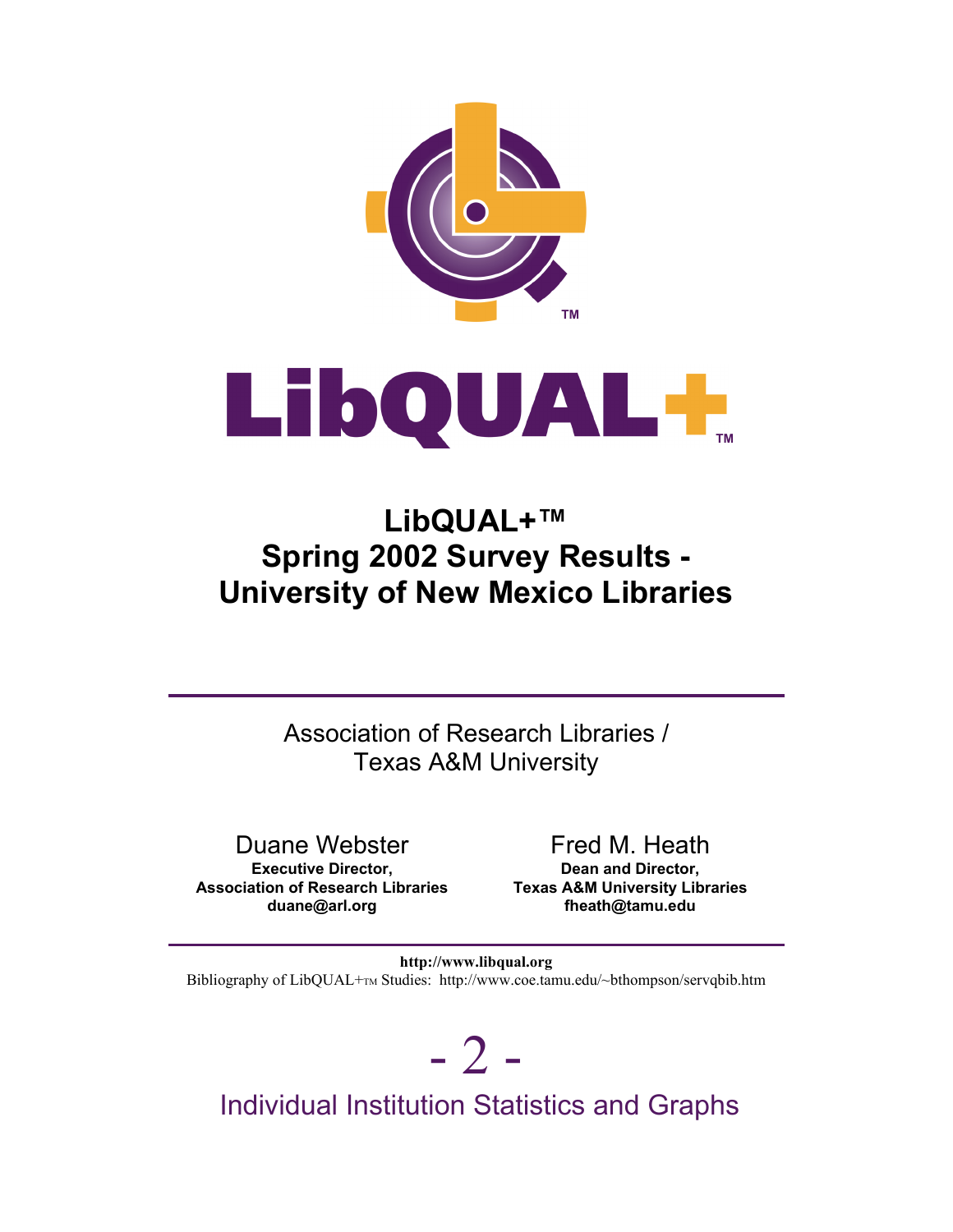# LibQUAL+™

# LibQUAL+™
# Spring 2002 Survey Results - University of New Mexico Libraries

Association of Research Libraries /
Texas A&M University

Duane Webster
**Executive Director,**
**Association of Research Libraries**
**duane@arl.org**

Fred M. Heath
**Dean and Director,**
**Texas A&M University Libraries**
**fheath@tamu.edu**

**http://www.libqual.org**

Bibliography of LibQUAL+™ Studies: http://www.coe.tamu.edu/~bthompson/servqbib.htm

- 2 -

Individual Institution Statistics and Graphs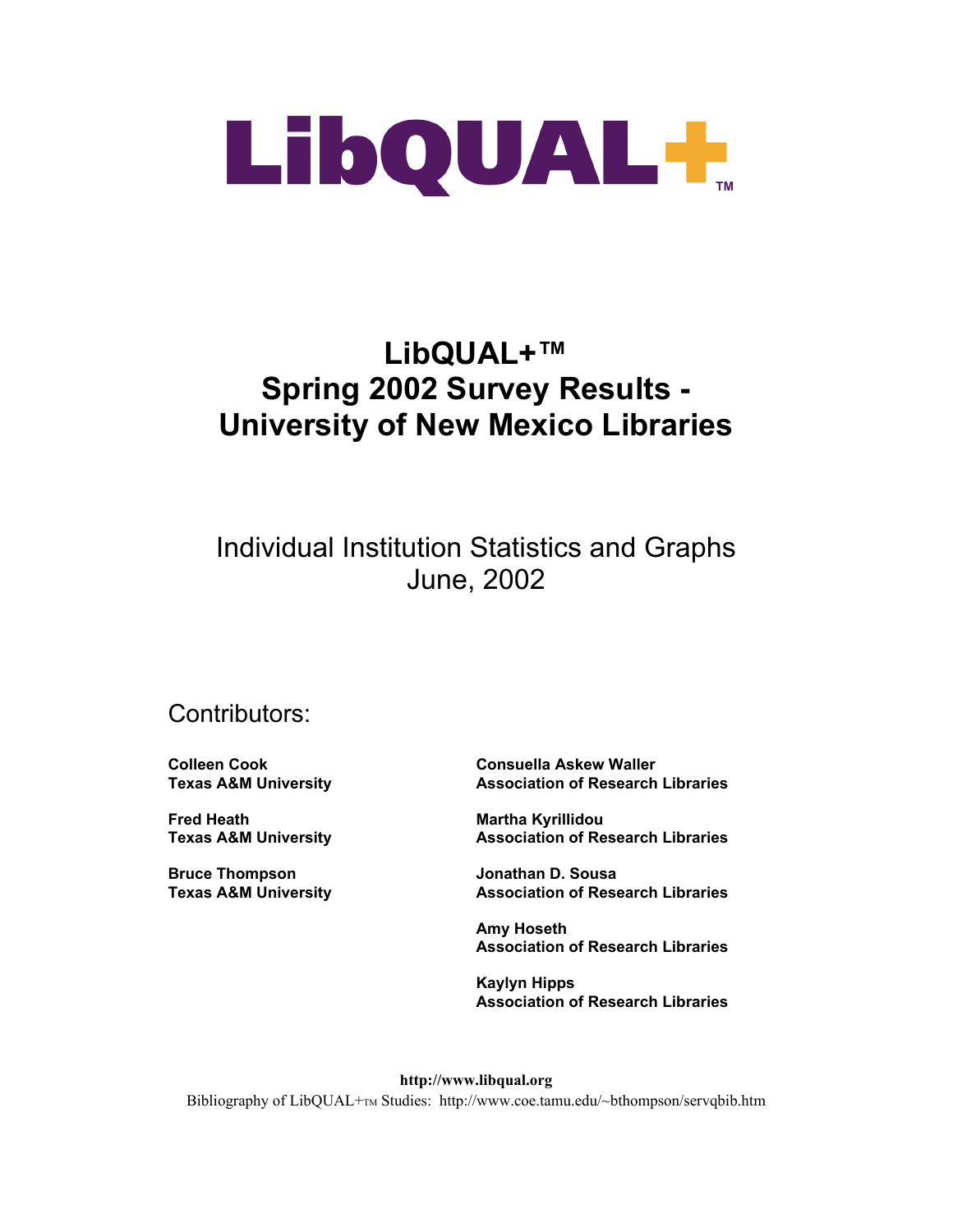# LibQUAL+™

## LibQUAL+™ Spring 2002 Survey Results - University of New Mexico Libraries

Individual Institution Statistics and Graphs
June, 2002

Contributors:

**Colleen Cook**
**Texas A&M University**

**Fred Heath**
**Texas A&M University**

**Bruce Thompson**
**Texas A&M University**

**Consuella Askew Waller**
**Association of Research Libraries**

**Martha Kyrillidou**
**Association of Research Libraries**

**Jonathan D. Sousa**
**Association of Research Libraries**

**Amy Hoseth**
**Association of Research Libraries**

**Kaylyn Hipps**
**Association of Research Libraries**

**http://www.libqual.org**
Bibliography of LibQUAL+™ Studies: http://www.coe.tamu.edu/~bthompson/servqbib.htm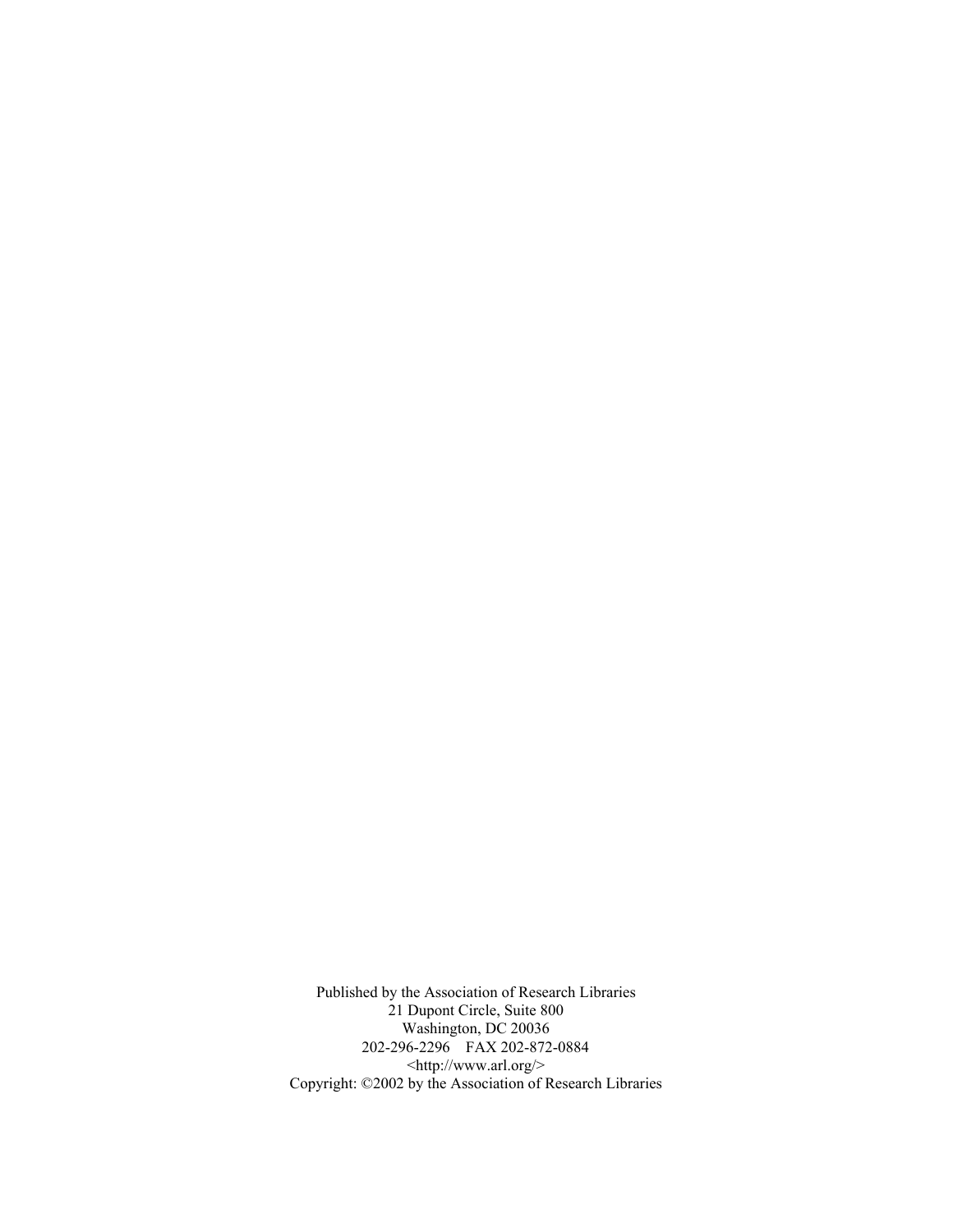Published by the Association of Research Libraries  
21 Dupont Circle, Suite 800  
Washington, DC 20036  
202-296-2296 FAX 202-872-0884  
<http://www.arl.org/>  
Copyright: ©2002 by the Association of Research Libraries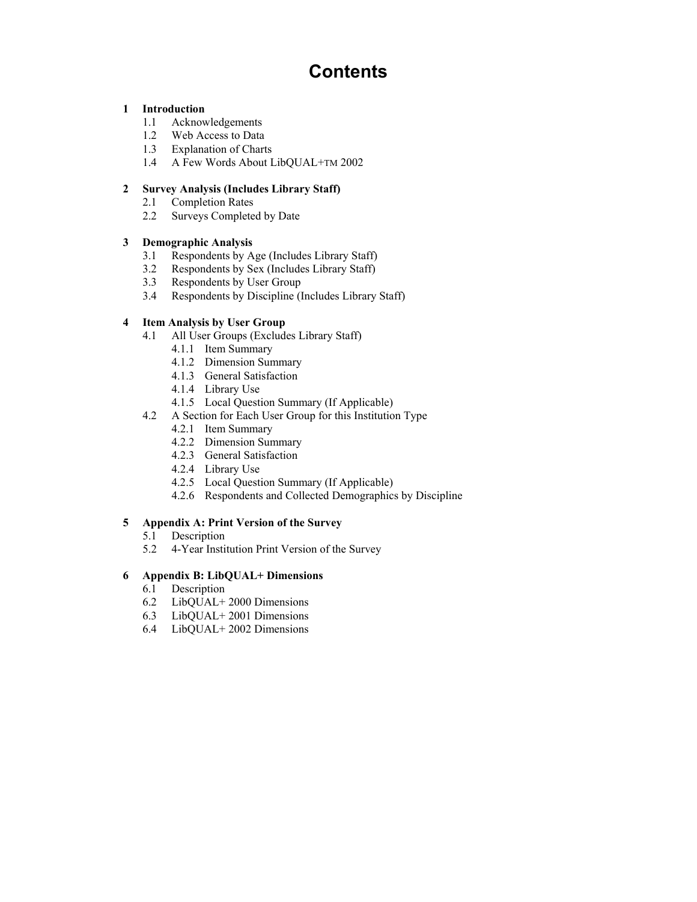# Contents

**1 Introduction**
- 1.1 Acknowledgements
- 1.2 Web Access to Data
- 1.3 Explanation of Charts
- 1.4 A Few Words About LibQUAL+TM 2002

**2 Survey Analysis (Includes Library Staff)**
- 2.1 Completion Rates
- 2.2 Surveys Completed by Date

**3 Demographic Analysis**
- 3.1 Respondents by Age (Includes Library Staff)
- 3.2 Respondents by Sex (Includes Library Staff)
- 3.3 Respondents by User Group
- 3.4 Respondents by Discipline (Includes Library Staff)

**4 Item Analysis by User Group**
- 4.1 All User Groups (Excludes Library Staff)
  - 4.1.1 Item Summary
  - 4.1.2 Dimension Summary
  - 4.1.3 General Satisfaction
  - 4.1.4 Library Use
  - 4.1.5 Local Question Summary (If Applicable)
- 4.2 A Section for Each User Group for this Institution Type
  - 4.2.1 Item Summary
  - 4.2.2 Dimension Summary
  - 4.2.3 General Satisfaction
  - 4.2.4 Library Use
  - 4.2.5 Local Question Summary (If Applicable)
  - 4.2.6 Respondents and Collected Demographics by Discipline

**5 Appendix A: Print Version of the Survey**
- 5.1 Description
- 5.2 4-Year Institution Print Version of the Survey

**6 Appendix B: LibQUAL+ Dimensions**
- 6.1 Description
- 6.2 LibQUAL+ 2000 Dimensions
- 6.3 LibQUAL+ 2001 Dimensions
- 6.4 LibQUAL+ 2002 Dimensions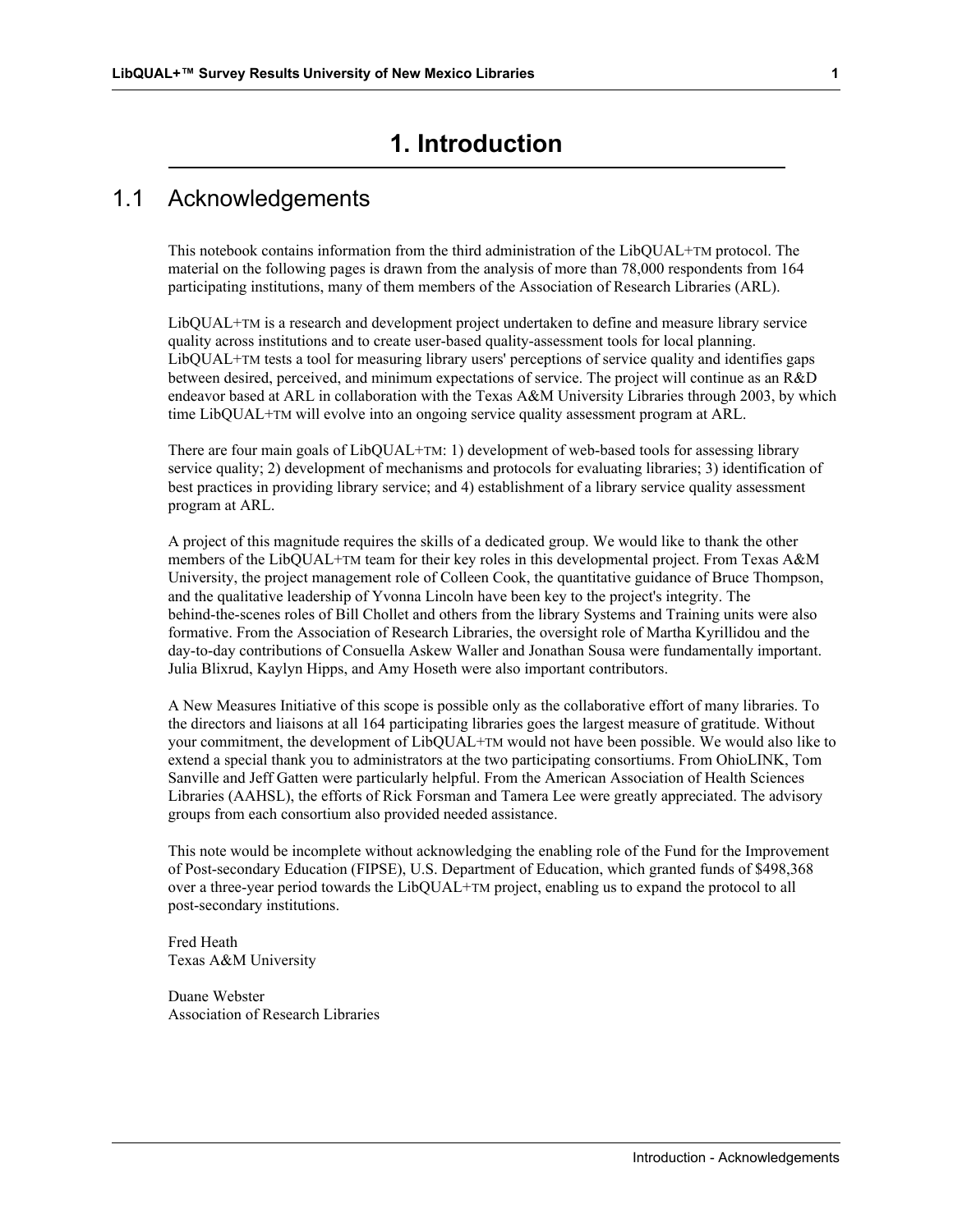# 1. Introduction

## 1.1 Acknowledgements

This notebook contains information from the third administration of the LibQUAL+TM protocol. The material on the following pages is drawn from the analysis of more than 78,000 respondents from 164 participating institutions, many of them members of the Association of Research Libraries (ARL).

LibQUAL+TM is a research and development project undertaken to define and measure library service quality across institutions and to create user-based quality-assessment tools for local planning. LibQUAL+TM tests a tool for measuring library users' perceptions of service quality and identifies gaps between desired, perceived, and minimum expectations of service. The project will continue as an R&D endeavor based at ARL in collaboration with the Texas A&M University Libraries through 2003, by which time LibQUAL+TM will evolve into an ongoing service quality assessment program at ARL.

There are four main goals of LibQUAL+TM: 1) development of web-based tools for assessing library service quality; 2) development of mechanisms and protocols for evaluating libraries; 3) identification of best practices in providing library service; and 4) establishment of a library service quality assessment program at ARL.

A project of this magnitude requires the skills of a dedicated group. We would like to thank the other members of the LibQUAL+TM team for their key roles in this developmental project. From Texas A&M University, the project management role of Colleen Cook, the quantitative guidance of Bruce Thompson, and the qualitative leadership of Yvonna Lincoln have been key to the project's integrity. The behind-the-scenes roles of Bill Chollet and others from the library Systems and Training units were also formative. From the Association of Research Libraries, the oversight role of Martha Kyrillidou and the day-to-day contributions of Consuella Askew Waller and Jonathan Sousa were fundamentally important. Julia Blixrud, Kaylyn Hipps, and Amy Hoseth were also important contributors.

A New Measures Initiative of this scope is possible only as the collaborative effort of many libraries. To the directors and liaisons at all 164 participating libraries goes the largest measure of gratitude. Without your commitment, the development of LibQUAL+TM would not have been possible. We would also like to extend a special thank you to administrators at the two participating consortiums. From OhioLINK, Tom Sanville and Jeff Gatten were particularly helpful. From the American Association of Health Sciences Libraries (AAHSL), the efforts of Rick Forsman and Tamera Lee were greatly appreciated. The advisory groups from each consortium also provided needed assistance.

This note would be incomplete without acknowledging the enabling role of the Fund for the Improvement of Post-secondary Education (FIPSE), U.S. Department of Education, which granted funds of $498,368 over a three-year period towards the LibQUAL+TM project, enabling us to expand the protocol to all post-secondary institutions.

Fred Heath
Texas A&M University

Duane Webster
Association of Research Libraries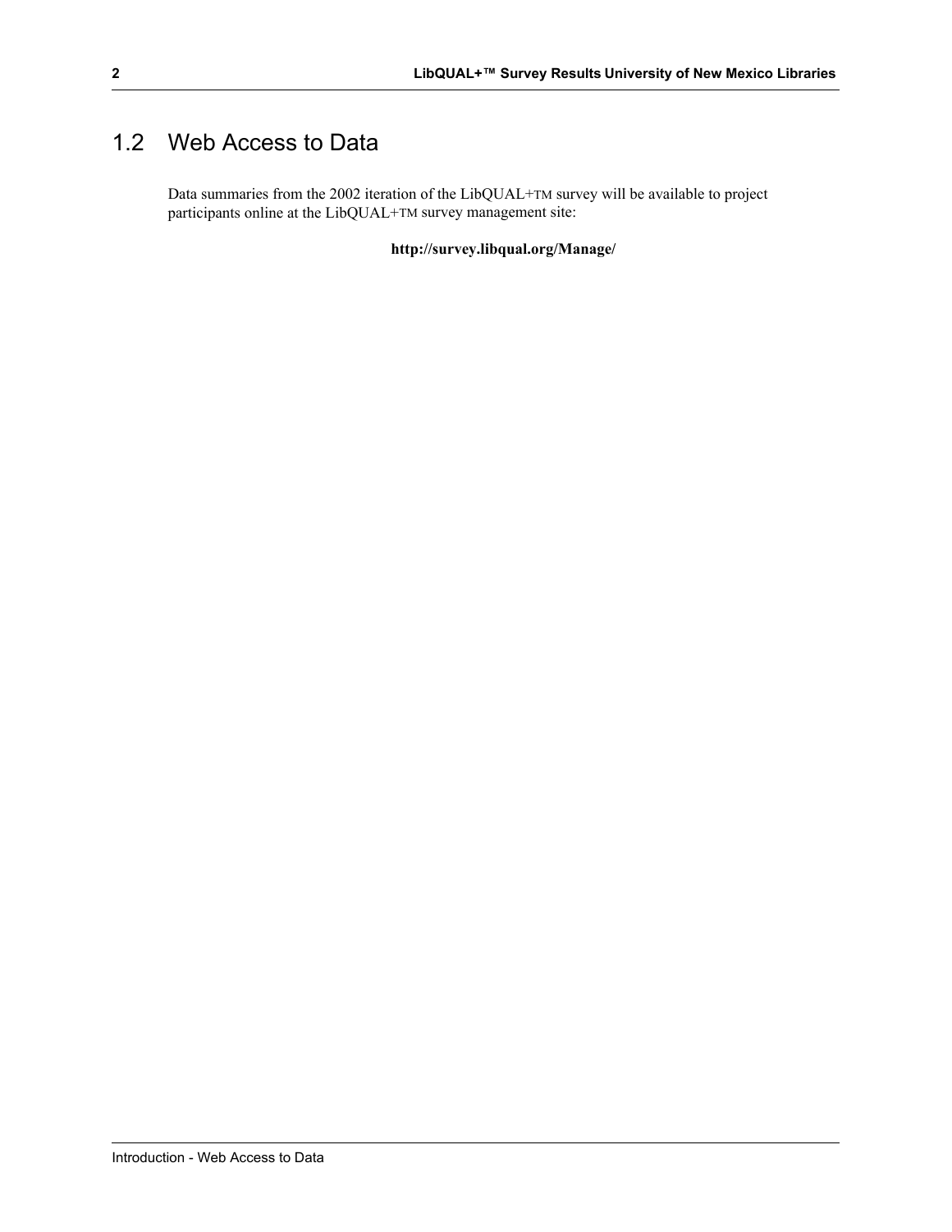## 1.2 Web Access to Data

Data summaries from the 2002 iteration of the LibQUAL+TM survey will be available to project participants online at the LibQUAL+TM survey management site:

**http://survey.libqual.org/Manage/**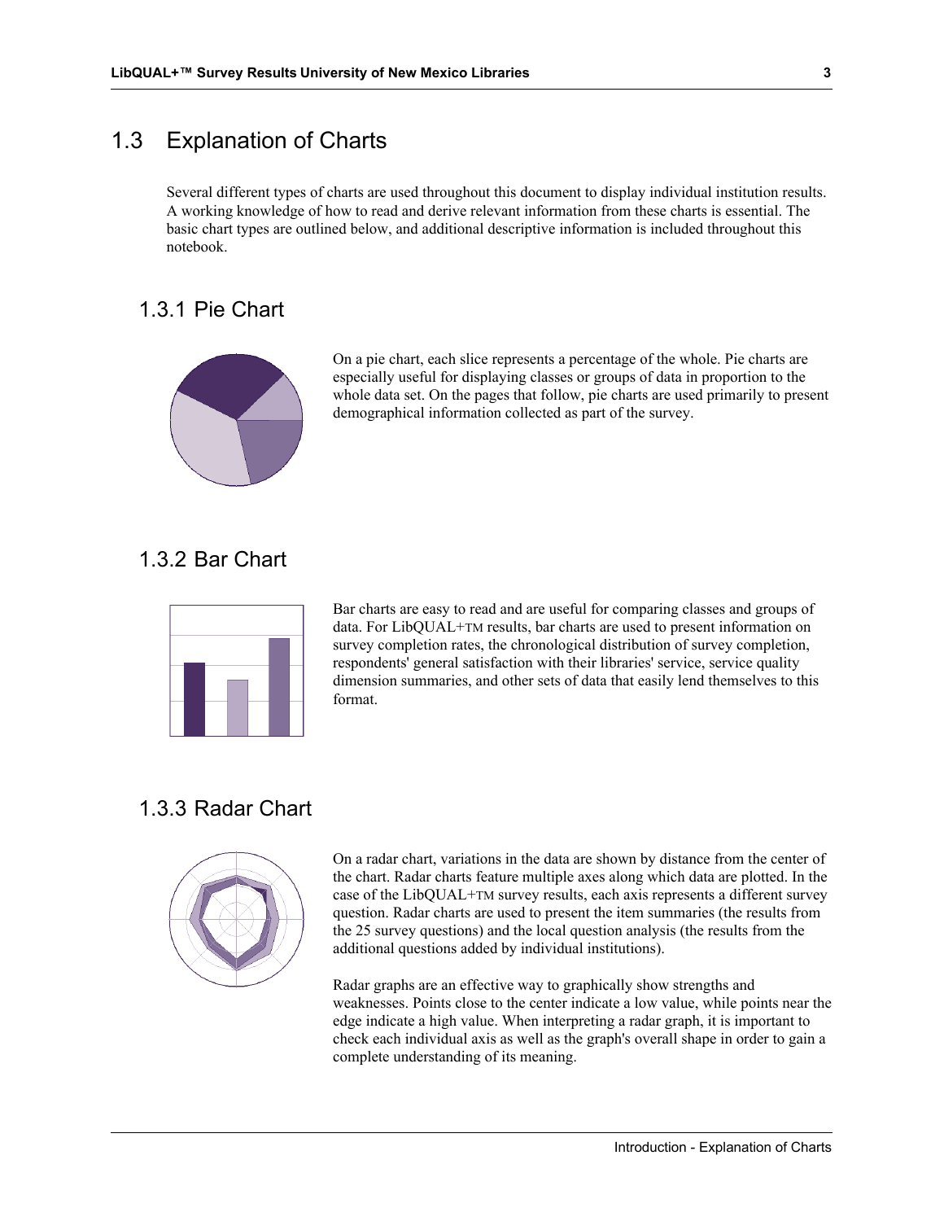## 1.3 Explanation of Charts

Several different types of charts are used throughout this document to display individual institution results. A working knowledge of how to read and derive relevant information from these charts is essential. The basic chart types are outlined below, and additional descriptive information is included throughout this notebook.

### 1.3.1 Pie Chart

On a pie chart, each slice represents a percentage of the whole. Pie charts are especially useful for displaying classes or groups of data in proportion to the whole data set. On the pages that follow, pie charts are used primarily to present demographical information collected as part of the survey.

### 1.3.2 Bar Chart

Bar charts are easy to read and are useful for comparing classes and groups of data. For LibQUAL+TM results, bar charts are used to present information on survey completion rates, the chronological distribution of survey completion, respondents' general satisfaction with their libraries' service, service quality dimension summaries, and other sets of data that easily lend themselves to this format.

### 1.3.3 Radar Chart

On a radar chart, variations in the data are shown by distance from the center of the chart. Radar charts feature multiple axes along which data are plotted. In the case of the LibQUAL+TM survey results, each axis represents a different survey question. Radar charts are used to present the item summaries (the results from the 25 survey questions) and the local question analysis (the results from the additional questions added by individual institutions).

Radar graphs are an effective way to graphically show strengths and weaknesses. Points close to the center indicate a low value, while points near the edge indicate a high value. When interpreting a radar graph, it is important to check each individual axis as well as the graph's overall shape in order to gain a complete understanding of its meaning.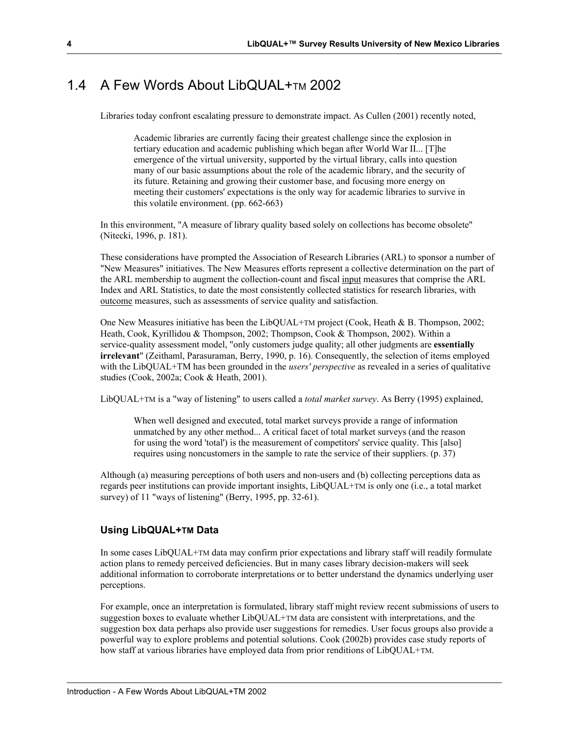## 1.4 A Few Words About LibQUAL+TM 2002

Libraries today confront escalating pressure to demonstrate impact. As Cullen (2001) recently noted,

> Academic libraries are currently facing their greatest challenge since the explosion in tertiary education and academic publishing which began after World War II... [T]he emergence of the virtual university, supported by the virtual library, calls into question many of our basic assumptions about the role of the academic library, and the security of its future. Retaining and growing their customer base, and focusing more energy on meeting their customers' expectations is the only way for academic libraries to survive in this volatile environment. (pp. 662-663)

In this environment, "A measure of library quality based solely on collections has become obsolete" (Nitecki, 1996, p. 181).

These considerations have prompted the Association of Research Libraries (ARL) to sponsor a number of "New Measures" initiatives. The New Measures efforts represent a collective determination on the part of the ARL membership to augment the collection-count and fiscal <u>input</u> measures that comprise the ARL Index and ARL Statistics, to date the most consistently collected statistics for research libraries, with <u>outcome</u> measures, such as assessments of service quality and satisfaction.

One New Measures initiative has been the LibQUAL+TM project (Cook, Heath & B. Thompson, 2002; Heath, Cook, Kyrillidou & Thompson, 2002; Thompson, Cook & Thompson, 2002). Within a service-quality assessment model, "only customers judge quality; all other judgments are **essentially irrelevant**" (Zeithaml, Parasuraman, Berry, 1990, p. 16). Consequently, the selection of items employed with the LibQUAL+TM has been grounded in the *users' perspective* as revealed in a series of qualitative studies (Cook, 2002a; Cook & Heath, 2001).

LibQUAL+TM is a "way of listening" to users called a *total market survey*. As Berry (1995) explained,

> When well designed and executed, total market surveys provide a range of information unmatched by any other method... A critical facet of total market surveys (and the reason for using the word 'total') is the measurement of competitors' service quality. This [also] requires using noncustomers in the sample to rate the service of their suppliers. (p. 37)

Although (a) measuring perceptions of both users and non-users and (b) collecting perceptions data as regards peer institutions can provide important insights, LibQUAL+TM is only one (i.e., a total market survey) of 11 "ways of listening" (Berry, 1995, pp. 32-61).

### Using LibQUAL+TM Data

In some cases LibQUAL+TM data may confirm prior expectations and library staff will readily formulate action plans to remedy perceived deficiencies. But in many cases library decision-makers will seek additional information to corroborate interpretations or to better understand the dynamics underlying user perceptions.

For example, once an interpretation is formulated, library staff might review recent submissions of users to suggestion boxes to evaluate whether LibQUAL+TM data are consistent with interpretations, and the suggestion box data perhaps also provide user suggestions for remedies. User focus groups also provide a powerful way to explore problems and potential solutions. Cook (2002b) provides case study reports of how staff at various libraries have employed data from prior renditions of LibQUAL+TM.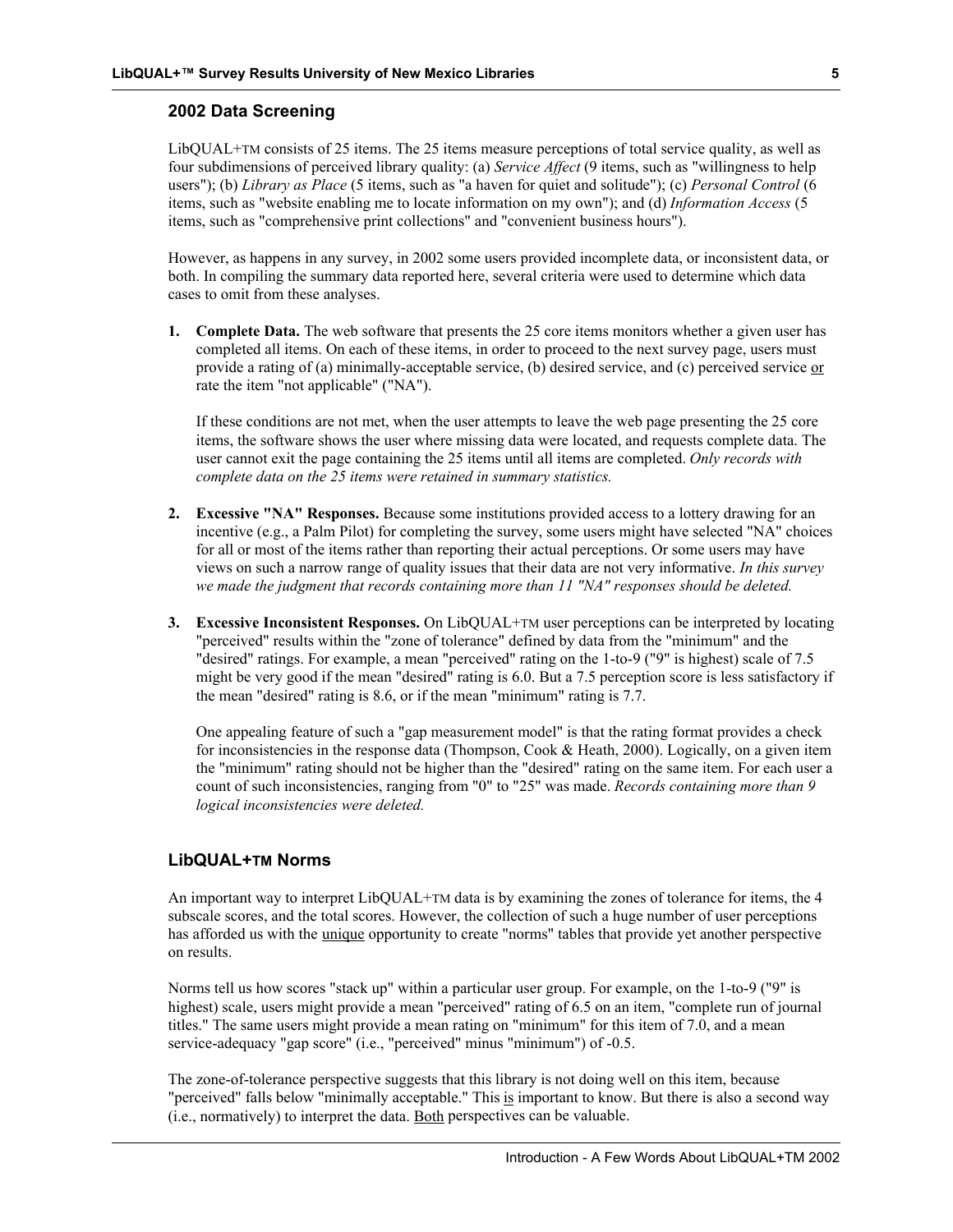## 2002 Data Screening

LibQUAL+TM consists of 25 items. The 25 items measure perceptions of total service quality, as well as four subdimensions of perceived library quality: (a) *Service Affect* (9 items, such as "willingness to help users"); (b) *Library as Place* (5 items, such as "a haven for quiet and solitude"); (c) *Personal Control* (6 items, such as "website enabling me to locate information on my own"); and (d) *Information Access* (5 items, such as "comprehensive print collections" and "convenient business hours").

However, as happens in any survey, in 2002 some users provided incomplete data, or inconsistent data, or both. In compiling the summary data reported here, several criteria were used to determine which data cases to omit from these analyses.

1. **Complete Data.** The web software that presents the 25 core items monitors whether a given user has completed all items. On each of these items, in order to proceed to the next survey page, users must provide a rating of (a) minimally-acceptable service, (b) desired service, and (c) perceived service <u>or</u> rate the item "not applicable" ("NA").

   If these conditions are not met, when the user attempts to leave the web page presenting the 25 core items, the software shows the user where missing data were located, and requests complete data. The user cannot exit the page containing the 25 items until all items are completed. *Only records with complete data on the 25 items were retained in summary statistics.*

2. **Excessive "NA" Responses.** Because some institutions provided access to a lottery drawing for an incentive (e.g., a Palm Pilot) for completing the survey, some users might have selected "NA" choices for all or most of the items rather than reporting their actual perceptions. Or some users may have views on such a narrow range of quality issues that their data are not very informative. *In this survey we made the judgment that records containing more than 11 "NA" responses should be deleted.*

3. **Excessive Inconsistent Responses.** On LibQUAL+TM user perceptions can be interpreted by locating "perceived" results within the "zone of tolerance" defined by data from the "minimum" and the "desired" ratings. For example, a mean "perceived" rating on the 1-to-9 ("9" is highest) scale of 7.5 might be very good if the mean "desired" rating is 6.0. But a 7.5 perception score is less satisfactory if the mean "desired" rating is 8.6, or if the mean "minimum" rating is 7.7.

   One appealing feature of such a "gap measurement model" is that the rating format provides a check for inconsistencies in the response data (Thompson, Cook & Heath, 2000). Logically, on a given item the "minimum" rating should not be higher than the "desired" rating on the same item. For each user a count of such inconsistencies, ranging from "0" to "25" was made. *Records containing more than 9 logical inconsistencies were deleted.*

## LibQUAL+TM Norms

An important way to interpret LibQUAL+TM data is by examining the zones of tolerance for items, the 4 subscale scores, and the total scores. However, the collection of such a huge number of user perceptions has afforded us with the <u>unique</u> opportunity to create "norms" tables that provide yet another perspective on results.

Norms tell us how scores "stack up" within a particular user group. For example, on the 1-to-9 ("9" is highest) scale, users might provide a mean "perceived" rating of 6.5 on an item, "complete run of journal titles." The same users might provide a mean rating on "minimum" for this item of 7.0, and a mean service-adequacy "gap score" (i.e., "perceived" minus "minimum") of -0.5.

The zone-of-tolerance perspective suggests that this library is not doing well on this item, because "perceived" falls below "minimally acceptable." This <u>is</u> important to know. But there is also a second way (i.e., normatively) to interpret the data. <u>Both</u> perspectives can be valuable.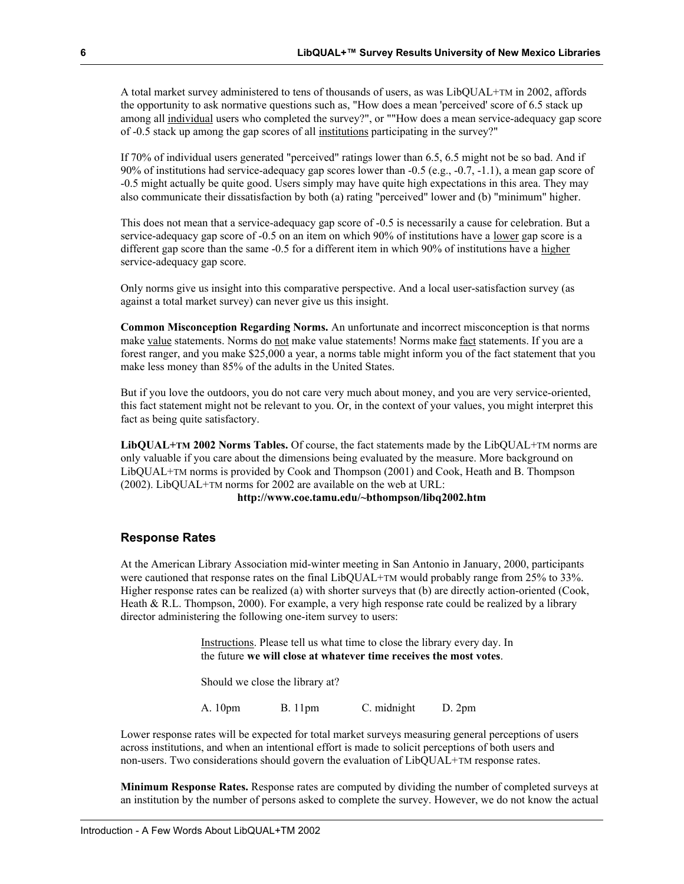A total market survey administered to tens of thousands of users, as was LibQUAL+TM in 2002, affords the opportunity to ask normative questions such as, "How does a mean 'perceived' score of 6.5 stack up among all individual users who completed the survey?", or ""How does a mean service-adequacy gap score of -0.5 stack up among the gap scores of all institutions participating in the survey?"

If 70% of individual users generated "perceived" ratings lower than 6.5, 6.5 might not be so bad. And if 90% of institutions had service-adequacy gap scores lower than -0.5 (e.g., -0.7, -1.1), a mean gap score of -0.5 might actually be quite good. Users simply may have quite high expectations in this area. They may also communicate their dissatisfaction by both (a) rating "perceived" lower and (b) "minimum" higher.

This does not mean that a service-adequacy gap score of -0.5 is necessarily a cause for celebration. But a service-adequacy gap score of -0.5 on an item on which 90% of institutions have a lower gap score is a different gap score than the same -0.5 for a different item in which 90% of institutions have a higher service-adequacy gap score.

Only norms give us insight into this comparative perspective. And a local user-satisfaction survey (as against a total market survey) can never give us this insight.

**Common Misconception Regarding Norms.** An unfortunate and incorrect misconception is that norms make value statements. Norms do not make value statements! Norms make fact statements. If you are a forest ranger, and you make $25,000 a year, a norms table might inform you of the fact statement that you make less money than 85% of the adults in the United States.

But if you love the outdoors, you do not care very much about money, and you are very service-oriented, this fact statement might not be relevant to you. Or, in the context of your values, you might interpret this fact as being quite satisfactory.

**LibQUAL+TM 2002 Norms Tables.** Of course, the fact statements made by the LibQUAL+TM norms are only valuable if you care about the dimensions being evaluated by the measure. More background on LibQUAL+TM norms is provided by Cook and Thompson (2001) and Cook, Heath and B. Thompson (2002). LibQUAL+TM norms for 2002 are available on the web at URL:

**http://www.coe.tamu.edu/~bthompson/libq2002.htm**

## Response Rates

At the American Library Association mid-winter meeting in San Antonio in January, 2000, participants were cautioned that response rates on the final LibQUAL+TM would probably range from 25% to 33%. Higher response rates can be realized (a) with shorter surveys that (b) are directly action-oriented (Cook, Heath & R.L. Thompson, 2000). For example, a very high response rate could be realized by a library director administering the following one-item survey to users:

> Instructions. Please tell us what time to close the library every day. In the future **we will close at whatever time receives the most votes**.
>
> Should we close the library at?
>
> A. 10pm B. 11pm C. midnight D. 2pm

Lower response rates will be expected for total market surveys measuring general perceptions of users across institutions, and when an intentional effort is made to solicit perceptions of both users and non-users. Two considerations should govern the evaluation of LibQUAL+TM response rates.

**Minimum Response Rates.** Response rates are computed by dividing the number of completed surveys at an institution by the number of persons asked to complete the survey. However, we do not know the actual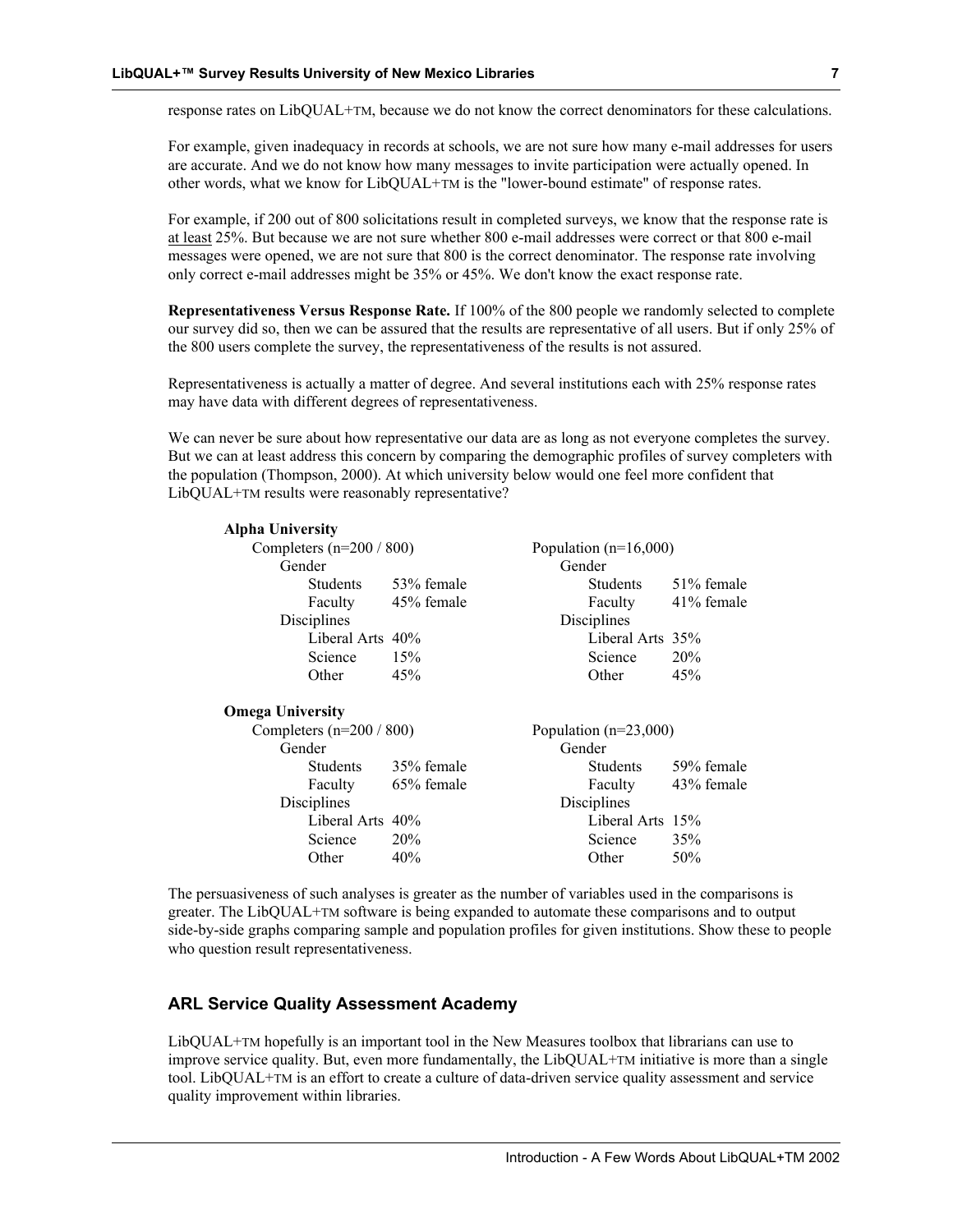response rates on LibQUAL+TM, because we do not know the correct denominators for these calculations.

For example, given inadequacy in records at schools, we are not sure how many e-mail addresses for users are accurate. And we do not know how many messages to invite participation were actually opened. In other words, what we know for LibQUAL+TM is the "lower-bound estimate" of response rates.

For example, if 200 out of 800 solicitations result in completed surveys, we know that the response rate is <u>at least</u> 25%. But because we are not sure whether 800 e-mail addresses were correct or that 800 e-mail messages were opened, we are not sure that 800 is the correct denominator. The response rate involving only correct e-mail addresses might be 35% or 45%. We don't know the exact response rate.

**Representativeness Versus Response Rate.** If 100% of the 800 people we randomly selected to complete our survey did so, then we can be assured that the results are representative of all users. But if only 25% of the 800 users complete the survey, the representativeness of the results is not assured.

Representativeness is actually a matter of degree. And several institutions each with 25% response rates may have data with different degrees of representativeness.

We can never be sure about how representative our data are as long as not everyone completes the survey. But we can at least address this concern by comparing the demographic profiles of survey completers with the population (Thompson, 2000). At which university below would one feel more confident that LibQUAL+TM results were reasonably representative?

**Alpha University**

| Completers (n=200 / 800) | | Population (n=16,000) | |
|---|---|---|---|
| Gender | | Gender | |
| Students | 53% female | Students | 51% female |
| Faculty | 45% female | Faculty | 41% female |
| Disciplines | | Disciplines | |
| Liberal Arts | 40% | Liberal Arts | 35% |
| Science | 15% | Science | 20% |
| Other | 45% | Other | 45% |

**Omega University**

| Completers (n=200 / 800) | | Population (n=23,000) | |
|---|---|---|---|
| Gender | | Gender | |
| Students | 35% female | Students | 59% female |
| Faculty | 65% female | Faculty | 43% female |
| Disciplines | | Disciplines | |
| Liberal Arts | 40% | Liberal Arts | 15% |
| Science | 20% | Science | 35% |
| Other | 40% | Other | 50% |

The persuasiveness of such analyses is greater as the number of variables used in the comparisons is greater. The LibQUAL+TM software is being expanded to automate these comparisons and to output side-by-side graphs comparing sample and population profiles for given institutions. Show these to people who question result representativeness.

## ARL Service Quality Assessment Academy

LibQUAL+TM hopefully is an important tool in the New Measures toolbox that librarians can use to improve service quality. But, even more fundamentally, the LibQUAL+TM initiative is more than a single tool. LibQUAL+TM is an effort to create a culture of data-driven service quality assessment and service quality improvement within libraries.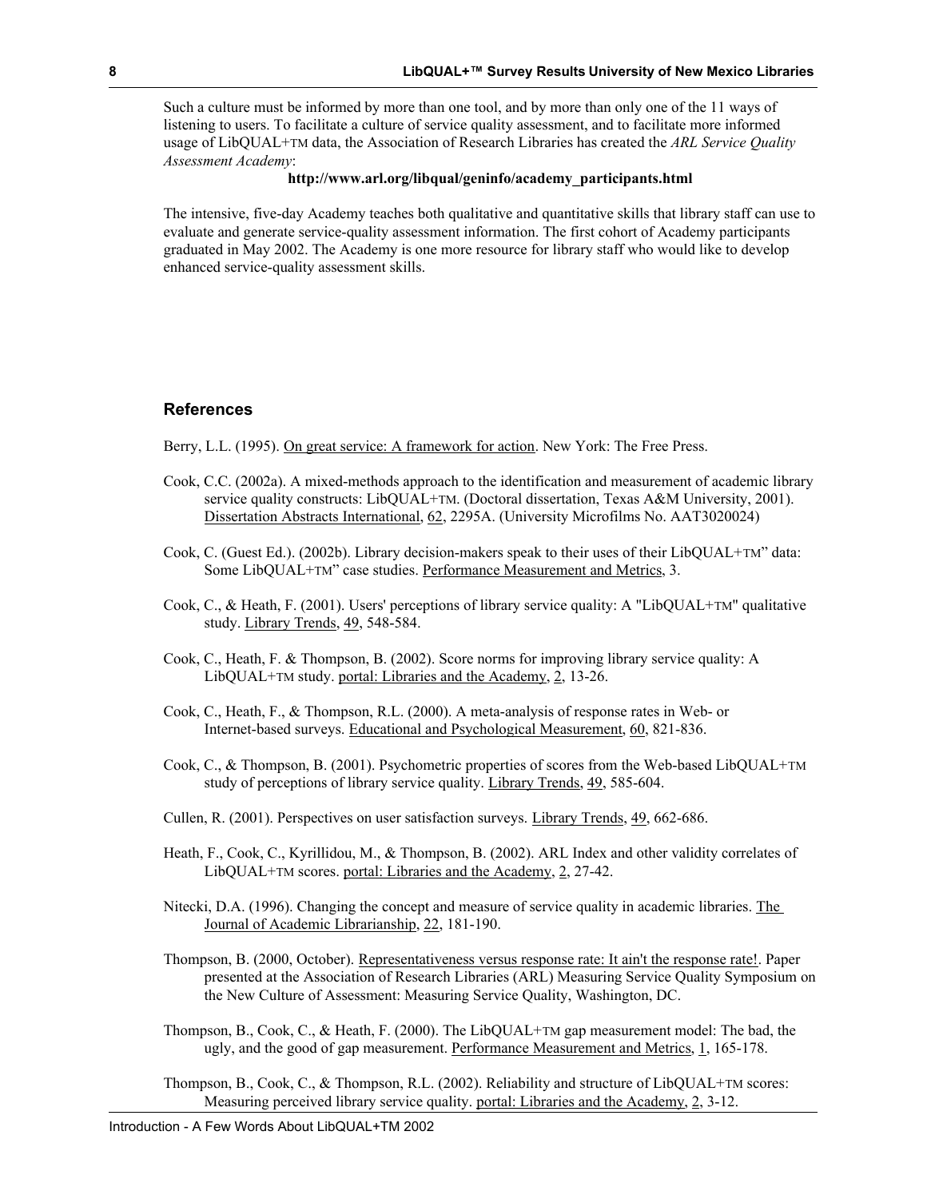Such a culture must be informed by more than one tool, and by more than only one of the 11 ways of listening to users. To facilitate a culture of service quality assessment, and to facilitate more informed usage of LibQUAL+TM data, the Association of Research Libraries has created the *ARL Service Quality Assessment Academy*:

**http://www.arl.org/libqual/geninfo/academy_participants.html**

The intensive, five-day Academy teaches both qualitative and quantitative skills that library staff can use to evaluate and generate service-quality assessment information. The first cohort of Academy participants graduated in May 2002. The Academy is one more resource for library staff who would like to develop enhanced service-quality assessment skills.

## References

Berry, L.L. (1995). On great service: A framework for action. New York: The Free Press.

Cook, C.C. (2002a). A mixed-methods approach to the identification and measurement of academic library service quality constructs: LibQUAL+TM. (Doctoral dissertation, Texas A&M University, 2001). Dissertation Abstracts International, 62, 2295A. (University Microfilms No. AAT3020024)

Cook, C. (Guest Ed.). (2002b). Library decision-makers speak to their uses of their LibQUAL+TM" data: Some LibQUAL+TM" case studies. Performance Measurement and Metrics, 3.

Cook, C., & Heath, F. (2001). Users' perceptions of library service quality: A "LibQUAL+TM" qualitative study. Library Trends, 49, 548-584.

Cook, C., Heath, F. & Thompson, B. (2002). Score norms for improving library service quality: A LibQUAL+TM study. portal: Libraries and the Academy, 2, 13-26.

Cook, C., Heath, F., & Thompson, R.L. (2000). A meta-analysis of response rates in Web- or Internet-based surveys. Educational and Psychological Measurement, 60, 821-836.

Cook, C., & Thompson, B. (2001). Psychometric properties of scores from the Web-based LibQUAL+TM study of perceptions of library service quality. Library Trends, 49, 585-604.

Cullen, R. (2001). Perspectives on user satisfaction surveys. Library Trends, 49, 662-686.

Heath, F., Cook, C., Kyrillidou, M., & Thompson, B. (2002). ARL Index and other validity correlates of LibQUAL+TM scores. portal: Libraries and the Academy, 2, 27-42.

Nitecki, D.A. (1996). Changing the concept and measure of service quality in academic libraries. The Journal of Academic Librarianship, 22, 181-190.

Thompson, B. (2000, October). Representativeness versus response rate: It ain't the response rate!. Paper presented at the Association of Research Libraries (ARL) Measuring Service Quality Symposium on the New Culture of Assessment: Measuring Service Quality, Washington, DC.

Thompson, B., Cook, C., & Heath, F. (2000). The LibQUAL+TM gap measurement model: The bad, the ugly, and the good of gap measurement. Performance Measurement and Metrics, 1, 165-178.

Thompson, B., Cook, C., & Thompson, R.L. (2002). Reliability and structure of LibQUAL+TM scores: Measuring perceived library service quality. portal: Libraries and the Academy, 2, 3-12.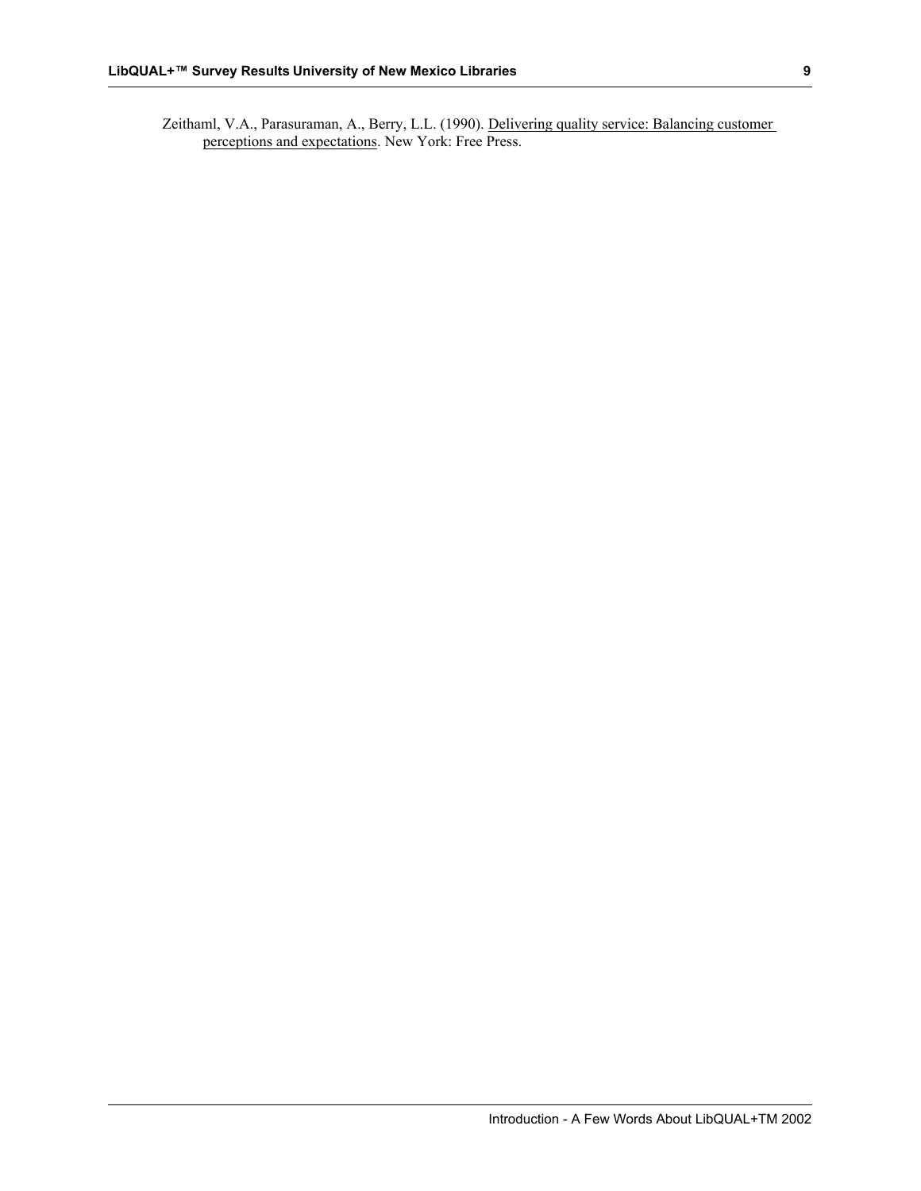Zeithaml, V.A., Parasuraman, A., Berry, L.L. (1990). Delivering quality service: Balancing customer perceptions and expectations. New York: Free Press.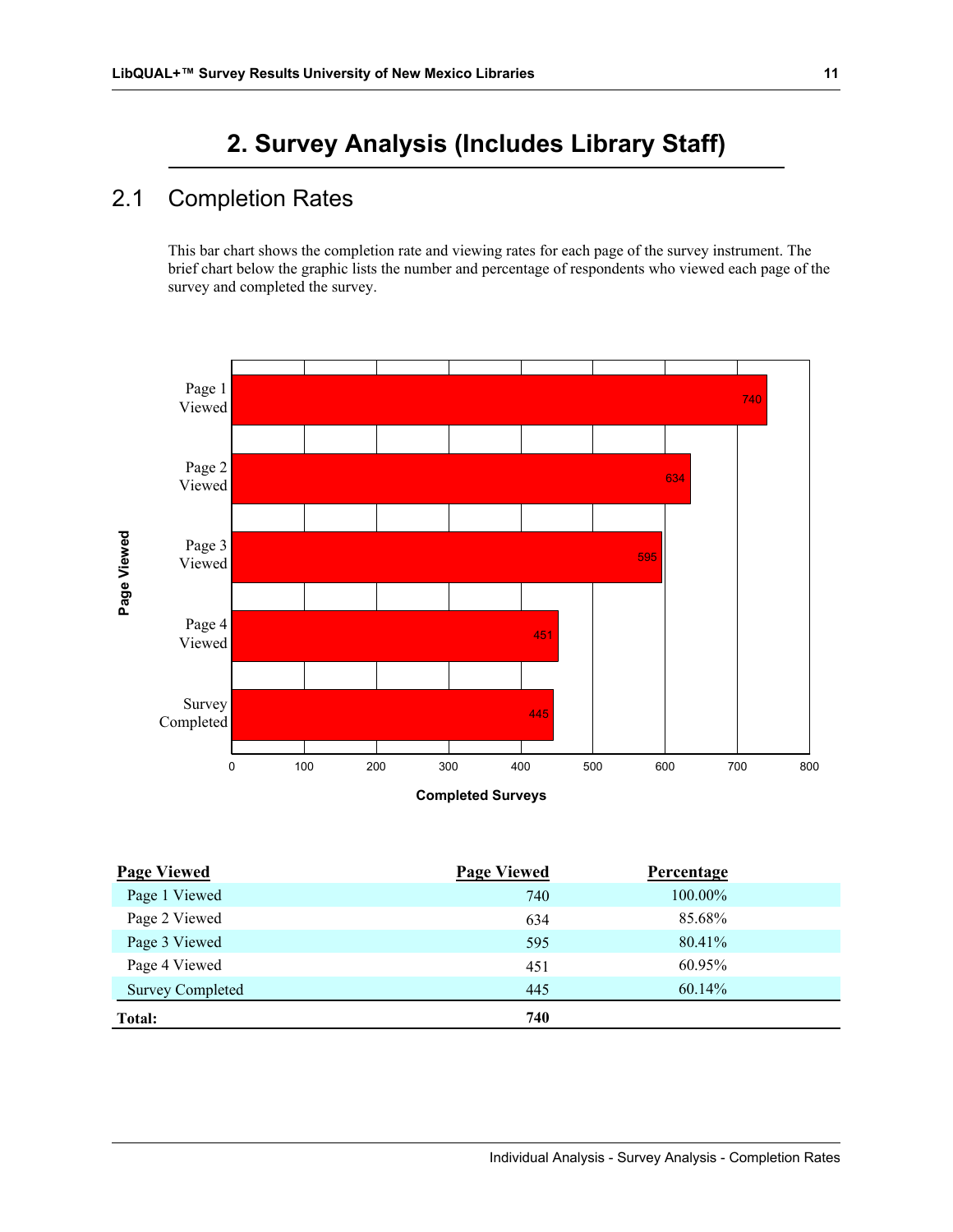# 2. Survey Analysis (Includes Library Staff)

## 2.1 Completion Rates

This bar chart shows the completion rate and viewing rates for each page of the survey instrument. The brief chart below the graphic lists the number and percentage of respondents who viewed each page of the survey and completed the survey.

| Page Viewed | Page Viewed | Percentage |
|---|---|---|
| Page 1 Viewed | 740 | 100.00% |
| Page 2 Viewed | 634 | 85.68% |
| Page 3 Viewed | 595 | 80.41% |
| Page 4 Viewed | 451 | 60.95% |
| Survey Completed | 445 | 60.14% |
| **Total:** | **740** | |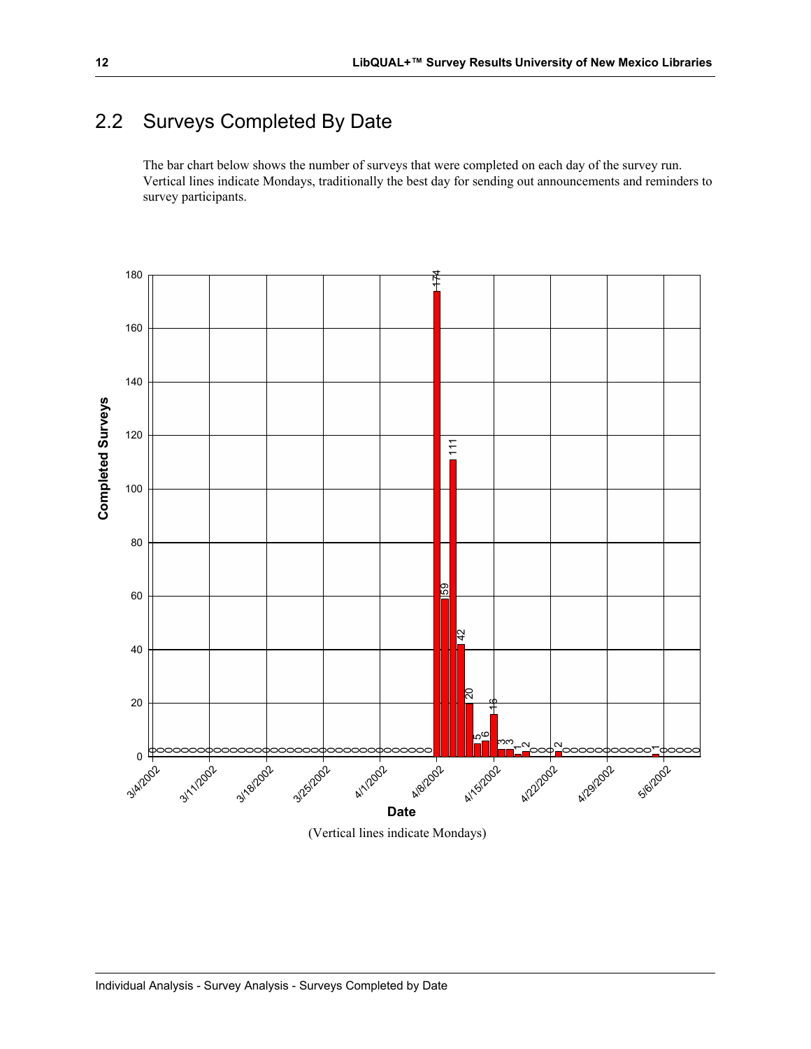## 2.2 Surveys Completed By Date

The bar chart below shows the number of surveys that were completed on each day of the survey run. Vertical lines indicate Mondays, traditionally the best day for sending out announcements and reminders to survey participants.

(Vertical lines indicate Mondays)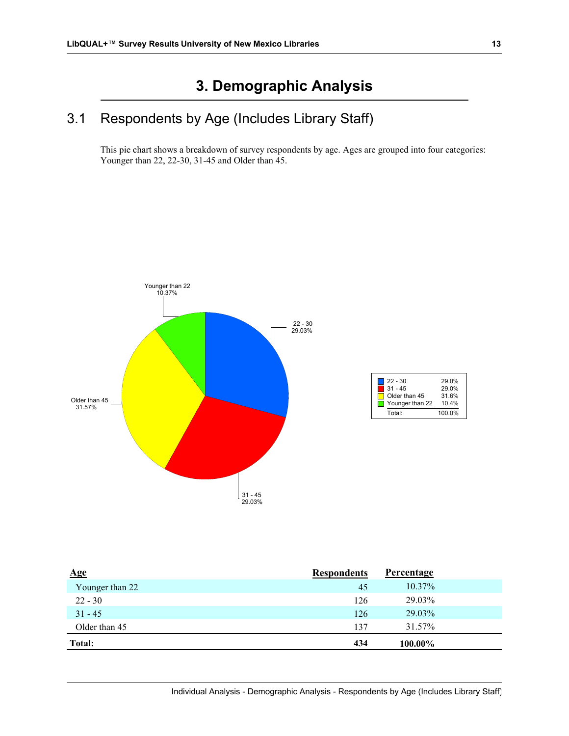# 3. Demographic Analysis

## 3.1 Respondents by Age (Includes Library Staff)

This pie chart shows a breakdown of survey respondents by age. Ages are grouped into four categories: Younger than 22, 22-30, 31-45 and Older than 45.

| Age | Respondents | Percentage |
|---|---|---|
| Younger than 22 | 45 | 10.37% |
| 22 - 30 | 126 | 29.03% |
| 31 - 45 | 126 | 29.03% |
| Older than 45 | 137 | 31.57% |
| **Total:** | **434** | **100.00%** |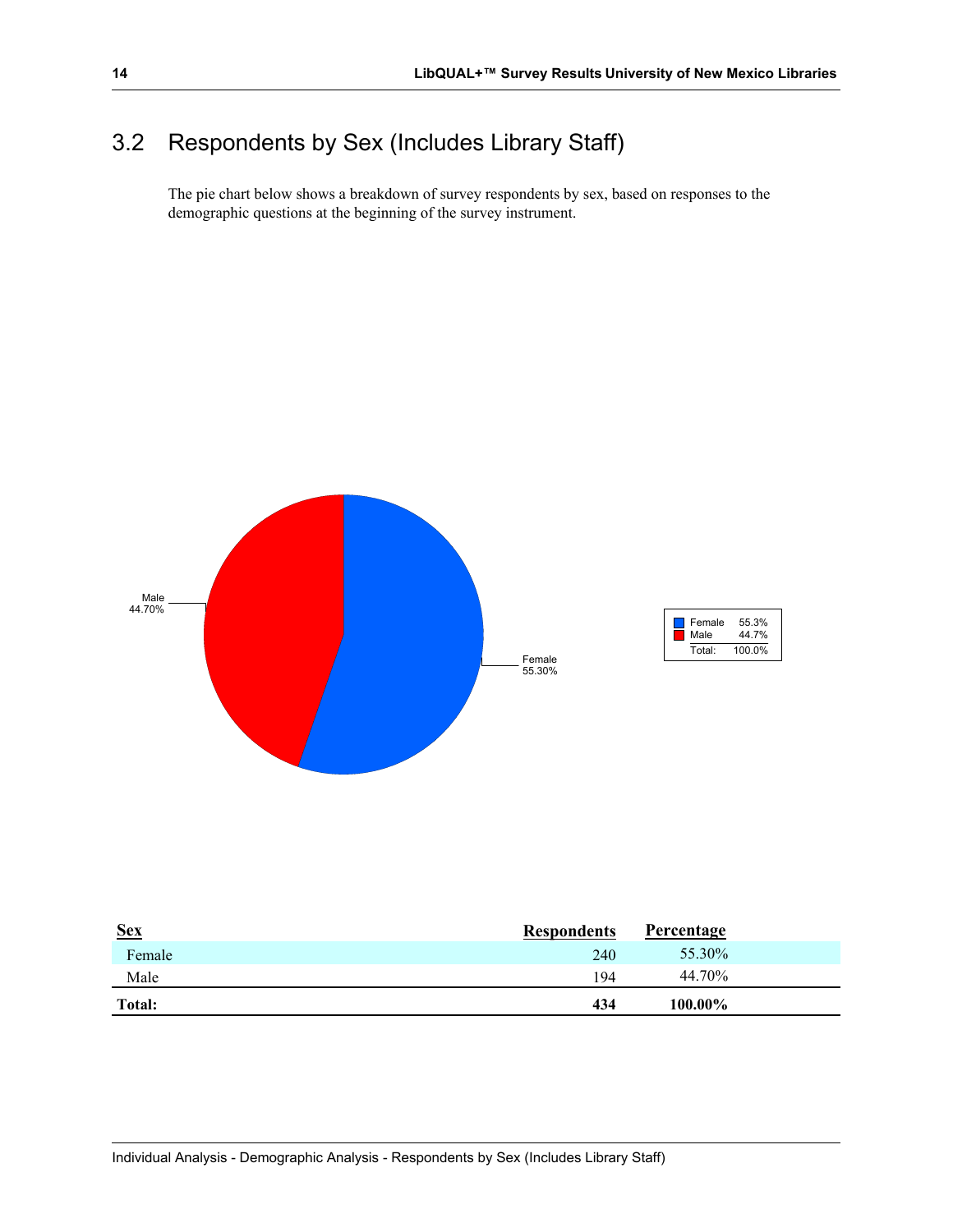## 3.2 Respondents by Sex (Includes Library Staff)

The pie chart below shows a breakdown of survey respondents by sex, based on responses to the demographic questions at the beginning of the survey instrument.

| Sex | Respondents | Percentage |
|---|---|---|
| Female | 240 | 55.30% |
| Male | 194 | 44.70% |
| **Total:** | **434** | **100.00%** |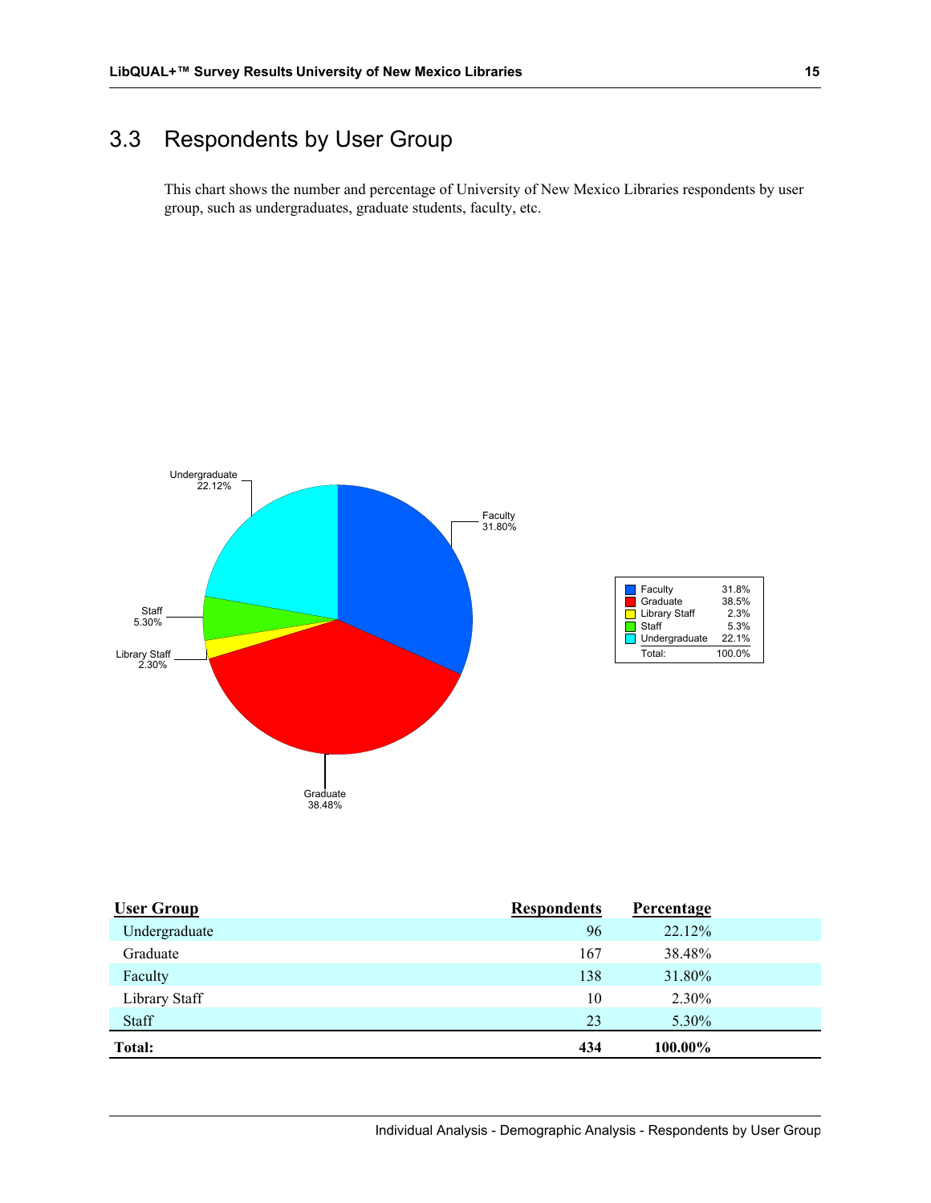## 3.3 Respondents by User Group

This chart shows the number and percentage of University of New Mexico Libraries respondents by user group, such as undergraduates, graduate students, faculty, etc.

| Faculty | 31.8% |
|---|---|
| Graduate | 38.5% |
| Library Staff | 2.3% |
| Staff | 5.3% |
| Undergraduate | 22.1% |
| Total: | 100.0% |

| User Group | Respondents | Percentage |
|---|---|---|
| Undergraduate | 96 | 22.12% |
| Graduate | 167 | 38.48% |
| Faculty | 138 | 31.80% |
| Library Staff | 10 | 2.30% |
| Staff | 23 | 5.30% |
| **Total:** | **434** | **100.00%** |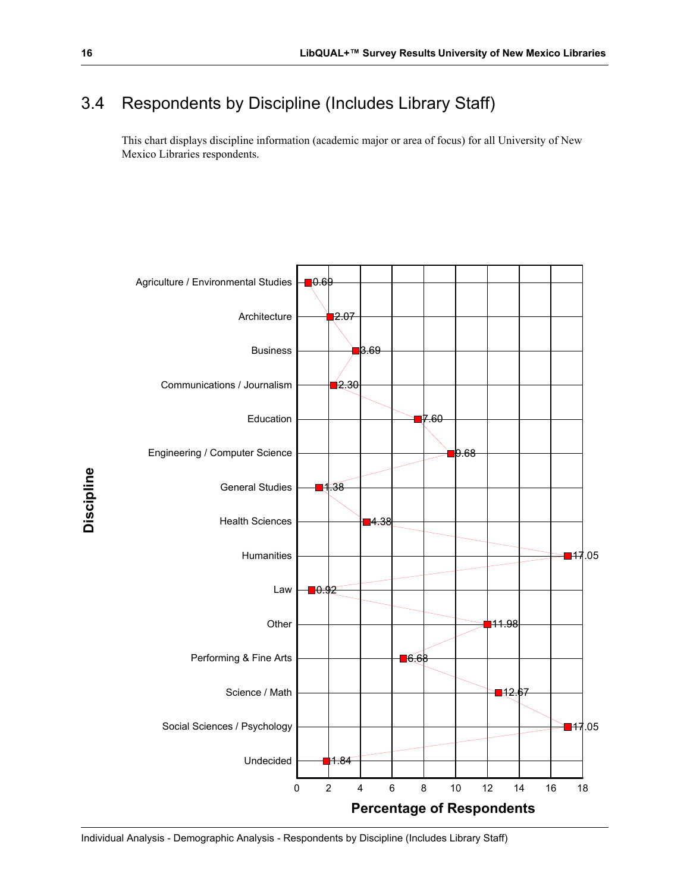## 3.4 Respondents by Discipline (Includes Library Staff)

This chart displays discipline information (academic major or area of focus) for all University of New Mexico Libraries respondents.

| Discipline | Percentage of Respondents |
|---|---|
| Agriculture / Environmental Studies | 0.69 |
| Architecture | 2.07 |
| Business | 3.69 |
| Communications / Journalism | 2.30 |
| Education | 7.60 |
| Engineering / Computer Science | 9.68 |
| General Studies | 1.38 |
| Health Sciences | 4.38 |
| Humanities | 17.05 |
| Law | 0.92 |
| Other | 11.98 |
| Performing & Fine Arts | 6.68 |
| Science / Math | 12.67 |
| Social Sciences / Psychology | 17.05 |
| Undecided | 1.84 |

Individual Analysis - Demographic Analysis - Respondents by Discipline (Includes Library Staff)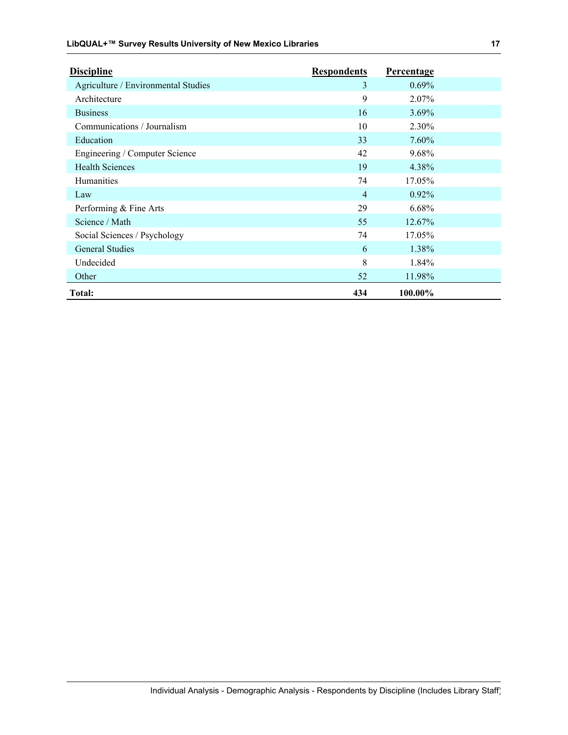| Discipline | Respondents | Percentage |
|---|---|---|
| Agriculture / Environmental Studies | 3 | 0.69% |
| Architecture | 9 | 2.07% |
| Business | 16 | 3.69% |
| Communications / Journalism | 10 | 2.30% |
| Education | 33 | 7.60% |
| Engineering / Computer Science | 42 | 9.68% |
| Health Sciences | 19 | 4.38% |
| Humanities | 74 | 17.05% |
| Law | 4 | 0.92% |
| Performing & Fine Arts | 29 | 6.68% |
| Science / Math | 55 | 12.67% |
| Social Sciences / Psychology | 74 | 17.05% |
| General Studies | 6 | 1.38% |
| Undecided | 8 | 1.84% |
| Other | 52 | 11.98% |
| **Total:** | **434** | **100.00%** |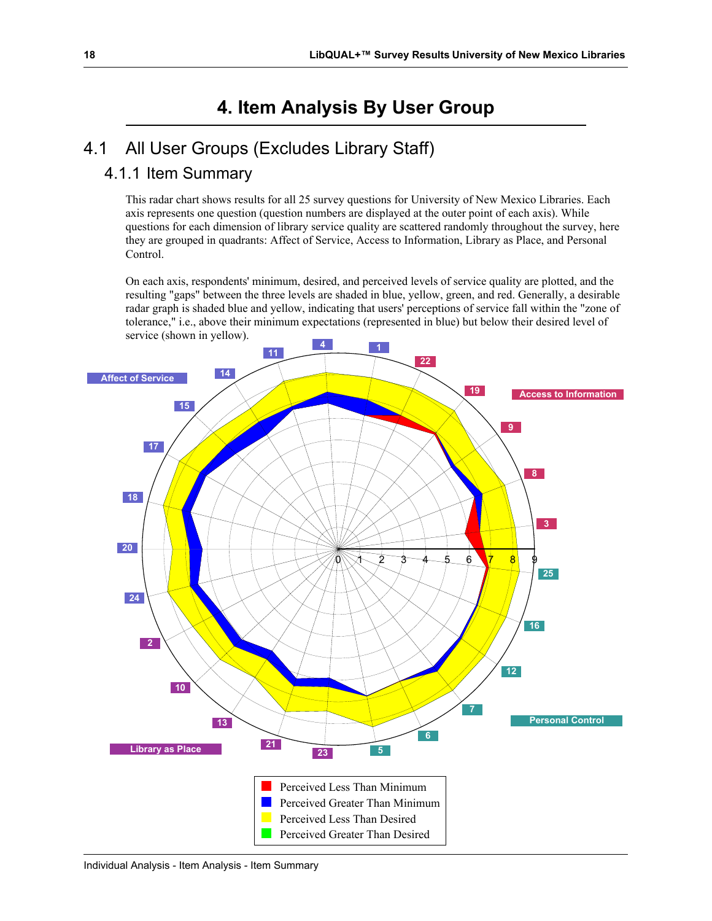# 4. Item Analysis By User Group

## 4.1 All User Groups (Excludes Library Staff)

### 4.1.1 Item Summary

This radar chart shows results for all 25 survey questions for University of New Mexico Libraries. Each axis represents one question (question numbers are displayed at the outer point of each axis). While questions for each dimension of library service quality are scattered randomly throughout the survey, here they are grouped in quadrants: Affect of Service, Access to Information, Library as Place, and Personal Control.

On each axis, respondents' minimum, desired, and perceived levels of service quality are plotted, and the resulting "gaps" between the three levels are shaded in blue, yellow, green, and red. Generally, a desirable radar graph is shaded blue and yellow, indicating that users' perceptions of service fall within the "zone of tolerance," i.e., above their minimum expectations (represented in blue) but below their desired level of service (shown in yellow).

- Perceived Less Than Minimum
- Perceived Greater Than Minimum
- Perceived Less Than Desired
- Perceived Greater Than Desired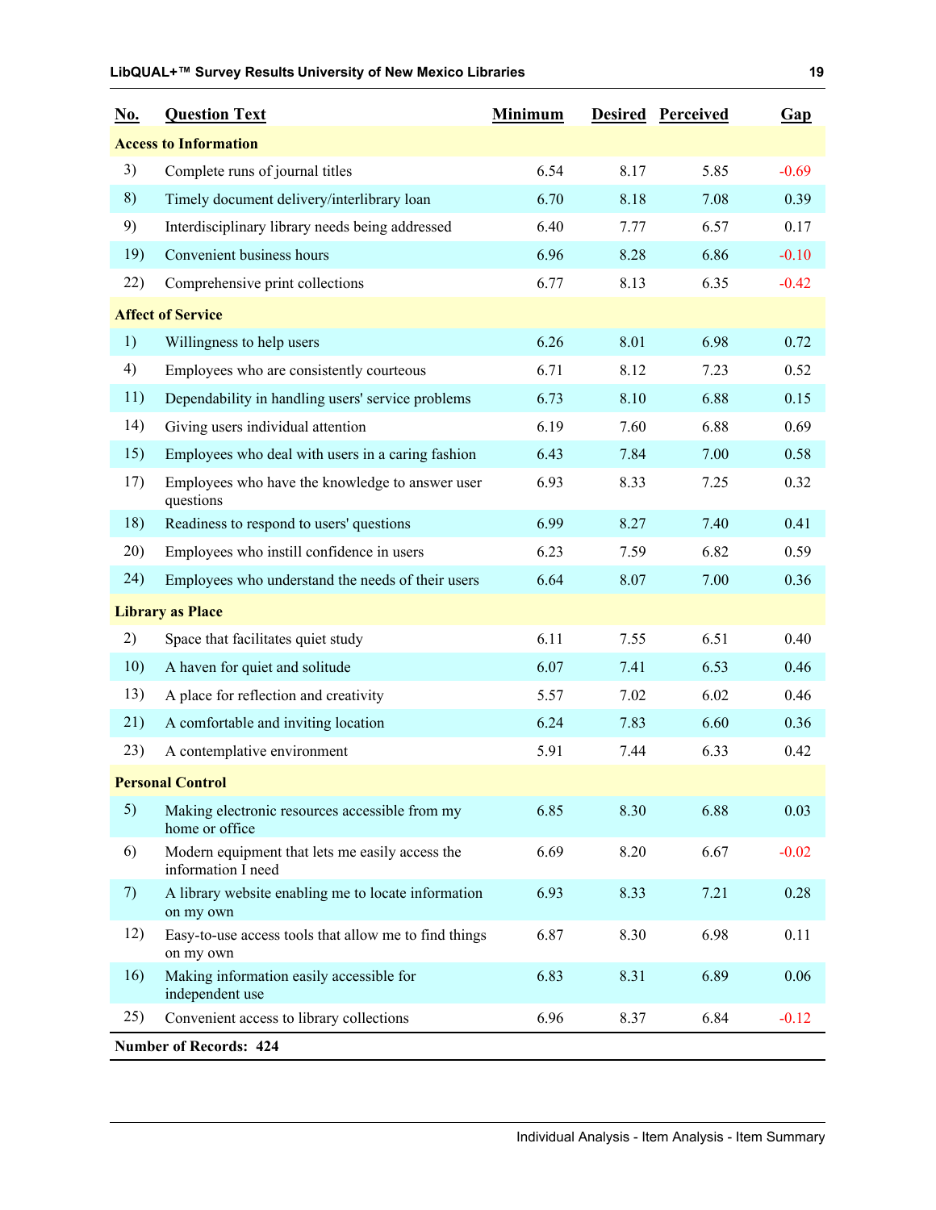| No. | Question Text | Minimum | Desired | Perceived | Gap |
|---|---|---|---|---|---|
| **Access to Information** | | | | | |
| 3) | Complete runs of journal titles | 6.54 | 8.17 | 5.85 | -0.69 |
| 8) | Timely document delivery/interlibrary loan | 6.70 | 8.18 | 7.08 | 0.39 |
| 9) | Interdisciplinary library needs being addressed | 6.40 | 7.77 | 6.57 | 0.17 |
| 19) | Convenient business hours | 6.96 | 8.28 | 6.86 | -0.10 |
| 22) | Comprehensive print collections | 6.77 | 8.13 | 6.35 | -0.42 |
| **Affect of Service** | | | | | |
| 1) | Willingness to help users | 6.26 | 8.01 | 6.98 | 0.72 |
| 4) | Employees who are consistently courteous | 6.71 | 8.12 | 7.23 | 0.52 |
| 11) | Dependability in handling users' service problems | 6.73 | 8.10 | 6.88 | 0.15 |
| 14) | Giving users individual attention | 6.19 | 7.60 | 6.88 | 0.69 |
| 15) | Employees who deal with users in a caring fashion | 6.43 | 7.84 | 7.00 | 0.58 |
| 17) | Employees who have the knowledge to answer user questions | 6.93 | 8.33 | 7.25 | 0.32 |
| 18) | Readiness to respond to users' questions | 6.99 | 8.27 | 7.40 | 0.41 |
| 20) | Employees who instill confidence in users | 6.23 | 7.59 | 6.82 | 0.59 |
| 24) | Employees who understand the needs of their users | 6.64 | 8.07 | 7.00 | 0.36 |
| **Library as Place** | | | | | |
| 2) | Space that facilitates quiet study | 6.11 | 7.55 | 6.51 | 0.40 |
| 10) | A haven for quiet and solitude | 6.07 | 7.41 | 6.53 | 0.46 |
| 13) | A place for reflection and creativity | 5.57 | 7.02 | 6.02 | 0.46 |
| 21) | A comfortable and inviting location | 6.24 | 7.83 | 6.60 | 0.36 |
| 23) | A contemplative environment | 5.91 | 7.44 | 6.33 | 0.42 |
| **Personal Control** | | | | | |
| 5) | Making electronic resources accessible from my home or office | 6.85 | 8.30 | 6.88 | 0.03 |
| 6) | Modern equipment that lets me easily access the information I need | 6.69 | 8.20 | 6.67 | -0.02 |
| 7) | A library website enabling me to locate information on my own | 6.93 | 8.33 | 7.21 | 0.28 |
| 12) | Easy-to-use access tools that allow me to find things on my own | 6.87 | 8.30 | 6.98 | 0.11 |
| 16) | Making information easily accessible for independent use | 6.83 | 8.31 | 6.89 | 0.06 |
| 25) | Convenient access to library collections | 6.96 | 8.37 | 6.84 | -0.12 |

**Number of Records: 424**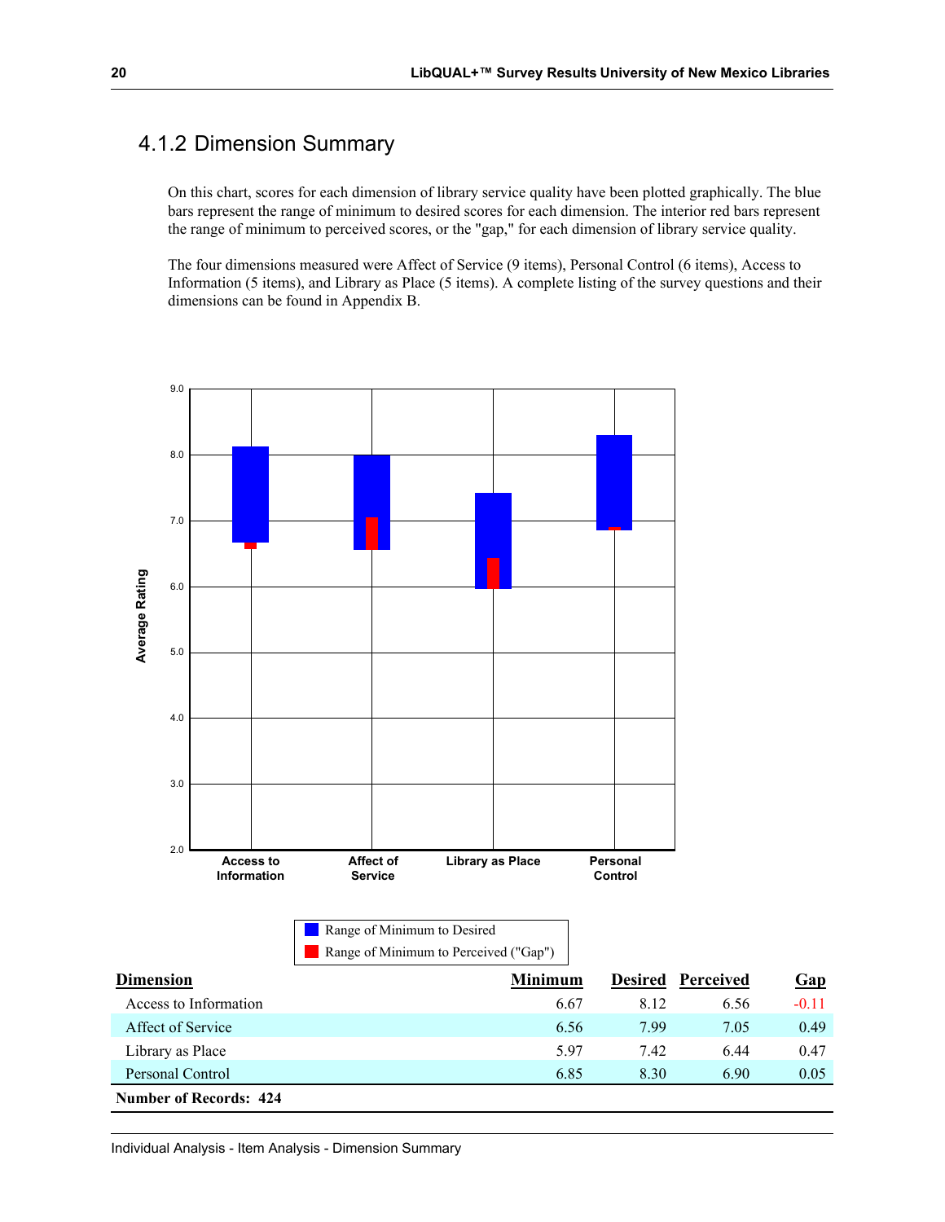## 4.1.2 Dimension Summary

On this chart, scores for each dimension of library service quality have been plotted graphically. The blue bars represent the range of minimum to desired scores for each dimension. The interior red bars represent the range of minimum to perceived scores, or the "gap," for each dimension of library service quality.

The four dimensions measured were Affect of Service (9 items), Personal Control (6 items), Access to Information (5 items), and Library as Place (5 items). A complete listing of the survey questions and their dimensions can be found in Appendix B.

| Dimension | Minimum | Desired | Perceived | Gap |
|---|---|---|---|---|
| Access to Information | 6.67 | 8.12 | 6.56 | -0.11 |
| Affect of Service | 6.56 | 7.99 | 7.05 | 0.49 |
| Library as Place | 5.97 | 7.42 | 6.44 | 0.47 |
| Personal Control | 6.85 | 8.30 | 6.90 | 0.05 |

**Number of Records: 424**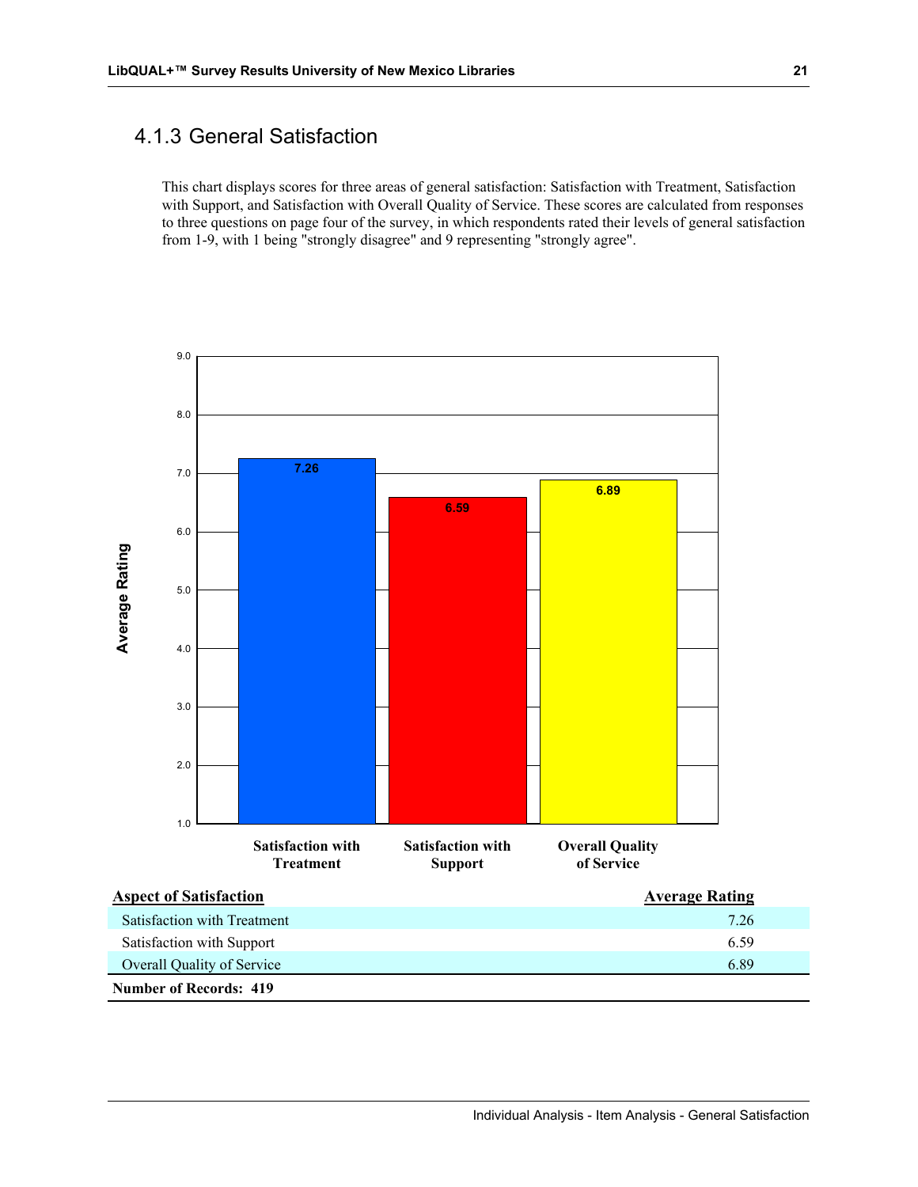### 4.1.3 General Satisfaction

This chart displays scores for three areas of general satisfaction: Satisfaction with Treatment, Satisfaction with Support, and Satisfaction with Overall Quality of Service. These scores are calculated from responses to three questions on page four of the survey, in which respondents rated their levels of general satisfaction from 1-9, with 1 being "strongly disagree" and 9 representing "strongly agree".

| Aspect of Satisfaction | Average Rating |
|---|---|
| Satisfaction with Treatment | 7.26 |
| Satisfaction with Support | 6.59 |
| Overall Quality of Service | 6.89 |
| **Number of Records: 419** | |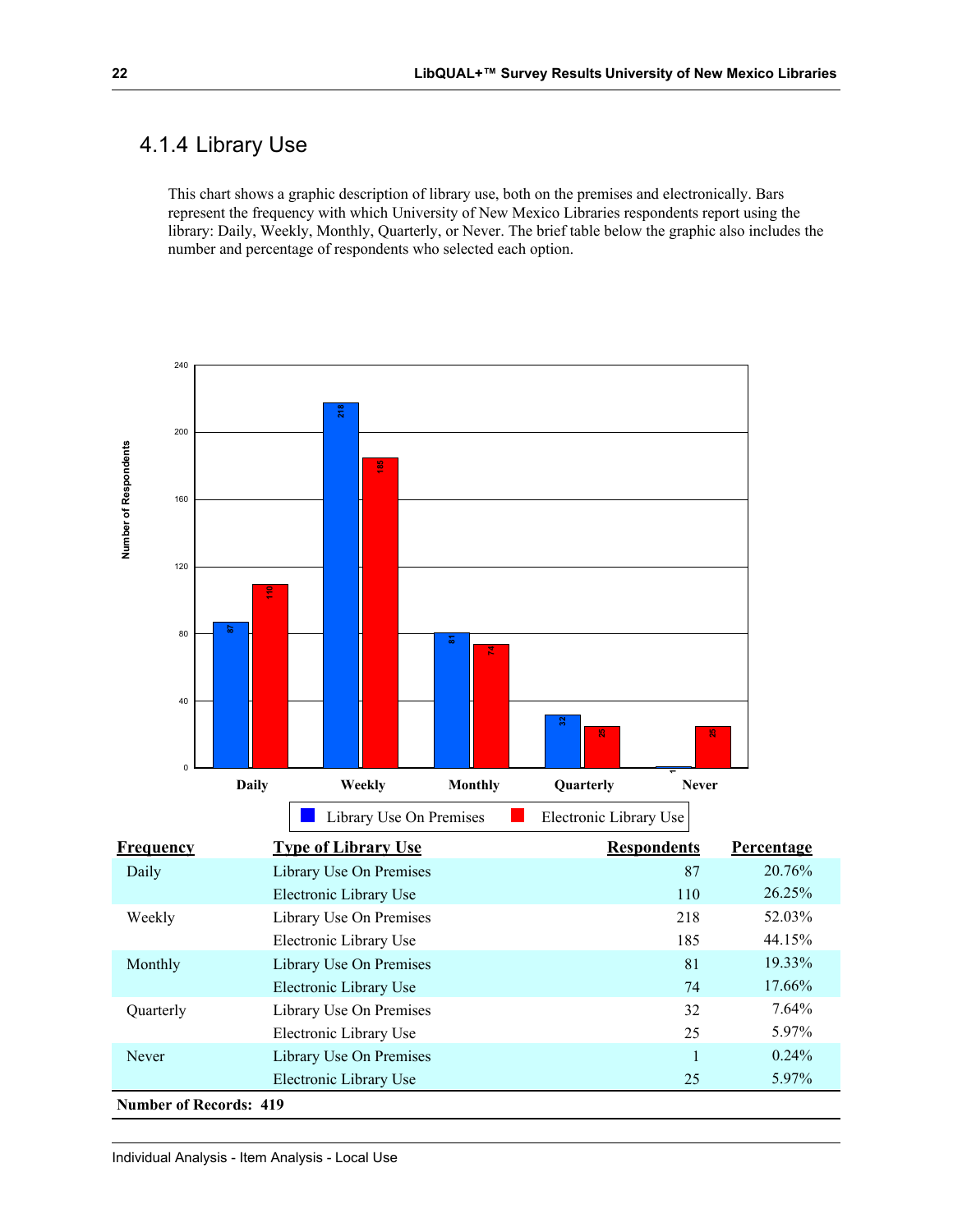## 4.1.4 Library Use

This chart shows a graphic description of library use, both on the premises and electronically. Bars represent the frequency with which University of New Mexico Libraries respondents report using the library: Daily, Weekly, Monthly, Quarterly, or Never. The brief table below the graphic also includes the number and percentage of respondents who selected each option.

| Frequency | Type of Library Use | Respondents | Percentage |
|---|---|---|---|
| Daily | Library Use On Premises | 87 | 20.76% |
| | Electronic Library Use | 110 | 26.25% |
| Weekly | Library Use On Premises | 218 | 52.03% |
| | Electronic Library Use | 185 | 44.15% |
| Monthly | Library Use On Premises | 81 | 19.33% |
| | Electronic Library Use | 74 | 17.66% |
| Quarterly | Library Use On Premises | 32 | 7.64% |
| | Electronic Library Use | 25 | 5.97% |
| Never | Library Use On Premises | 1 | 0.24% |
| | Electronic Library Use | 25 | 5.97% |

**Number of Records: 419**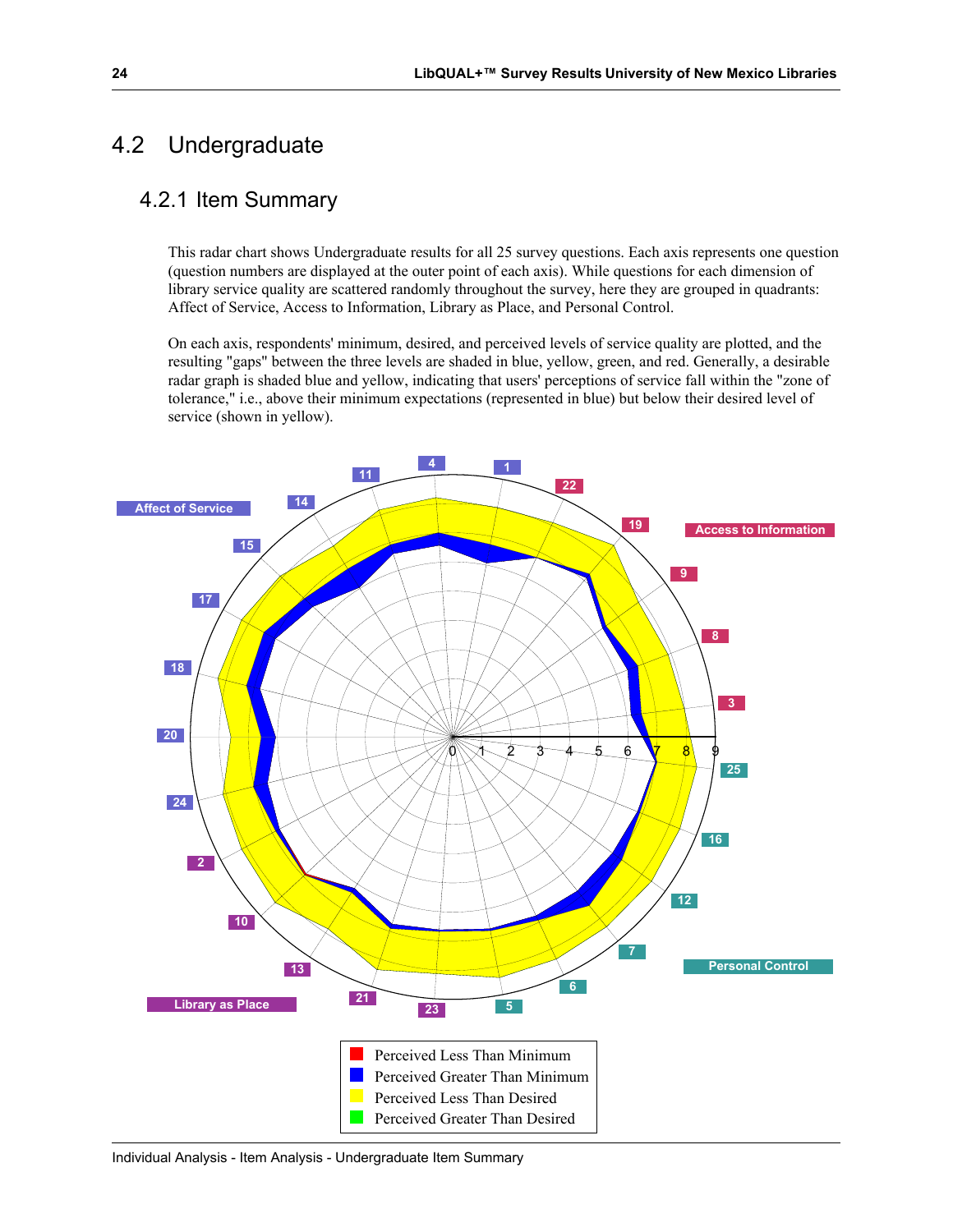## 4.2 Undergraduate

### 4.2.1 Item Summary

This radar chart shows Undergraduate results for all 25 survey questions. Each axis represents one question (question numbers are displayed at the outer point of each axis). While questions for each dimension of library service quality are scattered randomly throughout the survey, here they are grouped in quadrants: Affect of Service, Access to Information, Library as Place, and Personal Control.

On each axis, respondents' minimum, desired, and perceived levels of service quality are plotted, and the resulting "gaps" between the three levels are shaded in blue, yellow, green, and red. Generally, a desirable radar graph is shaded blue and yellow, indicating that users' perceptions of service fall within the "zone of tolerance," i.e., above their minimum expectations (represented in blue) but below their desired level of service (shown in yellow).

Affect of Service

Access to Information

Personal Control

Library as Place

- Perceived Less Than Minimum
- Perceived Greater Than Minimum
- Perceived Less Than Desired
- Perceived Greater Than Desired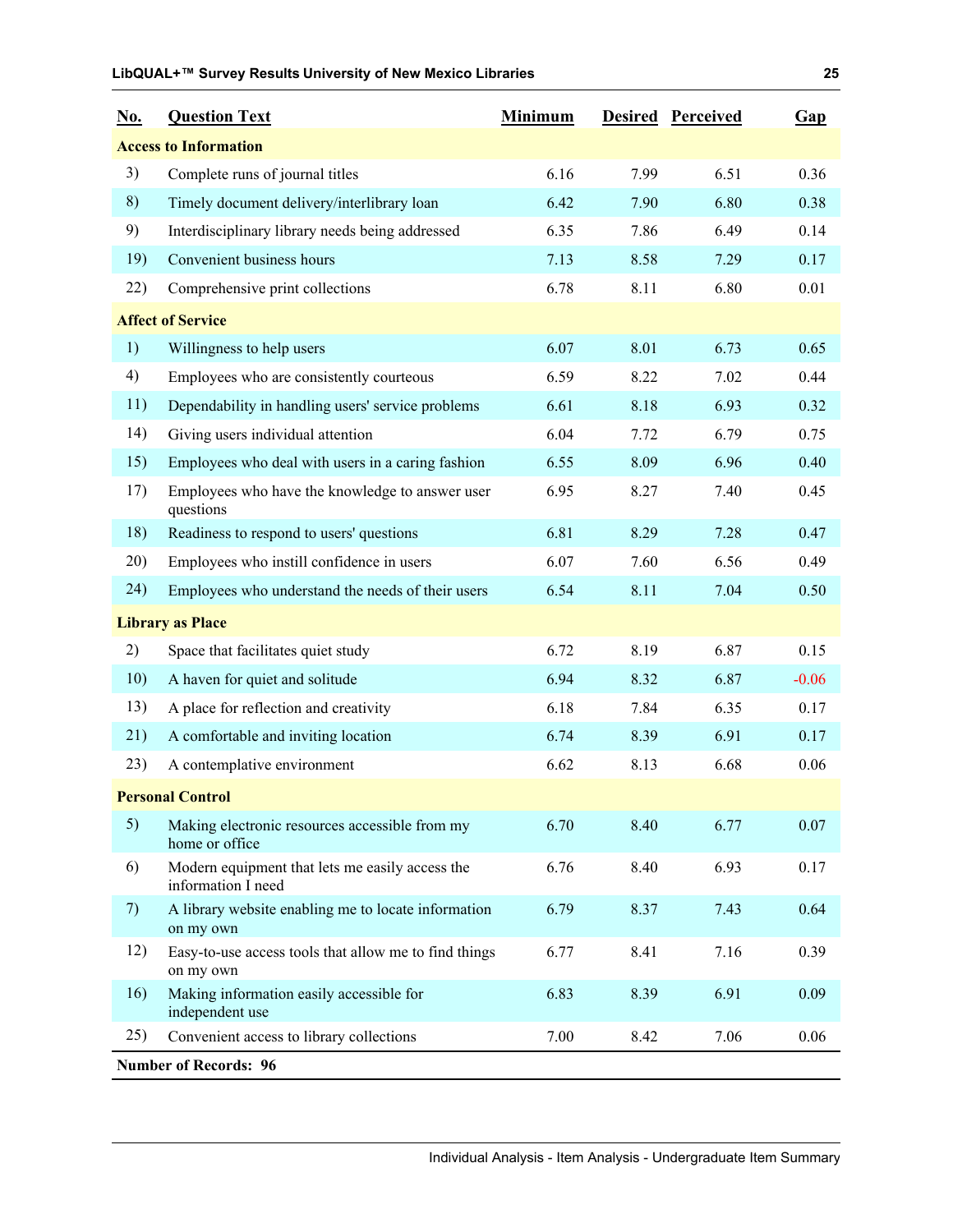| No. | Question Text | Minimum | Desired | Perceived | Gap |
|---|---|---|---|---|---|
| **Access to Information** | | | | | |
| 3) | Complete runs of journal titles | 6.16 | 7.99 | 6.51 | 0.36 |
| 8) | Timely document delivery/interlibrary loan | 6.42 | 7.90 | 6.80 | 0.38 |
| 9) | Interdisciplinary library needs being addressed | 6.35 | 7.86 | 6.49 | 0.14 |
| 19) | Convenient business hours | 7.13 | 8.58 | 7.29 | 0.17 |
| 22) | Comprehensive print collections | 6.78 | 8.11 | 6.80 | 0.01 |
| **Affect of Service** | | | | | |
| 1) | Willingness to help users | 6.07 | 8.01 | 6.73 | 0.65 |
| 4) | Employees who are consistently courteous | 6.59 | 8.22 | 7.02 | 0.44 |
| 11) | Dependability in handling users' service problems | 6.61 | 8.18 | 6.93 | 0.32 |
| 14) | Giving users individual attention | 6.04 | 7.72 | 6.79 | 0.75 |
| 15) | Employees who deal with users in a caring fashion | 6.55 | 8.09 | 6.96 | 0.40 |
| 17) | Employees who have the knowledge to answer user questions | 6.95 | 8.27 | 7.40 | 0.45 |
| 18) | Readiness to respond to users' questions | 6.81 | 8.29 | 7.28 | 0.47 |
| 20) | Employees who instill confidence in users | 6.07 | 7.60 | 6.56 | 0.49 |
| 24) | Employees who understand the needs of their users | 6.54 | 8.11 | 7.04 | 0.50 |
| **Library as Place** | | | | | |
| 2) | Space that facilitates quiet study | 6.72 | 8.19 | 6.87 | 0.15 |
| 10) | A haven for quiet and solitude | 6.94 | 8.32 | 6.87 | -0.06 |
| 13) | A place for reflection and creativity | 6.18 | 7.84 | 6.35 | 0.17 |
| 21) | A comfortable and inviting location | 6.74 | 8.39 | 6.91 | 0.17 |
| 23) | A contemplative environment | 6.62 | 8.13 | 6.68 | 0.06 |
| **Personal Control** | | | | | |
| 5) | Making electronic resources accessible from my home or office | 6.70 | 8.40 | 6.77 | 0.07 |
| 6) | Modern equipment that lets me easily access the information I need | 6.76 | 8.40 | 6.93 | 0.17 |
| 7) | A library website enabling me to locate information on my own | 6.79 | 8.37 | 7.43 | 0.64 |
| 12) | Easy-to-use access tools that allow me to find things on my own | 6.77 | 8.41 | 7.16 | 0.39 |
| 16) | Making information easily accessible for independent use | 6.83 | 8.39 | 6.91 | 0.09 |
| 25) | Convenient access to library collections | 7.00 | 8.42 | 7.06 | 0.06 |

**Number of Records: 96**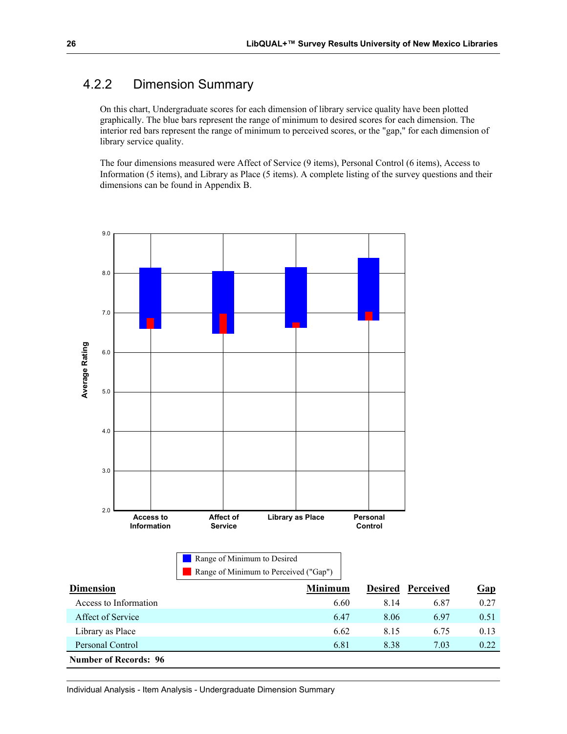## 4.2.2 Dimension Summary

On this chart, Undergraduate scores for each dimension of library service quality have been plotted graphically. The blue bars represent the range of minimum to desired scores for each dimension. The interior red bars represent the range of minimum to perceived scores, or the "gap," for each dimension of library service quality.

The four dimensions measured were Affect of Service (9 items), Personal Control (6 items), Access to Information (5 items), and Library as Place (5 items). A complete listing of the survey questions and their dimensions can be found in Appendix B.

Range of Minimum to Desired

Range of Minimum to Perceived ("Gap")

| Dimension | Minimum | Desired | Perceived | Gap |
|---|---|---|---|---|
| Access to Information | 6.60 | 8.14 | 6.87 | 0.27 |
| Affect of Service | 6.47 | 8.06 | 6.97 | 0.51 |
| Library as Place | 6.62 | 8.15 | 6.75 | 0.13 |
| Personal Control | 6.81 | 8.38 | 7.03 | 0.22 |

**Number of Records: 96**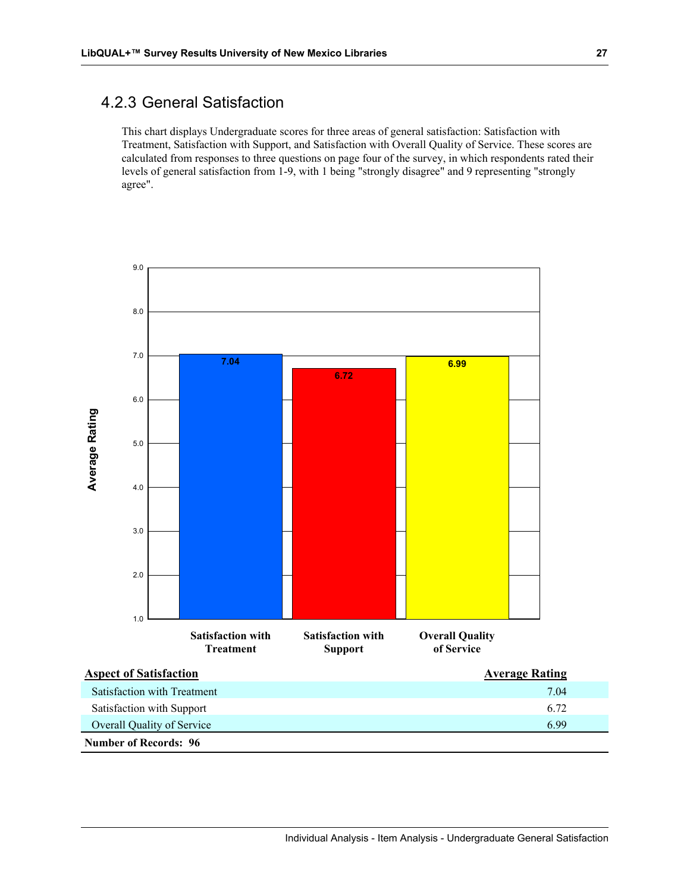## 4.2.3 General Satisfaction

This chart displays Undergraduate scores for three areas of general satisfaction: Satisfaction with Treatment, Satisfaction with Support, and Satisfaction with Overall Quality of Service. These scores are calculated from responses to three questions on page four of the survey, in which respondents rated their levels of general satisfaction from 1-9, with 1 being "strongly disagree" and 9 representing "strongly agree".

| Aspect of Satisfaction | Average Rating |
|---|---|
| Satisfaction with Treatment | 7.04 |
| Satisfaction with Support | 6.72 |
| Overall Quality of Service | 6.99 |

**Number of Records: 96**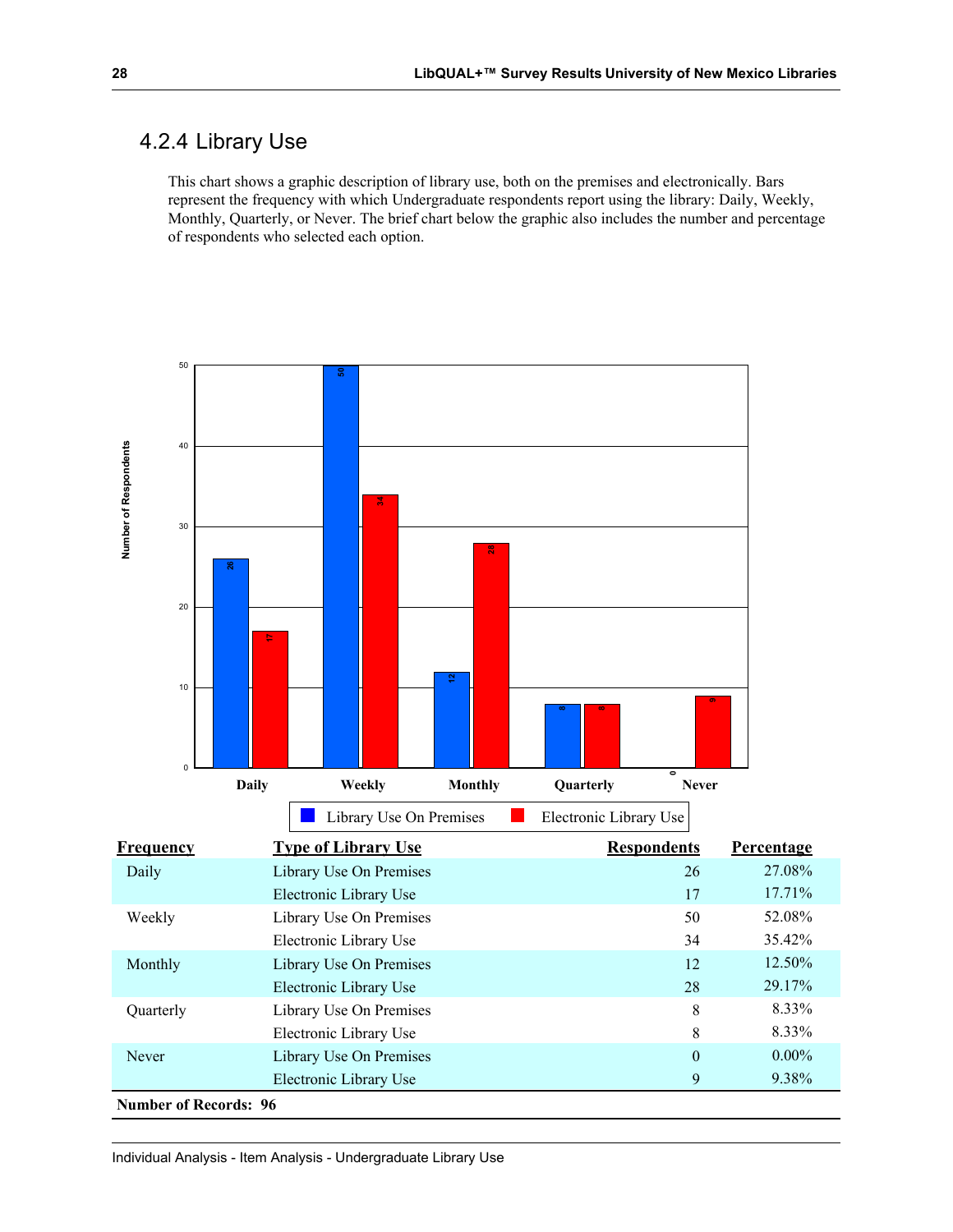## 4.2.4 Library Use

This chart shows a graphic description of library use, both on the premises and electronically. Bars represent the frequency with which Undergraduate respondents report using the library: Daily, Weekly, Monthly, Quarterly, or Never. The brief chart below the graphic also includes the number and percentage of respondents who selected each option.

| Frequency | Type of Library Use | Respondents | Percentage |
|---|---|---|---|
| Daily | Library Use On Premises | 26 | 27.08% |
| | Electronic Library Use | 17 | 17.71% |
| Weekly | Library Use On Premises | 50 | 52.08% |
| | Electronic Library Use | 34 | 35.42% |
| Monthly | Library Use On Premises | 12 | 12.50% |
| | Electronic Library Use | 28 | 29.17% |
| Quarterly | Library Use On Premises | 8 | 8.33% |
| | Electronic Library Use | 8 | 8.33% |
| Never | Library Use On Premises | 0 | 0.00% |
| | Electronic Library Use | 9 | 9.38% |

**Number of Records: 96**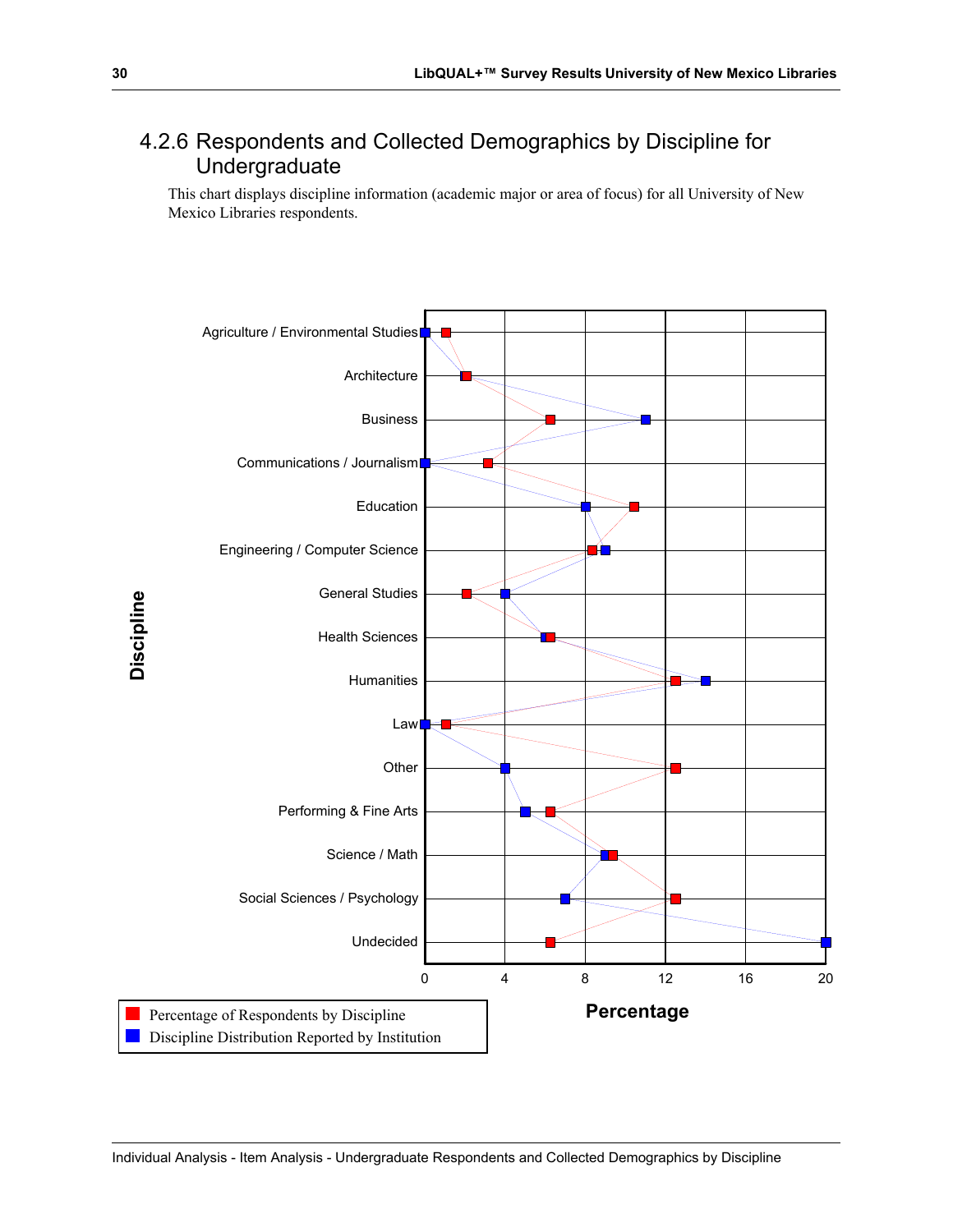## 4.2.6 Respondents and Collected Demographics by Discipline for Undergraduate

This chart displays discipline information (academic major or area of focus) for all University of New Mexico Libraries respondents.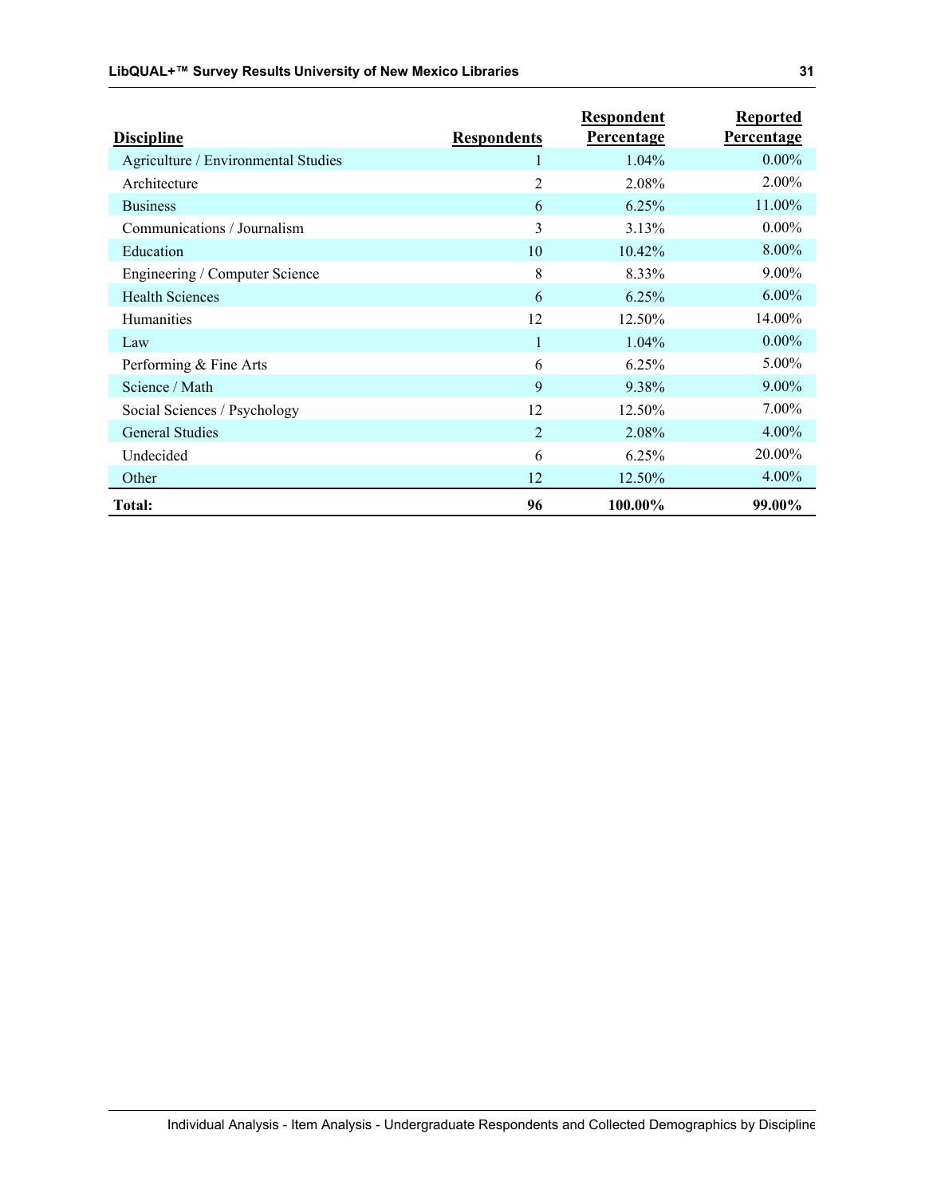| Discipline | Respondents | Respondent Percentage | Reported Percentage |
|---|---|---|---|
| Agriculture / Environmental Studies | 1 | 1.04% | 0.00% |
| Architecture | 2 | 2.08% | 2.00% |
| Business | 6 | 6.25% | 11.00% |
| Communications / Journalism | 3 | 3.13% | 0.00% |
| Education | 10 | 10.42% | 8.00% |
| Engineering / Computer Science | 8 | 8.33% | 9.00% |
| Health Sciences | 6 | 6.25% | 6.00% |
| Humanities | 12 | 12.50% | 14.00% |
| Law | 1 | 1.04% | 0.00% |
| Performing & Fine Arts | 6 | 6.25% | 5.00% |
| Science / Math | 9 | 9.38% | 9.00% |
| Social Sciences / Psychology | 12 | 12.50% | 7.00% |
| General Studies | 2 | 2.08% | 4.00% |
| Undecided | 6 | 6.25% | 20.00% |
| Other | 12 | 12.50% | 4.00% |
| **Total:** | **96** | **100.00%** | **99.00%** |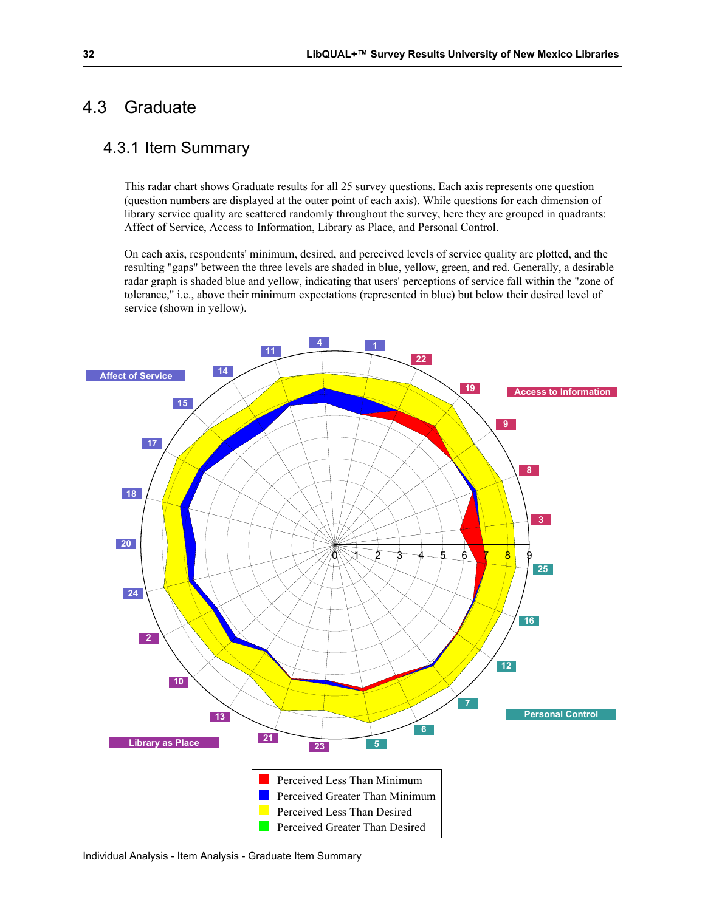## 4.3 Graduate

### 4.3.1 Item Summary

This radar chart shows Graduate results for all 25 survey questions. Each axis represents one question (question numbers are displayed at the outer point of each axis). While questions for each dimension of library service quality are scattered randomly throughout the survey, here they are grouped in quadrants: Affect of Service, Access to Information, Library as Place, and Personal Control.

On each axis, respondents' minimum, desired, and perceived levels of service quality are plotted, and the resulting "gaps" between the three levels are shaded in blue, yellow, green, and red. Generally, a desirable radar graph is shaded blue and yellow, indicating that users' perceptions of service fall within the "zone of tolerance," i.e., above their minimum expectations (represented in blue) but below their desired level of service (shown in yellow).

Affect of Service — Access to Information — Personal Control — Library as Place

Perceived Less Than Minimum
Perceived Greater Than Minimum
Perceived Less Than Desired
Perceived Greater Than Desired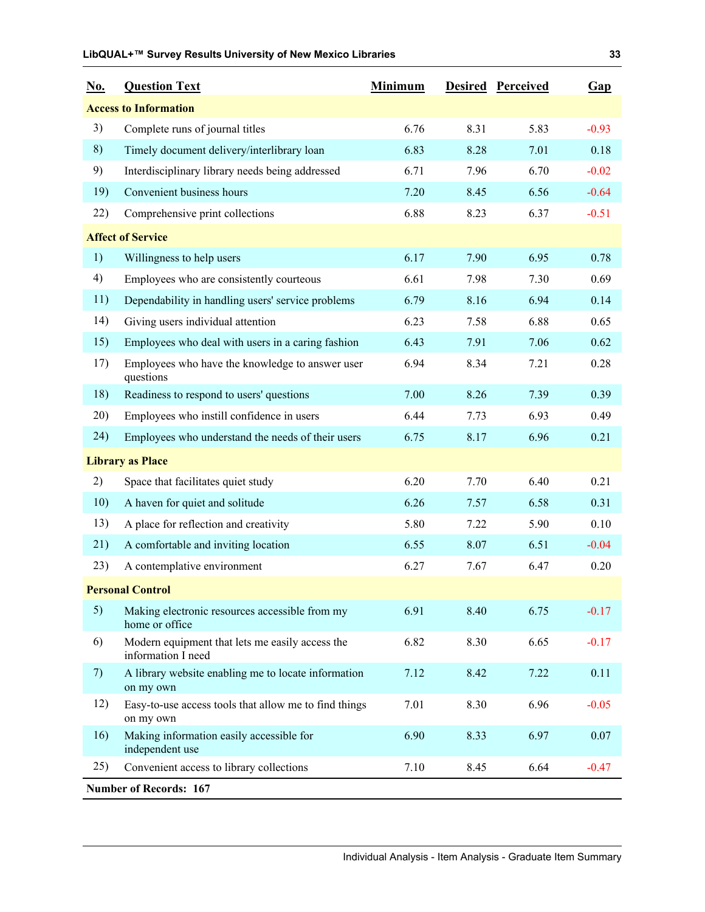| No. | Question Text | Minimum | Desired | Perceived | Gap |
|---|---|---|---|---|---|
| **Access to Information** | | | | | |
| 3) | Complete runs of journal titles | 6.76 | 8.31 | 5.83 | -0.93 |
| 8) | Timely document delivery/interlibrary loan | 6.83 | 8.28 | 7.01 | 0.18 |
| 9) | Interdisciplinary library needs being addressed | 6.71 | 7.96 | 6.70 | -0.02 |
| 19) | Convenient business hours | 7.20 | 8.45 | 6.56 | -0.64 |
| 22) | Comprehensive print collections | 6.88 | 8.23 | 6.37 | -0.51 |
| **Affect of Service** | | | | | |
| 1) | Willingness to help users | 6.17 | 7.90 | 6.95 | 0.78 |
| 4) | Employees who are consistently courteous | 6.61 | 7.98 | 7.30 | 0.69 |
| 11) | Dependability in handling users' service problems | 6.79 | 8.16 | 6.94 | 0.14 |
| 14) | Giving users individual attention | 6.23 | 7.58 | 6.88 | 0.65 |
| 15) | Employees who deal with users in a caring fashion | 6.43 | 7.91 | 7.06 | 0.62 |
| 17) | Employees who have the knowledge to answer user questions | 6.94 | 8.34 | 7.21 | 0.28 |
| 18) | Readiness to respond to users' questions | 7.00 | 8.26 | 7.39 | 0.39 |
| 20) | Employees who instill confidence in users | 6.44 | 7.73 | 6.93 | 0.49 |
| 24) | Employees who understand the needs of their users | 6.75 | 8.17 | 6.96 | 0.21 |
| **Library as Place** | | | | | |
| 2) | Space that facilitates quiet study | 6.20 | 7.70 | 6.40 | 0.21 |
| 10) | A haven for quiet and solitude | 6.26 | 7.57 | 6.58 | 0.31 |
| 13) | A place for reflection and creativity | 5.80 | 7.22 | 5.90 | 0.10 |
| 21) | A comfortable and inviting location | 6.55 | 8.07 | 6.51 | -0.04 |
| 23) | A contemplative environment | 6.27 | 7.67 | 6.47 | 0.20 |
| **Personal Control** | | | | | |
| 5) | Making electronic resources accessible from my home or office | 6.91 | 8.40 | 6.75 | -0.17 |
| 6) | Modern equipment that lets me easily access the information I need | 6.82 | 8.30 | 6.65 | -0.17 |
| 7) | A library website enabling me to locate information on my own | 7.12 | 8.42 | 7.22 | 0.11 |
| 12) | Easy-to-use access tools that allow me to find things on my own | 7.01 | 8.30 | 6.96 | -0.05 |
| 16) | Making information easily accessible for independent use | 6.90 | 8.33 | 6.97 | 0.07 |
| 25) | Convenient access to library collections | 7.10 | 8.45 | 6.64 | -0.47 |

**Number of Records: 167**

Individual Analysis - Item Analysis - Graduate Item Summary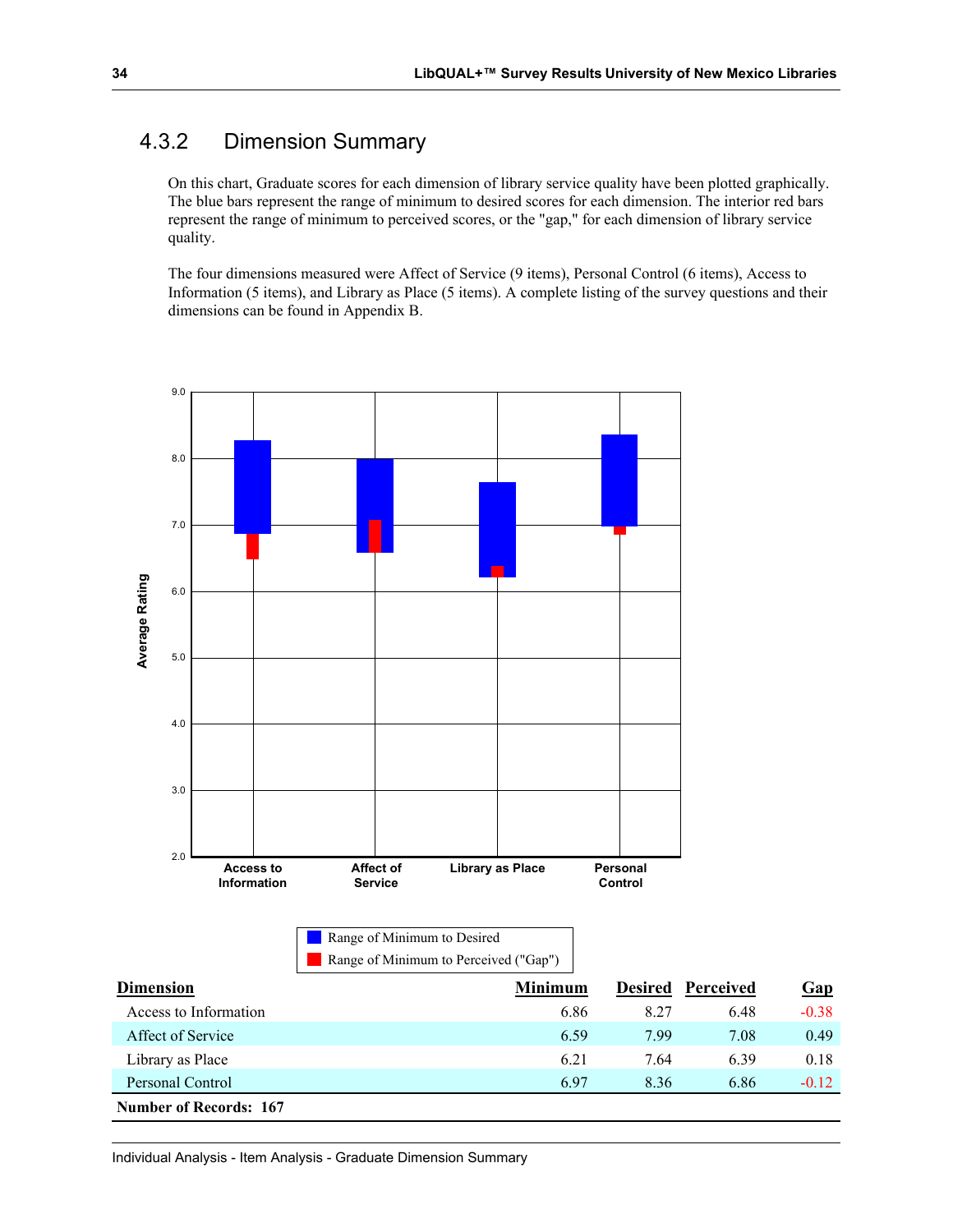## 4.3.2 Dimension Summary

On this chart, Graduate scores for each dimension of library service quality have been plotted graphically. The blue bars represent the range of minimum to desired scores for each dimension. The interior red bars represent the range of minimum to perceived scores, or the "gap," for each dimension of library service quality.

The four dimensions measured were Affect of Service (9 items), Personal Control (6 items), Access to Information (5 items), and Library as Place (5 items). A complete listing of the survey questions and their dimensions can be found in Appendix B.

| Dimension | Minimum | Desired | Perceived | Gap |
|---|---|---|---|---|
| Access to Information | 6.86 | 8.27 | 6.48 | -0.38 |
| Affect of Service | 6.59 | 7.99 | 7.08 | 0.49 |
| Library as Place | 6.21 | 7.64 | 6.39 | 0.18 |
| Personal Control | 6.97 | 8.36 | 6.86 | -0.12 |

**Number of Records: 167**

Individual Analysis - Item Analysis - Graduate Dimension Summary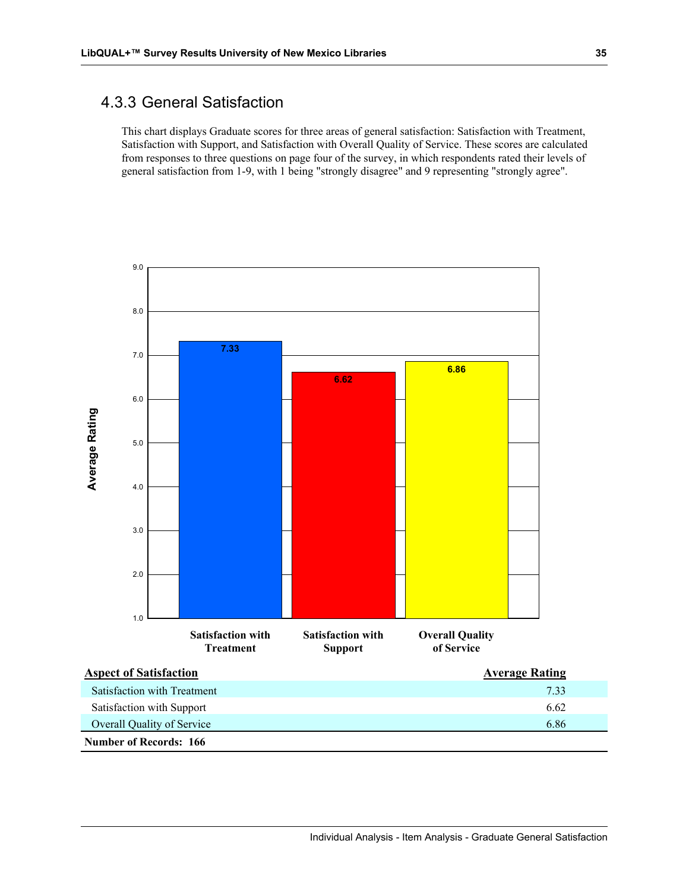## 4.3.3 General Satisfaction

This chart displays Graduate scores for three areas of general satisfaction: Satisfaction with Treatment, Satisfaction with Support, and Satisfaction with Overall Quality of Service. These scores are calculated from responses to three questions on page four of the survey, in which respondents rated their levels of general satisfaction from 1-9, with 1 being "strongly disagree" and 9 representing "strongly agree".

| Aspect of Satisfaction | Average Rating |
| --- | --- |
| Satisfaction with Treatment | 7.33 |
| Satisfaction with Support | 6.62 |
| Overall Quality of Service | 6.86 |

**Number of Records: 166**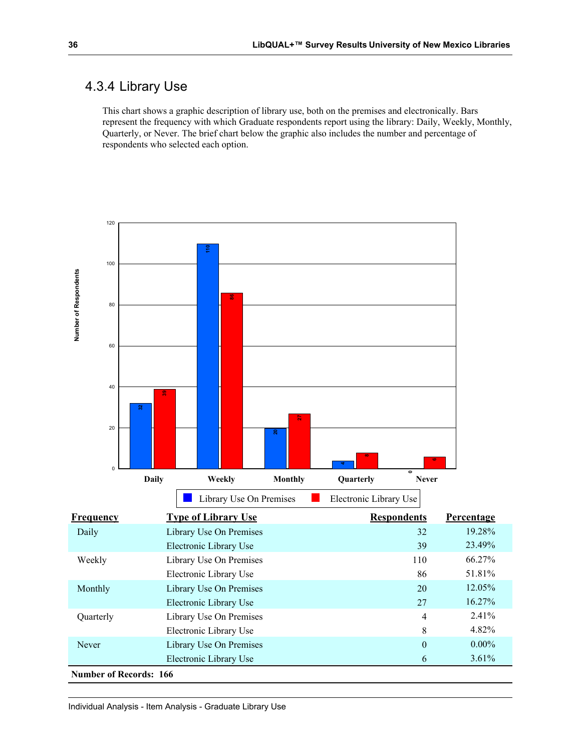## 4.3.4 Library Use

This chart shows a graphic description of library use, both on the premises and electronically. Bars represent the frequency with which Graduate respondents report using the library: Daily, Weekly, Monthly, Quarterly, or Never. The brief chart below the graphic also includes the number and percentage of respondents who selected each option.

| Frequency | Type of Library Use | Respondents | Percentage |
|---|---|---|---|
| Daily | Library Use On Premises | 32 | 19.28% |
| | Electronic Library Use | 39 | 23.49% |
| Weekly | Library Use On Premises | 110 | 66.27% |
| | Electronic Library Use | 86 | 51.81% |
| Monthly | Library Use On Premises | 20 | 12.05% |
| | Electronic Library Use | 27 | 16.27% |
| Quarterly | Library Use On Premises | 4 | 2.41% |
| | Electronic Library Use | 8 | 4.82% |
| Never | Library Use On Premises | 0 | 0.00% |
| | Electronic Library Use | 6 | 3.61% |

**Number of Records: 166**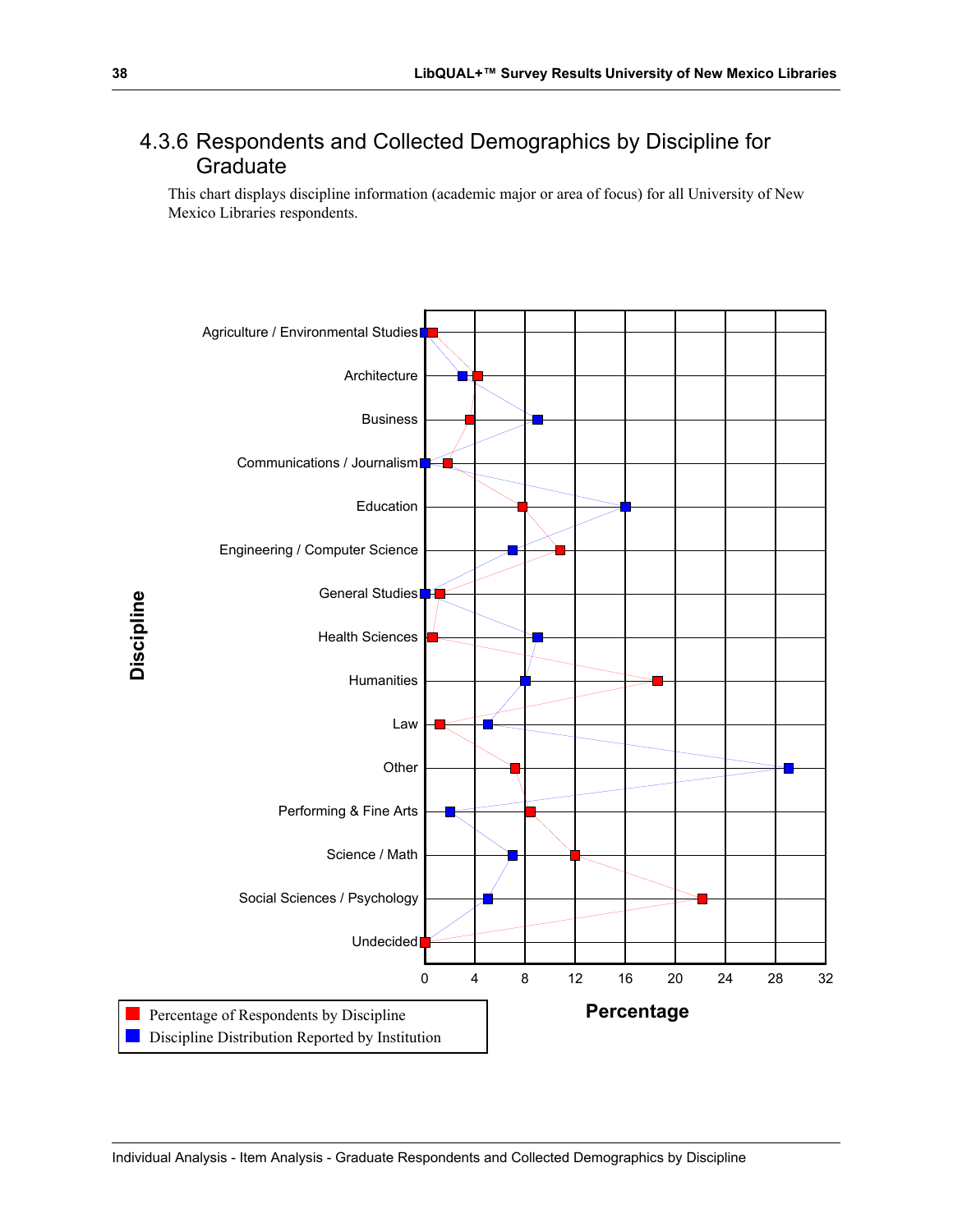## 4.3.6 Respondents and Collected Demographics by Discipline for Graduate

This chart displays discipline information (academic major or area of focus) for all University of New Mexico Libraries respondents.

Discipline

Agriculture / Environmental Studies

Architecture

Business

Communications / Journalism

Education

Engineering / Computer Science

General Studies

Health Sciences

Humanities

Law

Other

Performing & Fine Arts

Science / Math

Social Sciences / Psychology

Undecided

0 4 8 12 16 20 24 28 32

Percentage

- Percentage of Respondents by Discipline
- Discipline Distribution Reported by Institution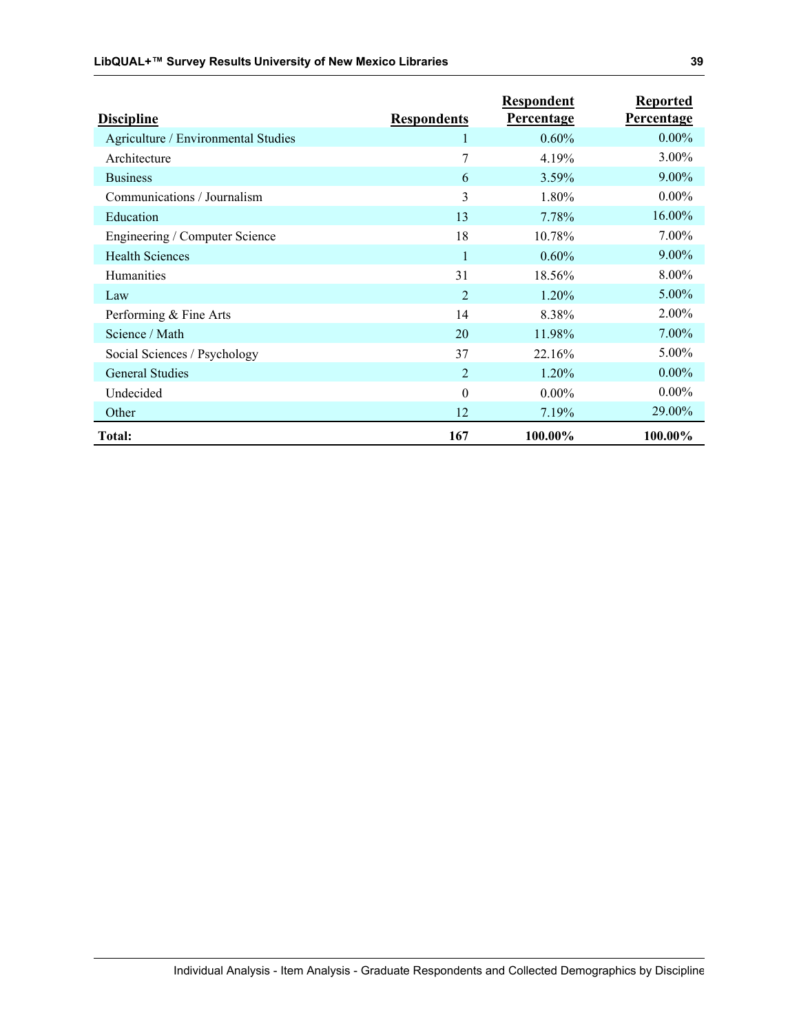| Discipline | Respondents | Respondent Percentage | Reported Percentage |
|---|---|---|---|
| Agriculture / Environmental Studies | 1 | 0.60% | 0.00% |
| Architecture | 7 | 4.19% | 3.00% |
| Business | 6 | 3.59% | 9.00% |
| Communications / Journalism | 3 | 1.80% | 0.00% |
| Education | 13 | 7.78% | 16.00% |
| Engineering / Computer Science | 18 | 10.78% | 7.00% |
| Health Sciences | 1 | 0.60% | 9.00% |
| Humanities | 31 | 18.56% | 8.00% |
| Law | 2 | 1.20% | 5.00% |
| Performing & Fine Arts | 14 | 8.38% | 2.00% |
| Science / Math | 20 | 11.98% | 7.00% |
| Social Sciences / Psychology | 37 | 22.16% | 5.00% |
| General Studies | 2 | 1.20% | 0.00% |
| Undecided | 0 | 0.00% | 0.00% |
| Other | 12 | 7.19% | 29.00% |
| **Total:** | **167** | **100.00%** | **100.00%** |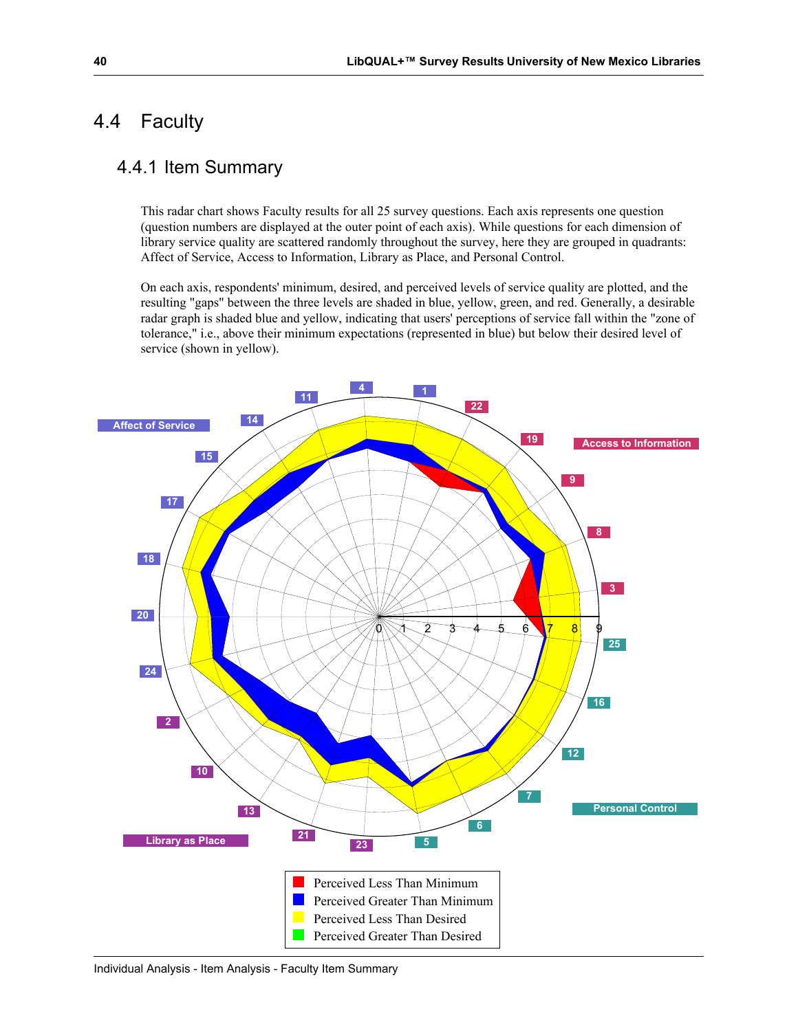## 4.4 Faculty

### 4.4.1 Item Summary

This radar chart shows Faculty results for all 25 survey questions. Each axis represents one question (question numbers are displayed at the outer point of each axis). While questions for each dimension of library service quality are scattered randomly throughout the survey, here they are grouped in quadrants: Affect of Service, Access to Information, Library as Place, and Personal Control.

On each axis, respondents' minimum, desired, and perceived levels of service quality are plotted, and the resulting "gaps" between the three levels are shaded in blue, yellow, green, and red. Generally, a desirable radar graph is shaded blue and yellow, indicating that users' perceptions of service fall within the "zone of tolerance," i.e., above their minimum expectations (represented in blue) but below their desired level of service (shown in yellow).

- Perceived Less Than Minimum
- Perceived Greater Than Minimum
- Perceived Less Than Desired
- Perceived Greater Than Desired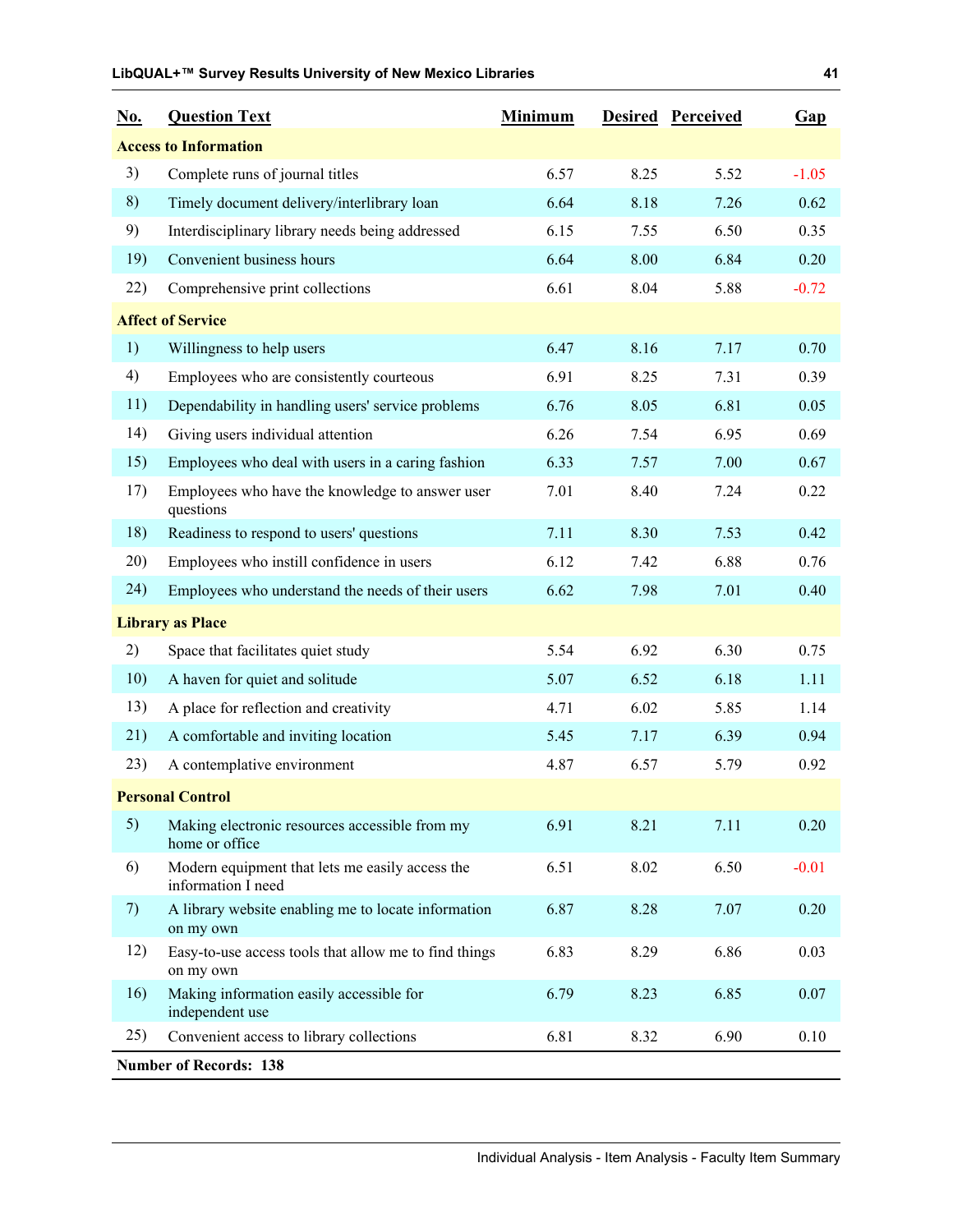| No. | Question Text | Minimum | Desired | Perceived | Gap |
|---|---|---|---|---|---|
| **Access to Information** | | | | | |
| 3) | Complete runs of journal titles | 6.57 | 8.25 | 5.52 | -1.05 |
| 8) | Timely document delivery/interlibrary loan | 6.64 | 8.18 | 7.26 | 0.62 |
| 9) | Interdisciplinary library needs being addressed | 6.15 | 7.55 | 6.50 | 0.35 |
| 19) | Convenient business hours | 6.64 | 8.00 | 6.84 | 0.20 |
| 22) | Comprehensive print collections | 6.61 | 8.04 | 5.88 | -0.72 |
| **Affect of Service** | | | | | |
| 1) | Willingness to help users | 6.47 | 8.16 | 7.17 | 0.70 |
| 4) | Employees who are consistently courteous | 6.91 | 8.25 | 7.31 | 0.39 |
| 11) | Dependability in handling users' service problems | 6.76 | 8.05 | 6.81 | 0.05 |
| 14) | Giving users individual attention | 6.26 | 7.54 | 6.95 | 0.69 |
| 15) | Employees who deal with users in a caring fashion | 6.33 | 7.57 | 7.00 | 0.67 |
| 17) | Employees who have the knowledge to answer user questions | 7.01 | 8.40 | 7.24 | 0.22 |
| 18) | Readiness to respond to users' questions | 7.11 | 8.30 | 7.53 | 0.42 |
| 20) | Employees who instill confidence in users | 6.12 | 7.42 | 6.88 | 0.76 |
| 24) | Employees who understand the needs of their users | 6.62 | 7.98 | 7.01 | 0.40 |
| **Library as Place** | | | | | |
| 2) | Space that facilitates quiet study | 5.54 | 6.92 | 6.30 | 0.75 |
| 10) | A haven for quiet and solitude | 5.07 | 6.52 | 6.18 | 1.11 |
| 13) | A place for reflection and creativity | 4.71 | 6.02 | 5.85 | 1.14 |
| 21) | A comfortable and inviting location | 5.45 | 7.17 | 6.39 | 0.94 |
| 23) | A contemplative environment | 4.87 | 6.57 | 5.79 | 0.92 |
| **Personal Control** | | | | | |
| 5) | Making electronic resources accessible from my home or office | 6.91 | 8.21 | 7.11 | 0.20 |
| 6) | Modern equipment that lets me easily access the information I need | 6.51 | 8.02 | 6.50 | -0.01 |
| 7) | A library website enabling me to locate information on my own | 6.87 | 8.28 | 7.07 | 0.20 |
| 12) | Easy-to-use access tools that allow me to find things on my own | 6.83 | 8.29 | 6.86 | 0.03 |
| 16) | Making information easily accessible for independent use | 6.79 | 8.23 | 6.85 | 0.07 |
| 25) | Convenient access to library collections | 6.81 | 8.32 | 6.90 | 0.10 |
| **Number of Records: 138** | | | | | |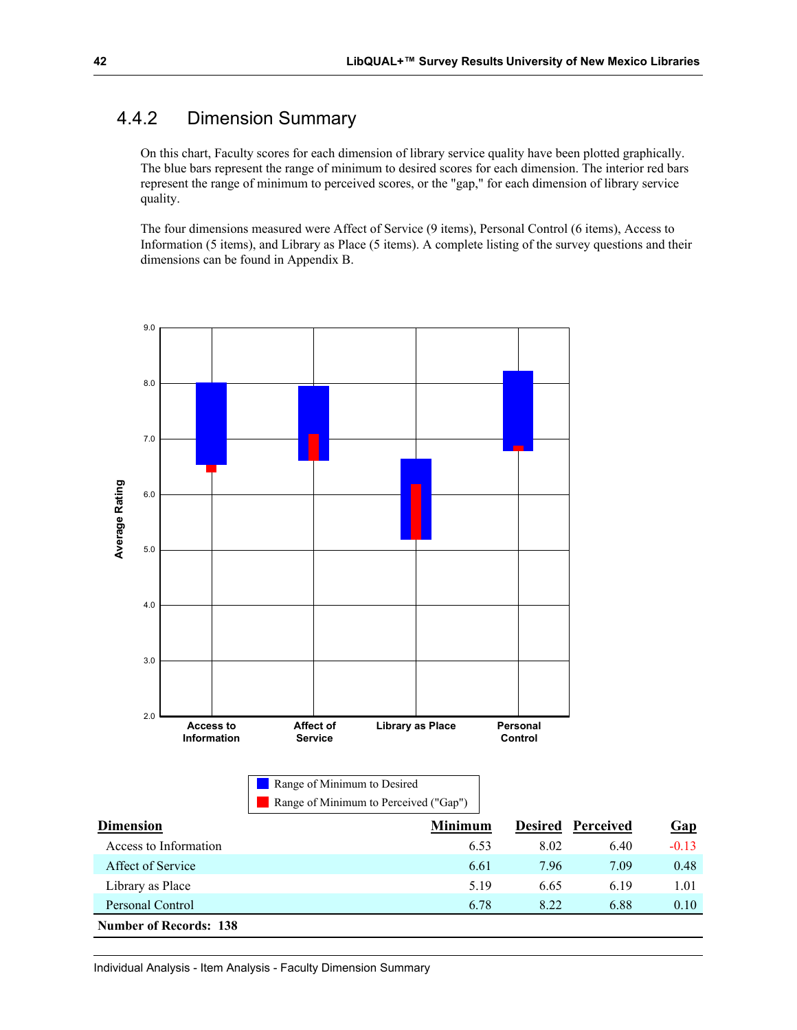## 4.4.2 Dimension Summary

On this chart, Faculty scores for each dimension of library service quality have been plotted graphically. The blue bars represent the range of minimum to desired scores for each dimension. The interior red bars represent the range of minimum to perceived scores, or the "gap," for each dimension of library service quality.

The four dimensions measured were Affect of Service (9 items), Personal Control (6 items), Access to Information (5 items), and Library as Place (5 items). A complete listing of the survey questions and their dimensions can be found in Appendix B.

| Dimension | Minimum | Desired | Perceived | Gap |
|---|---|---|---|---|
| Access to Information | 6.53 | 8.02 | 6.40 | -0.13 |
| Affect of Service | 6.61 | 7.96 | 7.09 | 0.48 |
| Library as Place | 5.19 | 6.65 | 6.19 | 1.01 |
| Personal Control | 6.78 | 8.22 | 6.88 | 0.10 |

**Number of Records: 138**

Individual Analysis - Item Analysis - Faculty Dimension Summary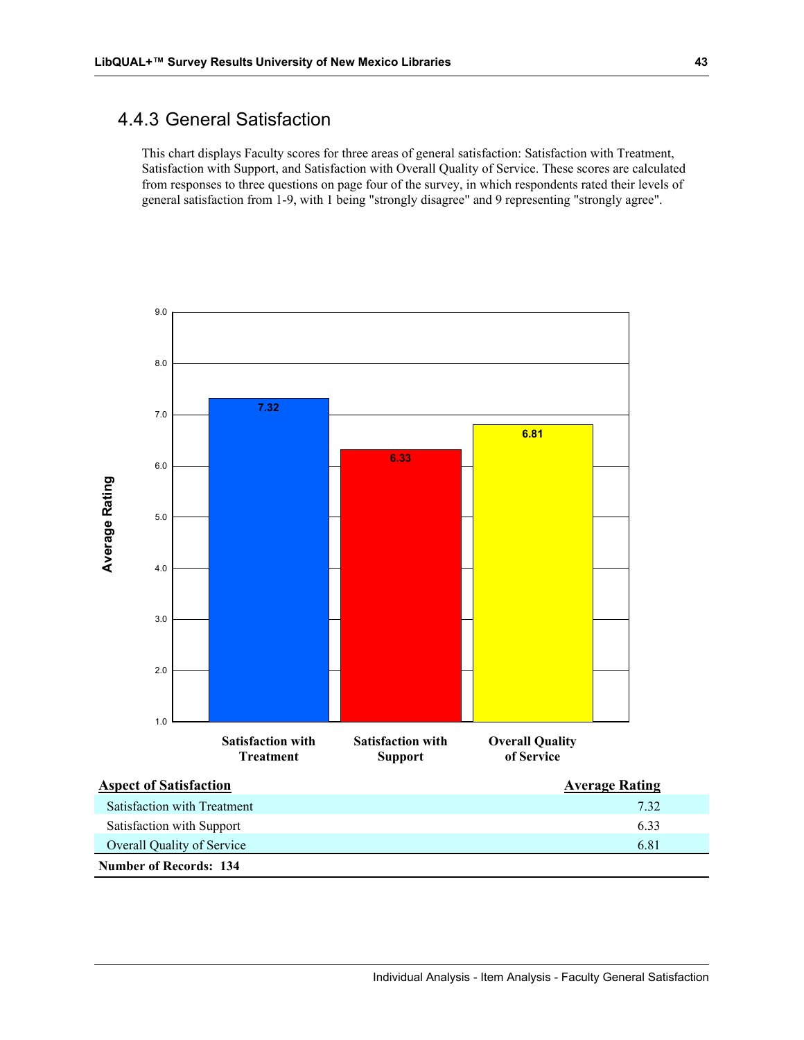### 4.4.3 General Satisfaction

This chart displays Faculty scores for three areas of general satisfaction: Satisfaction with Treatment, Satisfaction with Support, and Satisfaction with Overall Quality of Service. These scores are calculated from responses to three questions on page four of the survey, in which respondents rated their levels of general satisfaction from 1-9, with 1 being "strongly disagree" and 9 representing "strongly agree".

| Aspect of Satisfaction | Average Rating |
|---|---|
| Satisfaction with Treatment | 7.32 |
| Satisfaction with Support | 6.33 |
| Overall Quality of Service | 6.81 |

**Number of Records: 134**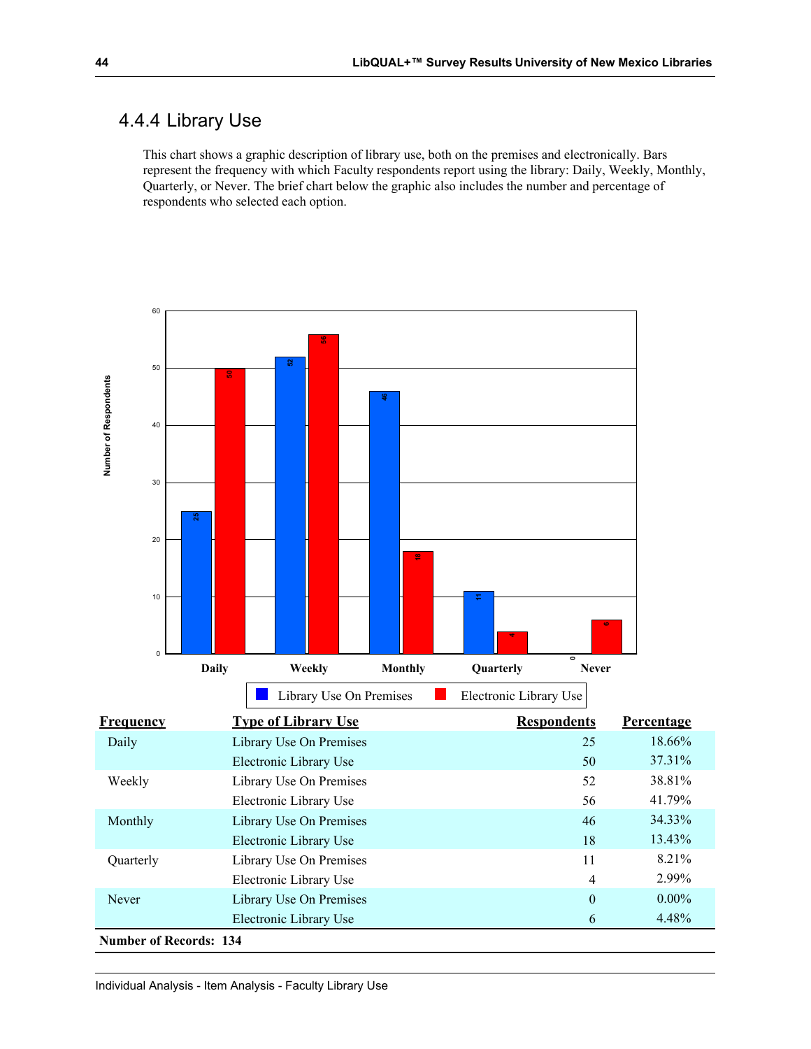## 4.4.4 Library Use

This chart shows a graphic description of library use, both on the premises and electronically. Bars represent the frequency with which Faculty respondents report using the library: Daily, Weekly, Monthly, Quarterly, or Never. The brief chart below the graphic also includes the number and percentage of respondents who selected each option.

| Frequency | Type of Library Use | Respondents | Percentage |
|---|---|---|---|
| Daily | Library Use On Premises | 25 | 18.66% |
| | Electronic Library Use | 50 | 37.31% |
| Weekly | Library Use On Premises | 52 | 38.81% |
| | Electronic Library Use | 56 | 41.79% |
| Monthly | Library Use On Premises | 46 | 34.33% |
| | Electronic Library Use | 18 | 13.43% |
| Quarterly | Library Use On Premises | 11 | 8.21% |
| | Electronic Library Use | 4 | 2.99% |
| Never | Library Use On Premises | 0 | 0.00% |
| | Electronic Library Use | 6 | 4.48% |

**Number of Records: 134**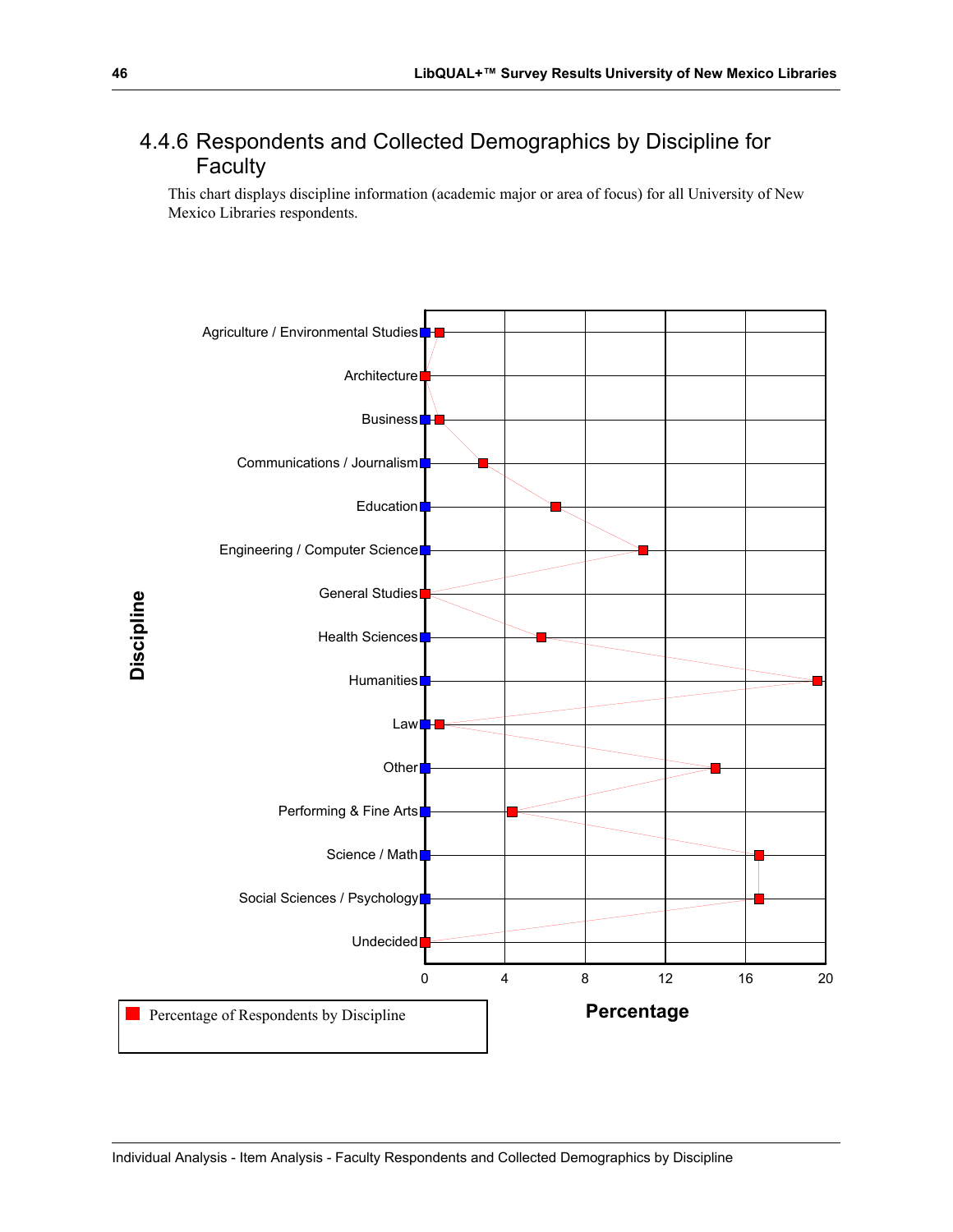## 4.4.6 Respondents and Collected Demographics by Discipline for Faculty

This chart displays discipline information (academic major or area of focus) for all University of New Mexico Libraries respondents.

Discipline

- Agriculture / Environmental Studies
- Architecture
- Business
- Communications / Journalism
- Education
- Engineering / Computer Science
- General Studies
- Health Sciences
- Humanities
- Law
- Other
- Performing & Fine Arts
- Science / Math
- Social Sciences / Psychology
- Undecided

0 4 8 12 16 20

Percentage

Percentage of Respondents by Discipline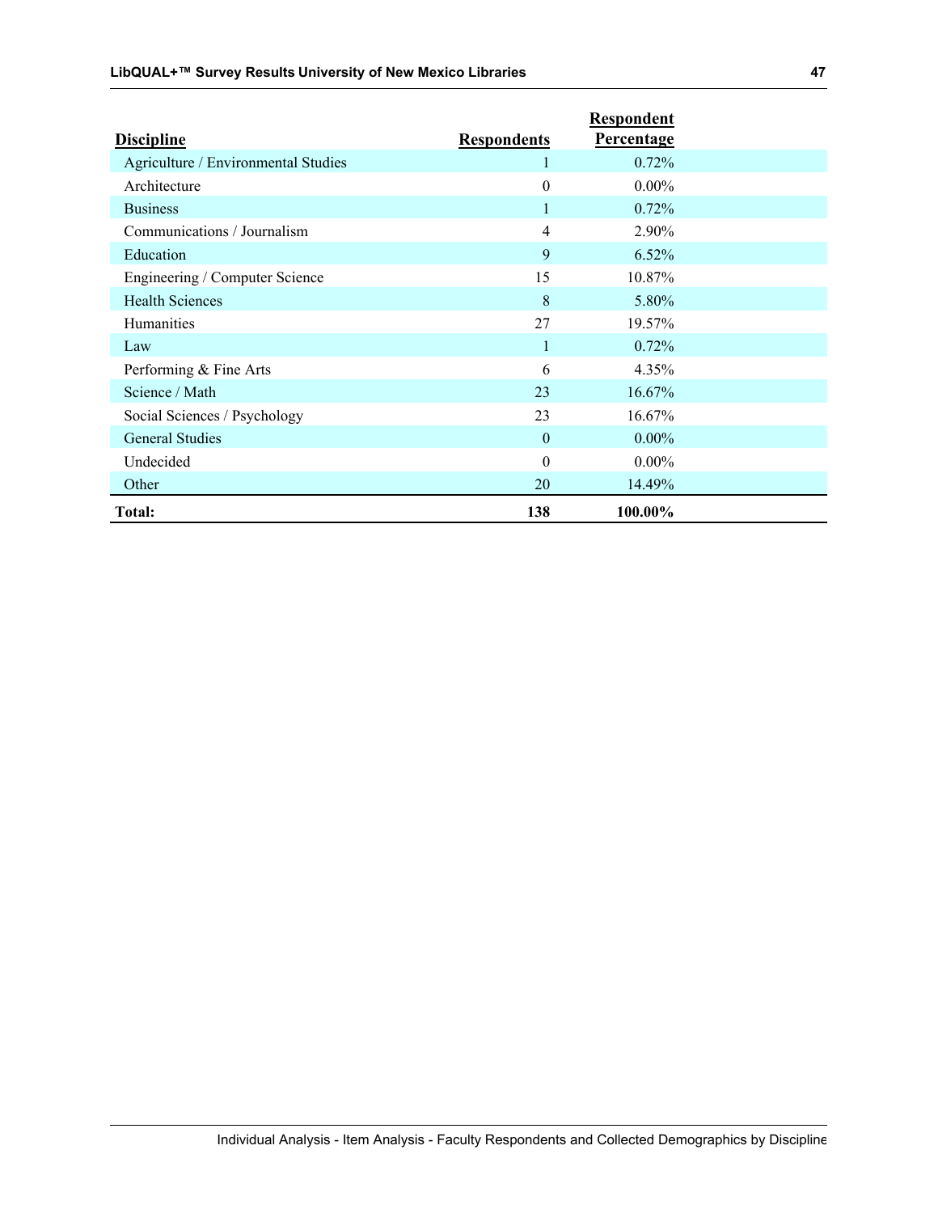| Discipline | Respondents | Respondent Percentage |
| --- | --- | --- |
| Agriculture / Environmental Studies | 1 | 0.72% |
| Architecture | 0 | 0.00% |
| Business | 1 | 0.72% |
| Communications / Journalism | 4 | 2.90% |
| Education | 9 | 6.52% |
| Engineering / Computer Science | 15 | 10.87% |
| Health Sciences | 8 | 5.80% |
| Humanities | 27 | 19.57% |
| Law | 1 | 0.72% |
| Performing & Fine Arts | 6 | 4.35% |
| Science / Math | 23 | 16.67% |
| Social Sciences / Psychology | 23 | 16.67% |
| General Studies | 0 | 0.00% |
| Undecided | 0 | 0.00% |
| Other | 20 | 14.49% |
| **Total:** | **138** | **100.00%** |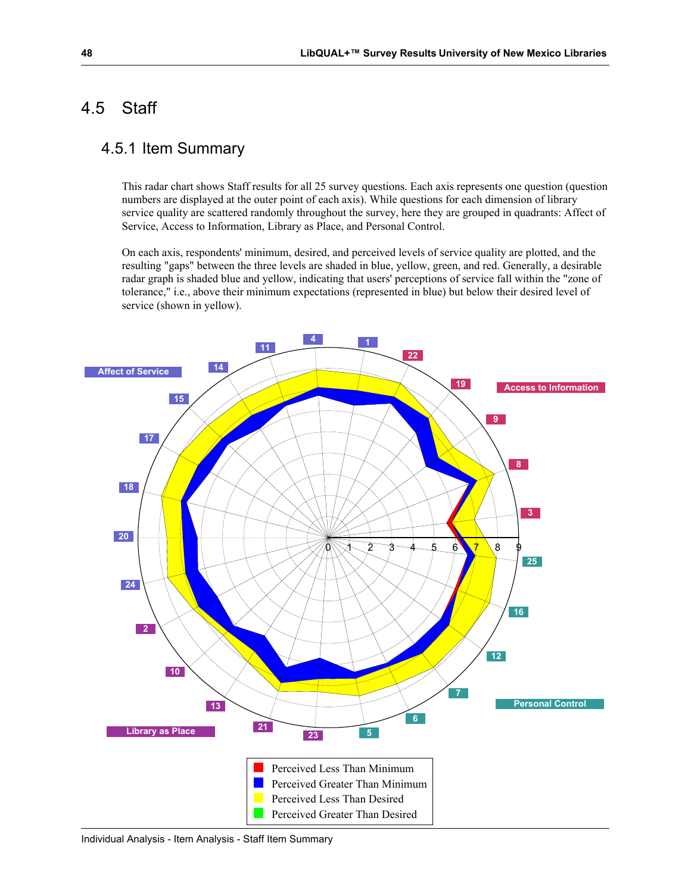# 4.5 Staff

## 4.5.1 Item Summary

This radar chart shows Staff results for all 25 survey questions. Each axis represents one question (question numbers are displayed at the outer point of each axis). While questions for each dimension of library service quality are scattered randomly throughout the survey, here they are grouped in quadrants: Affect of Service, Access to Information, Library as Place, and Personal Control.

On each axis, respondents' minimum, desired, and perceived levels of service quality are plotted, and the resulting "gaps" between the three levels are shaded in blue, yellow, green, and red. Generally, a desirable radar graph is shaded blue and yellow, indicating that users' perceptions of service fall within the "zone of tolerance," i.e., above their minimum expectations (represented in blue) but below their desired level of service (shown in yellow).

Affect of Service | Access to Information | Library as Place | Personal Control

Perceived Less Than Minimum
Perceived Greater Than Minimum
Perceived Less Than Desired
Perceived Greater Than Desired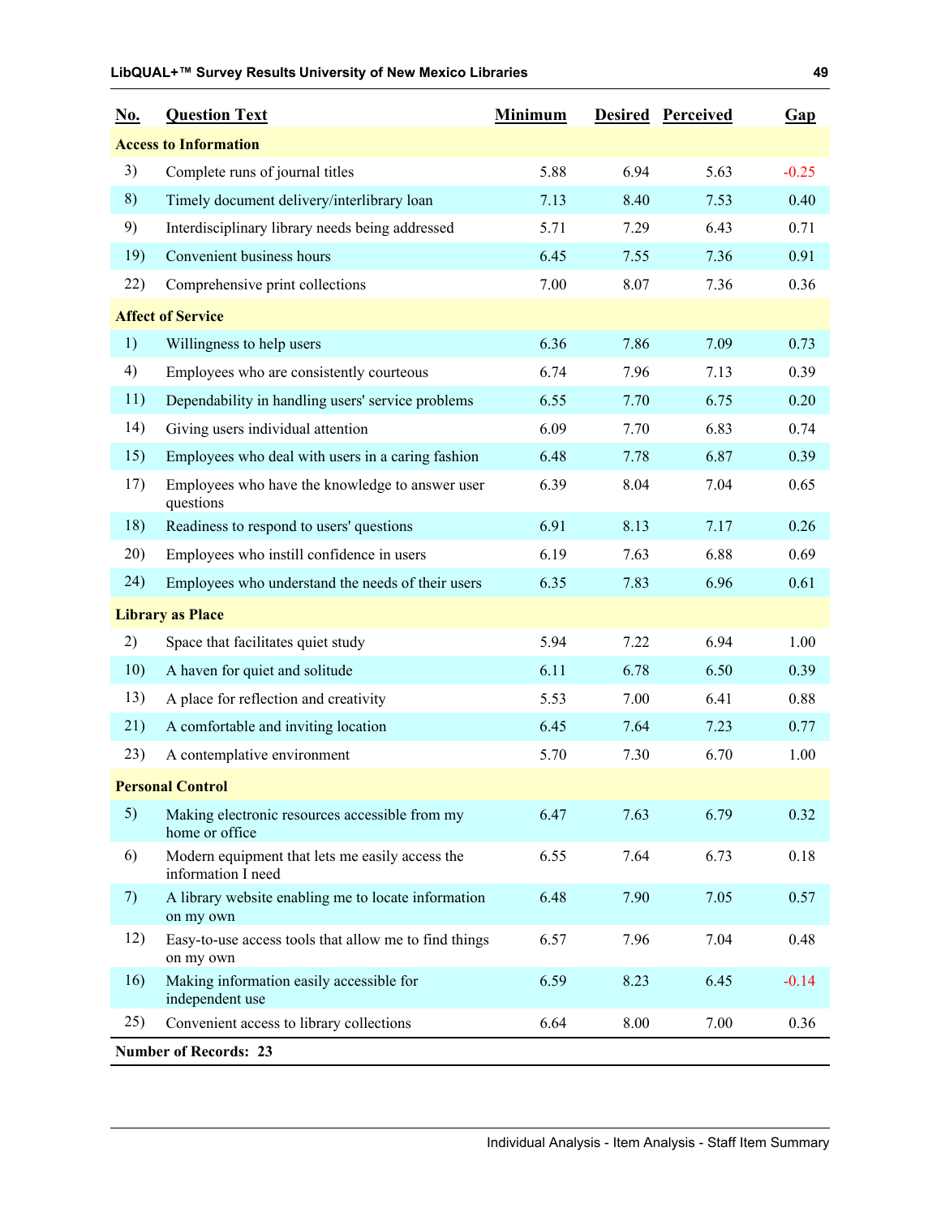| No. | Question Text | Minimum | Desired | Perceived | Gap |
|---|---|---|---|---|---|
| **Access to Information** | | | | | |
| 3) | Complete runs of journal titles | 5.88 | 6.94 | 5.63 | -0.25 |
| 8) | Timely document delivery/interlibrary loan | 7.13 | 8.40 | 7.53 | 0.40 |
| 9) | Interdisciplinary library needs being addressed | 5.71 | 7.29 | 6.43 | 0.71 |
| 19) | Convenient business hours | 6.45 | 7.55 | 7.36 | 0.91 |
| 22) | Comprehensive print collections | 7.00 | 8.07 | 7.36 | 0.36 |
| **Affect of Service** | | | | | |
| 1) | Willingness to help users | 6.36 | 7.86 | 7.09 | 0.73 |
| 4) | Employees who are consistently courteous | 6.74 | 7.96 | 7.13 | 0.39 |
| 11) | Dependability in handling users' service problems | 6.55 | 7.70 | 6.75 | 0.20 |
| 14) | Giving users individual attention | 6.09 | 7.70 | 6.83 | 0.74 |
| 15) | Employees who deal with users in a caring fashion | 6.48 | 7.78 | 6.87 | 0.39 |
| 17) | Employees who have the knowledge to answer user questions | 6.39 | 8.04 | 7.04 | 0.65 |
| 18) | Readiness to respond to users' questions | 6.91 | 8.13 | 7.17 | 0.26 |
| 20) | Employees who instill confidence in users | 6.19 | 7.63 | 6.88 | 0.69 |
| 24) | Employees who understand the needs of their users | 6.35 | 7.83 | 6.96 | 0.61 |
| **Library as Place** | | | | | |
| 2) | Space that facilitates quiet study | 5.94 | 7.22 | 6.94 | 1.00 |
| 10) | A haven for quiet and solitude | 6.11 | 6.78 | 6.50 | 0.39 |
| 13) | A place for reflection and creativity | 5.53 | 7.00 | 6.41 | 0.88 |
| 21) | A comfortable and inviting location | 6.45 | 7.64 | 7.23 | 0.77 |
| 23) | A contemplative environment | 5.70 | 7.30 | 6.70 | 1.00 |
| **Personal Control** | | | | | |
| 5) | Making electronic resources accessible from my home or office | 6.47 | 7.63 | 6.79 | 0.32 |
| 6) | Modern equipment that lets me easily access the information I need | 6.55 | 7.64 | 6.73 | 0.18 |
| 7) | A library website enabling me to locate information on my own | 6.48 | 7.90 | 7.05 | 0.57 |
| 12) | Easy-to-use access tools that allow me to find things on my own | 6.57 | 7.96 | 7.04 | 0.48 |
| 16) | Making information easily accessible for independent use | 6.59 | 8.23 | 6.45 | -0.14 |
| 25) | Convenient access to library collections | 6.64 | 8.00 | 7.00 | 0.36 |

**Number of Records: 23**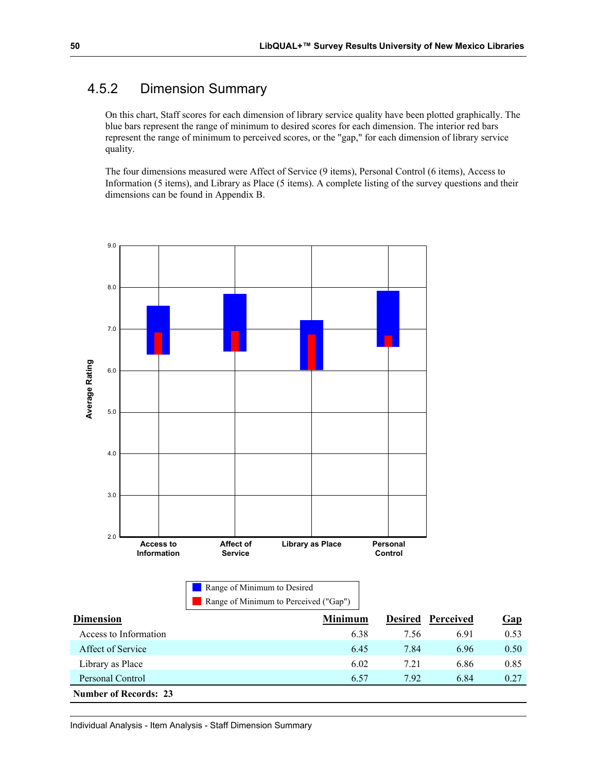## 4.5.2 Dimension Summary

On this chart, Staff scores for each dimension of library service quality have been plotted graphically. The blue bars represent the range of minimum to desired scores for each dimension. The interior red bars represent the range of minimum to perceived scores, or the "gap," for each dimension of library service quality.

The four dimensions measured were Affect of Service (9 items), Personal Control (6 items), Access to Information (5 items), and Library as Place (5 items). A complete listing of the survey questions and their dimensions can be found in Appendix B.

| Dimension | Minimum | Desired | Perceived | Gap |
|---|---|---|---|---|
| Access to Information | 6.38 | 7.56 | 6.91 | 0.53 |
| Affect of Service | 6.45 | 7.84 | 6.96 | 0.50 |
| Library as Place | 6.02 | 7.21 | 6.86 | 0.85 |
| Personal Control | 6.57 | 7.92 | 6.84 | 0.27 |

**Number of Records: 23**

Individual Analysis - Item Analysis - Staff Dimension Summary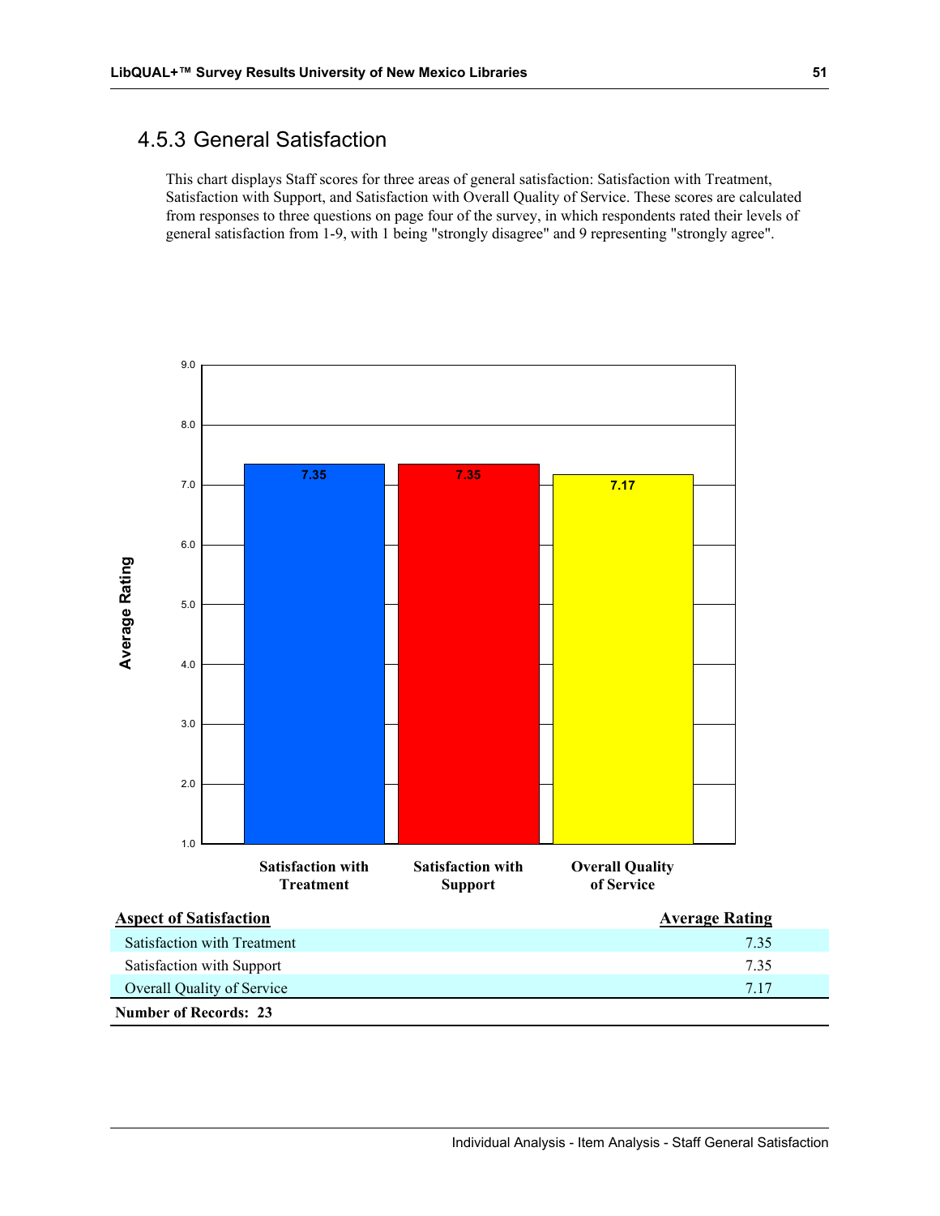### 4.5.3 General Satisfaction

This chart displays Staff scores for three areas of general satisfaction: Satisfaction with Treatment, Satisfaction with Support, and Satisfaction with Overall Quality of Service. These scores are calculated from responses to three questions on page four of the survey, in which respondents rated their levels of general satisfaction from 1-9, with 1 being "strongly disagree" and 9 representing "strongly agree".

| Aspect of Satisfaction | Average Rating |
|---|---|
| Satisfaction with Treatment | 7.35 |
| Satisfaction with Support | 7.35 |
| Overall Quality of Service | 7.17 |

**Number of Records: 23**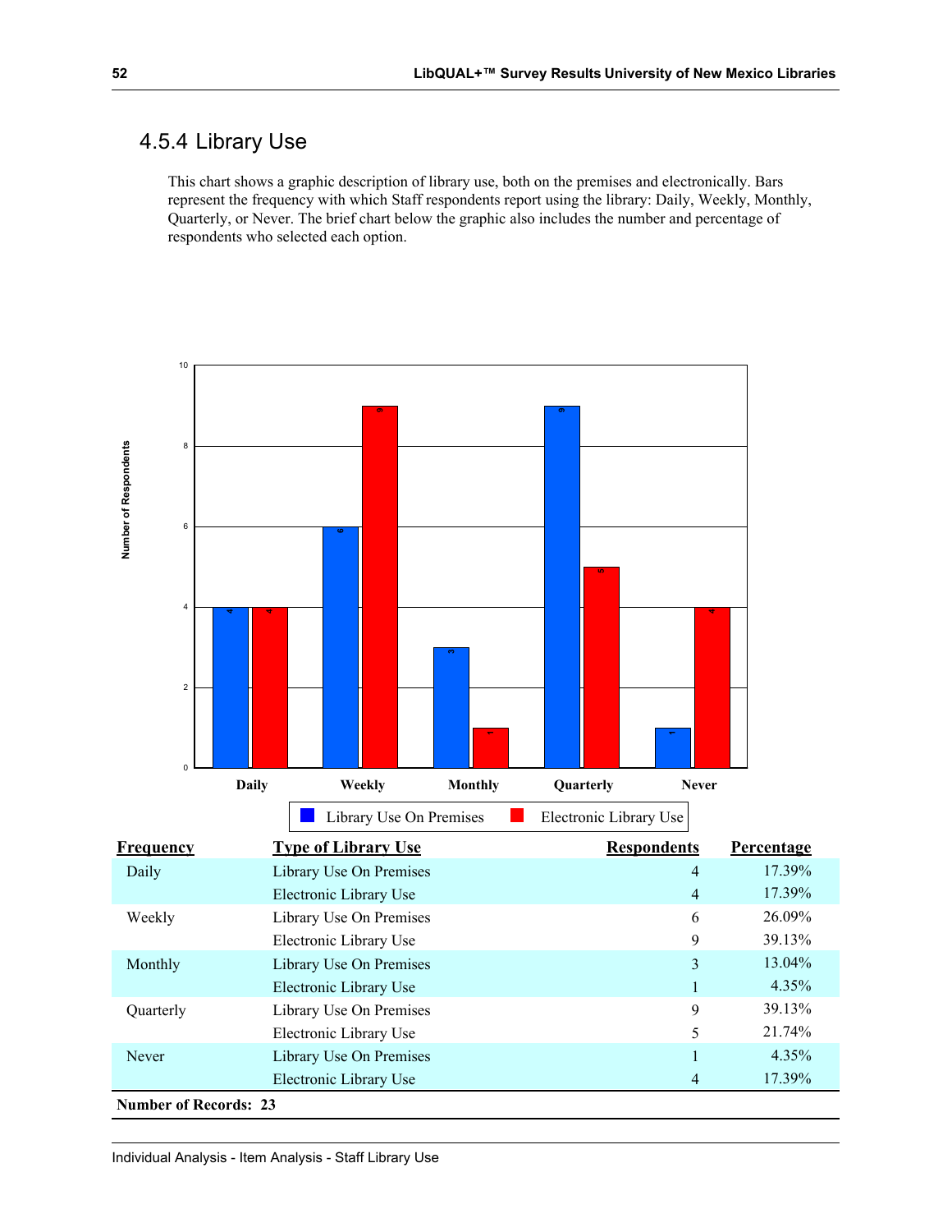## 4.5.4 Library Use

This chart shows a graphic description of library use, both on the premises and electronically. Bars represent the frequency with which Staff respondents report using the library: Daily, Weekly, Monthly, Quarterly, or Never. The brief chart below the graphic also includes the number and percentage of respondents who selected each option.

| Frequency | Type of Library Use | Respondents | Percentage |
|---|---|---|---|
| Daily | Library Use On Premises | 4 | 17.39% |
| | Electronic Library Use | 4 | 17.39% |
| Weekly | Library Use On Premises | 6 | 26.09% |
| | Electronic Library Use | 9 | 39.13% |
| Monthly | Library Use On Premises | 3 | 13.04% |
| | Electronic Library Use | 1 | 4.35% |
| Quarterly | Library Use On Premises | 9 | 39.13% |
| | Electronic Library Use | 5 | 21.74% |
| Never | Library Use On Premises | 1 | 4.35% |
| | Electronic Library Use | 4 | 17.39% |

**Number of Records: 23**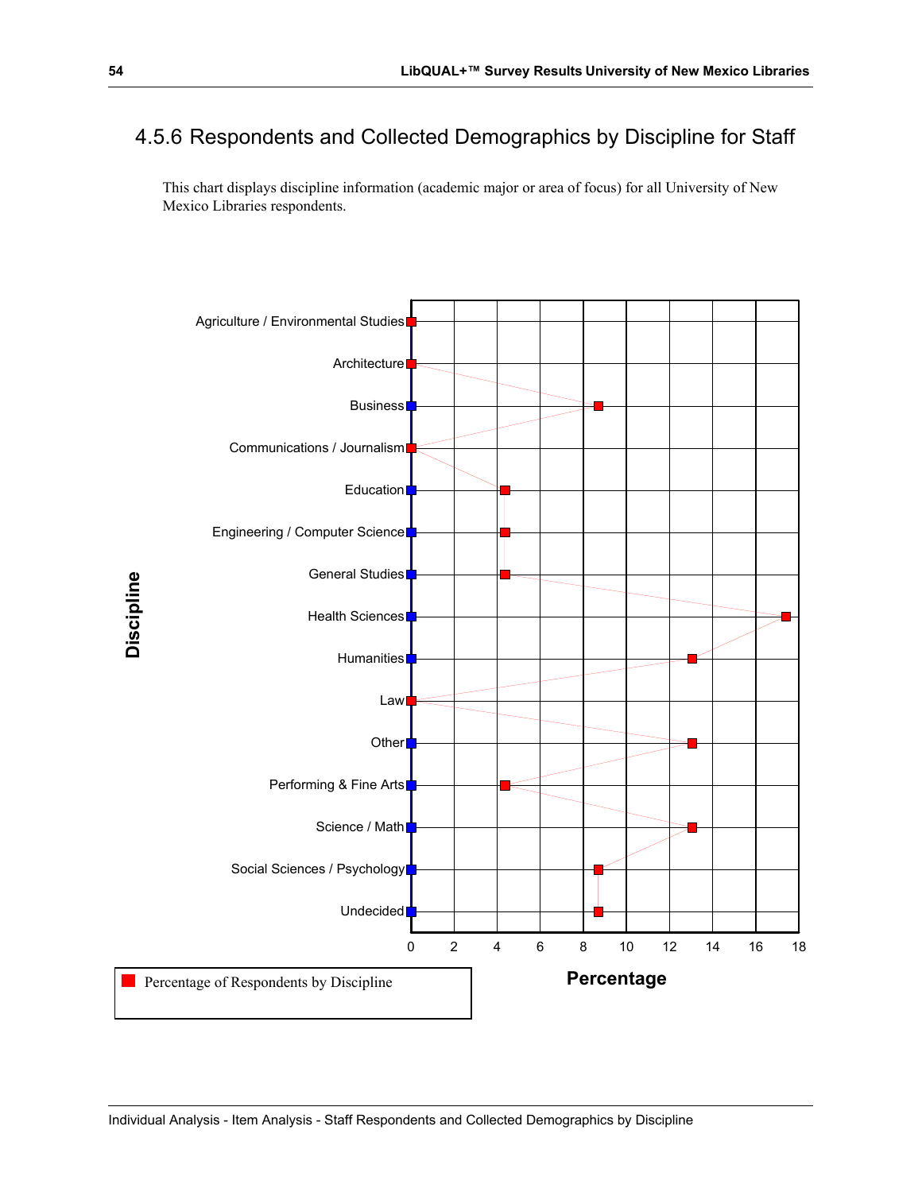## 4.5.6 Respondents and Collected Demographics by Discipline for Staff

This chart displays discipline information (academic major or area of focus) for all University of New Mexico Libraries respondents.

**Discipline**

- Agriculture / Environmental Studies
- Architecture
- Business
- Communications / Journalism
- Education
- Engineering / Computer Science
- General Studies
- Health Sciences
- Humanities
- Law
- Other
- Performing & Fine Arts
- Science / Math
- Social Sciences / Psychology
- Undecided

0 2 4 6 8 10 12 14 16 18

**Percentage**

Percentage of Respondents by Discipline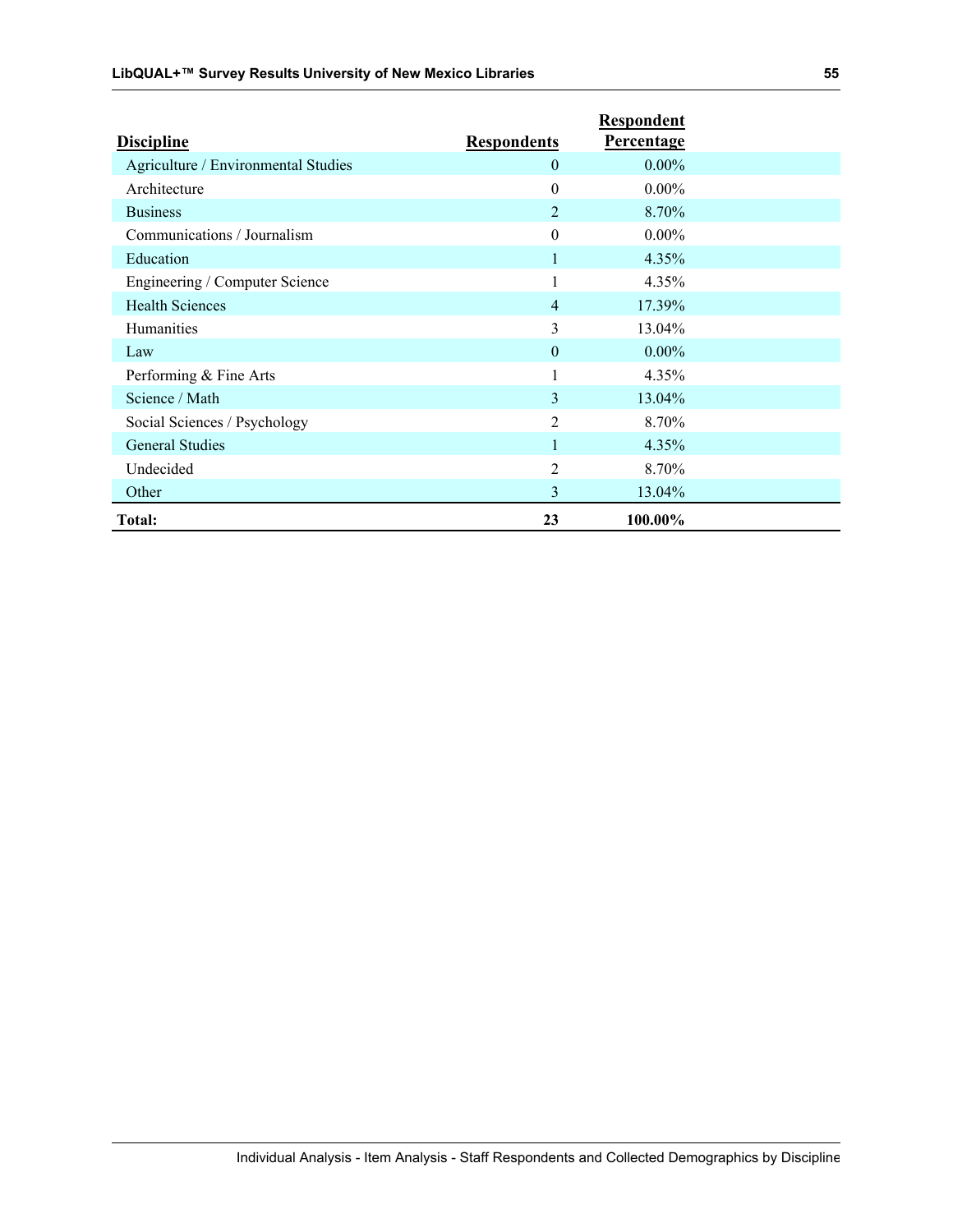| Discipline | Respondents | Respondent Percentage |
| --- | --- | --- |
| Agriculture / Environmental Studies | 0 | 0.00% |
| Architecture | 0 | 0.00% |
| Business | 2 | 8.70% |
| Communications / Journalism | 0 | 0.00% |
| Education | 1 | 4.35% |
| Engineering / Computer Science | 1 | 4.35% |
| Health Sciences | 4 | 17.39% |
| Humanities | 3 | 13.04% |
| Law | 0 | 0.00% |
| Performing & Fine Arts | 1 | 4.35% |
| Science / Math | 3 | 13.04% |
| Social Sciences / Psychology | 2 | 8.70% |
| General Studies | 1 | 4.35% |
| Undecided | 2 | 8.70% |
| Other | 3 | 13.04% |
| **Total:** | **23** | **100.00%** |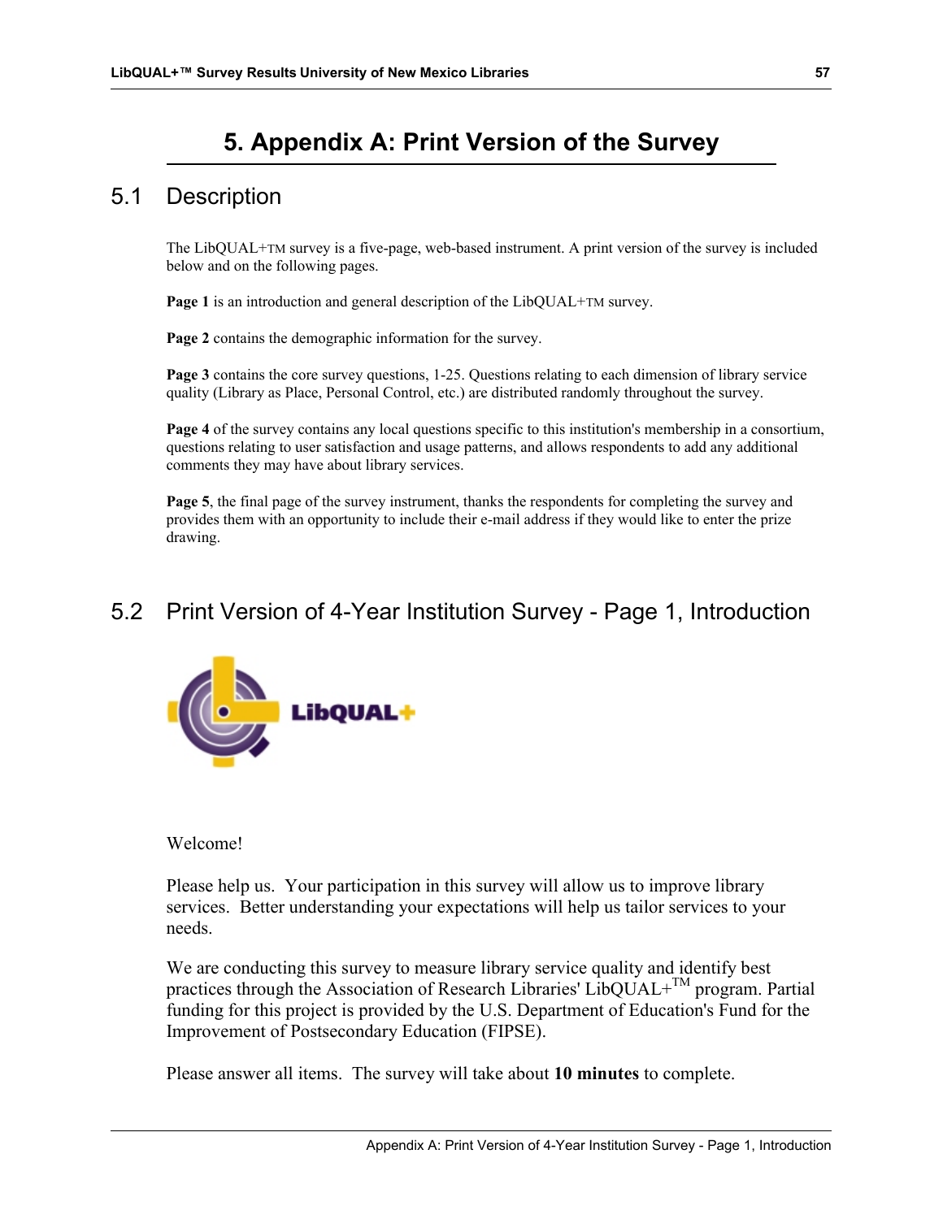# 5. Appendix A: Print Version of the Survey

## 5.1 Description

The LibQUAL+TM survey is a five-page, web-based instrument. A print version of the survey is included below and on the following pages.

**Page 1** is an introduction and general description of the LibQUAL+TM survey.

**Page 2** contains the demographic information for the survey.

**Page 3** contains the core survey questions, 1-25. Questions relating to each dimension of library service quality (Library as Place, Personal Control, etc.) are distributed randomly throughout the survey.

**Page 4** of the survey contains any local questions specific to this institution's membership in a consortium, questions relating to user satisfaction and usage patterns, and allows respondents to add any additional comments they may have about library services.

**Page 5**, the final page of the survey instrument, thanks the respondents for completing the survey and provides them with an opportunity to include their e-mail address if they would like to enter the prize drawing.

## 5.2 Print Version of 4-Year Institution Survey - Page 1, Introduction

LibQUAL+

Welcome!

Please help us. Your participation in this survey will allow us to improve library services. Better understanding your expectations will help us tailor services to your needs.

We are conducting this survey to measure library service quality and identify best practices through the Association of Research Libraries' LibQUAL+TM program. Partial funding for this project is provided by the U.S. Department of Education's Fund for the Improvement of Postsecondary Education (FIPSE).

Please answer all items. The survey will take about **10 minutes** to complete.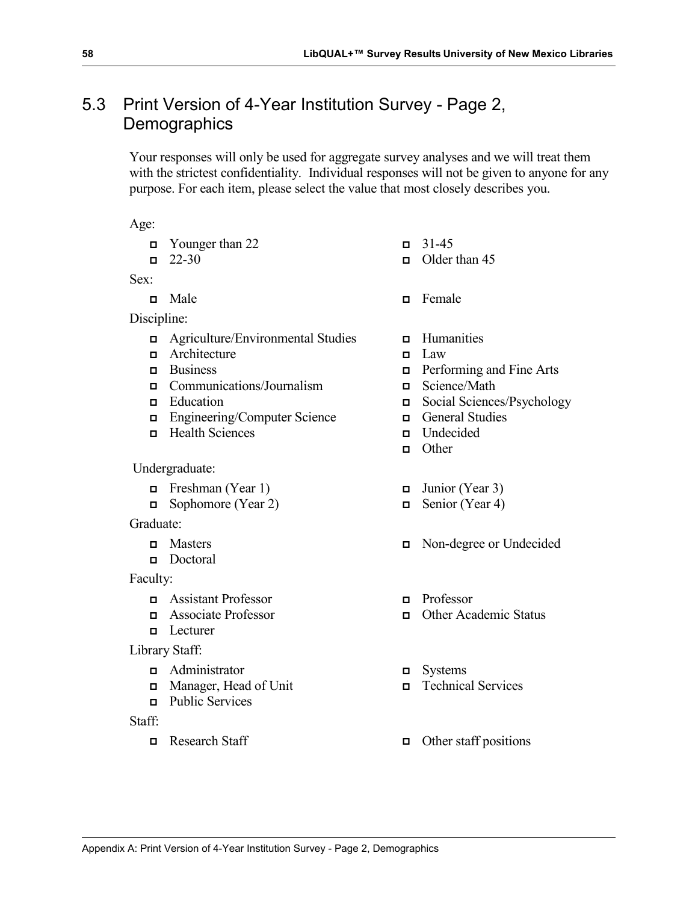## 5.3 Print Version of 4-Year Institution Survey - Page 2, Demographics

Your responses will only be used for aggregate survey analyses and we will treat them with the strictest confidentiality. Individual responses will not be given to anyone for any purpose. For each item, please select the value that most closely describes you.

Age:

- Younger than 22
- 22-30
- 31-45
- Older than 45

Sex:

- Male
- Female

Discipline:

- Agriculture/Environmental Studies
- Architecture
- Business
- Communications/Journalism
- Education
- Engineering/Computer Science
- Health Sciences
- Humanities
- Law
- Performing and Fine Arts
- Science/Math
- Social Sciences/Psychology
- General Studies
- Undecided
- Other

Undergraduate:

- Freshman (Year 1)
- Sophomore (Year 2)
- Junior (Year 3)
- Senior (Year 4)

Graduate:

- Masters
- Doctoral
- Non-degree or Undecided

Faculty:

- Assistant Professor
- Associate Professor
- Lecturer
- Professor
- Other Academic Status

Library Staff:

- Administrator
- Manager, Head of Unit
- Public Services
- Systems
- Technical Services

Staff:

- Research Staff
- Other staff positions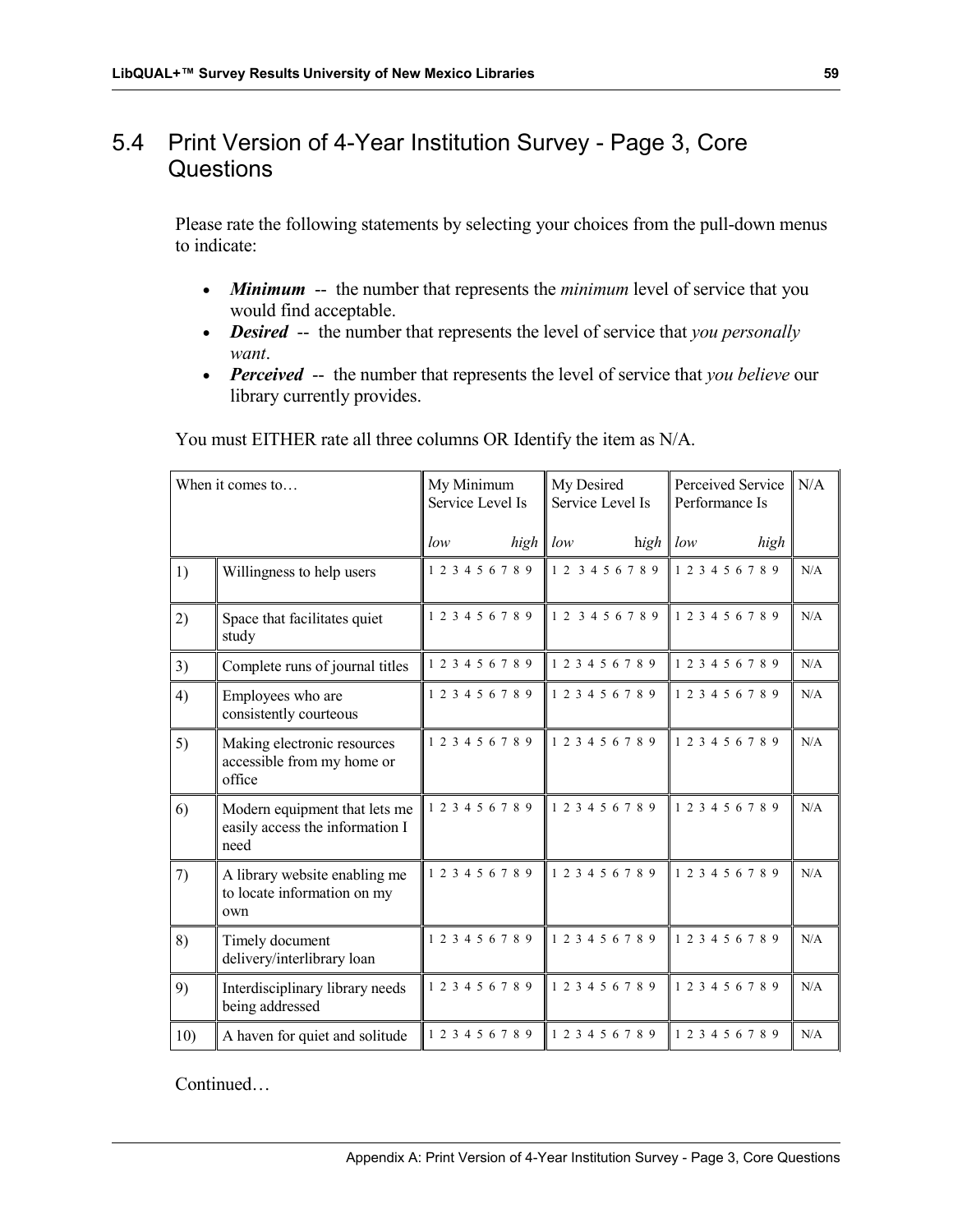## 5.4 Print Version of 4-Year Institution Survey - Page 3, Core Questions

Please rate the following statements by selecting your choices from the pull-down menus to indicate:

- ***Minimum*** -- the number that represents the *minimum* level of service that you would find acceptable.
- ***Desired*** -- the number that represents the level of service that *you personally want*.
- ***Perceived*** -- the number that represents the level of service that *you believe* our library currently provides.

You must EITHER rate all three columns OR Identify the item as N/A.

| When it comes to… | | My Minimum Service Level Is | My Desired Service Level Is | Perceived Service Performance Is | N/A |
|---|---|---|---|---|---|
| | | *low* *high* | *low* *high* | *low* *high* | |
| 1) | Willingness to help users | 1 2 3 4 5 6 7 8 9 | 1 2 3 4 5 6 7 8 9 | 1 2 3 4 5 6 7 8 9 | N/A |
| 2) | Space that facilitates quiet study | 1 2 3 4 5 6 7 8 9 | 1 2 3 4 5 6 7 8 9 | 1 2 3 4 5 6 7 8 9 | N/A |
| 3) | Complete runs of journal titles | 1 2 3 4 5 6 7 8 9 | 1 2 3 4 5 6 7 8 9 | 1 2 3 4 5 6 7 8 9 | N/A |
| 4) | Employees who are consistently courteous | 1 2 3 4 5 6 7 8 9 | 1 2 3 4 5 6 7 8 9 | 1 2 3 4 5 6 7 8 9 | N/A |
| 5) | Making electronic resources accessible from my home or office | 1 2 3 4 5 6 7 8 9 | 1 2 3 4 5 6 7 8 9 | 1 2 3 4 5 6 7 8 9 | N/A |
| 6) | Modern equipment that lets me easily access the information I need | 1 2 3 4 5 6 7 8 9 | 1 2 3 4 5 6 7 8 9 | 1 2 3 4 5 6 7 8 9 | N/A |
| 7) | A library website enabling me to locate information on my own | 1 2 3 4 5 6 7 8 9 | 1 2 3 4 5 6 7 8 9 | 1 2 3 4 5 6 7 8 9 | N/A |
| 8) | Timely document delivery/interlibrary loan | 1 2 3 4 5 6 7 8 9 | 1 2 3 4 5 6 7 8 9 | 1 2 3 4 5 6 7 8 9 | N/A |
| 9) | Interdisciplinary library needs being addressed | 1 2 3 4 5 6 7 8 9 | 1 2 3 4 5 6 7 8 9 | 1 2 3 4 5 6 7 8 9 | N/A |
| 10) | A haven for quiet and solitude | 1 2 3 4 5 6 7 8 9 | 1 2 3 4 5 6 7 8 9 | 1 2 3 4 5 6 7 8 9 | N/A |

Continued…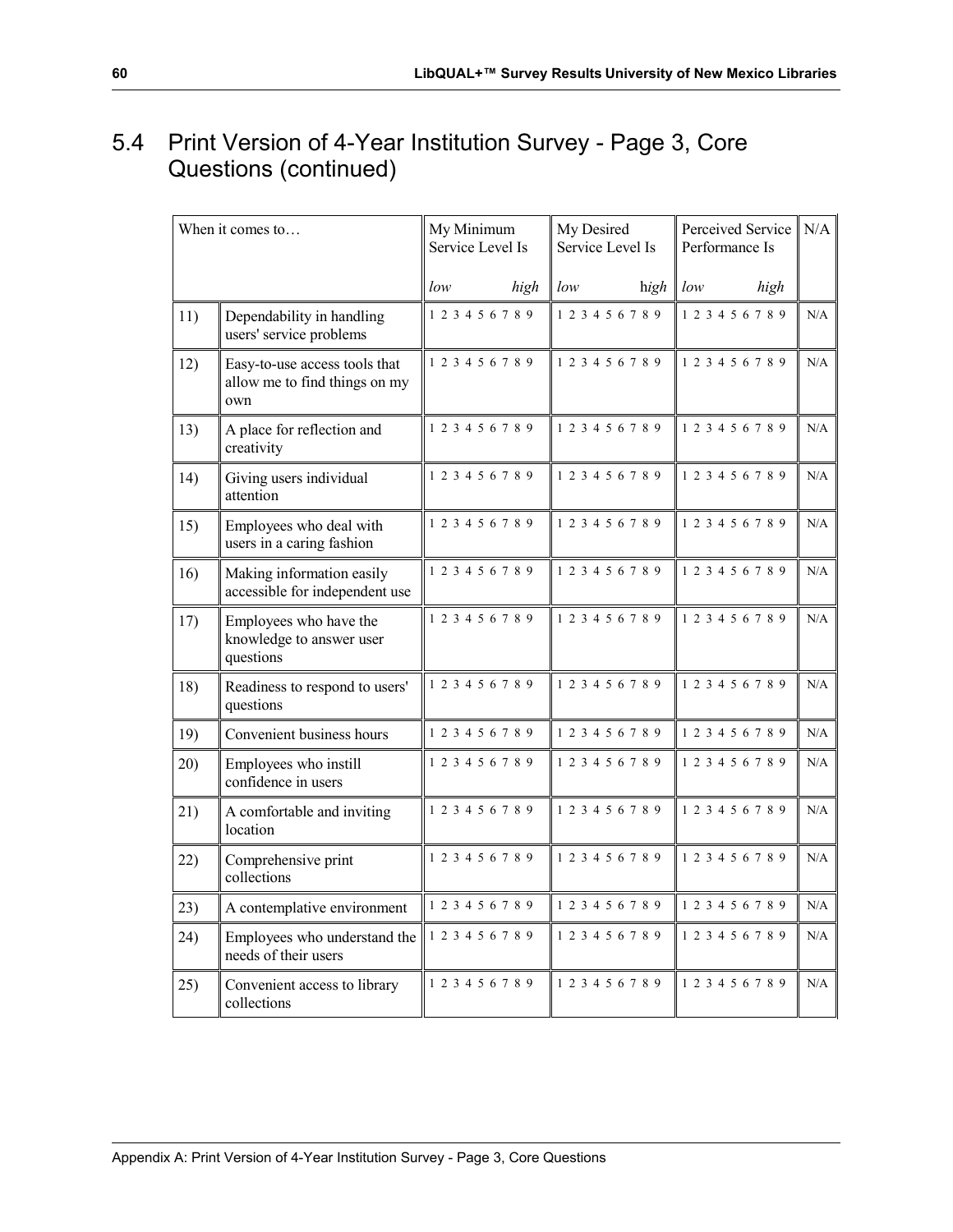## 5.4 Print Version of 4-Year Institution Survey - Page 3, Core Questions (continued)

| When it comes to… | | My Minimum Service Level Is | My Desired Service Level Is | Perceived Service Performance Is | N/A |
|---|---|---|---|---|---|
| | | *low* *high* | *low* h*igh* | *low* *high* | |
| 11) | Dependability in handling users' service problems | 1 2 3 4 5 6 7 8 9 | 1 2 3 4 5 6 7 8 9 | 1 2 3 4 5 6 7 8 9 | N/A |
| 12) | Easy-to-use access tools that allow me to find things on my own | 1 2 3 4 5 6 7 8 9 | 1 2 3 4 5 6 7 8 9 | 1 2 3 4 5 6 7 8 9 | N/A |
| 13) | A place for reflection and creativity | 1 2 3 4 5 6 7 8 9 | 1 2 3 4 5 6 7 8 9 | 1 2 3 4 5 6 7 8 9 | N/A |
| 14) | Giving users individual attention | 1 2 3 4 5 6 7 8 9 | 1 2 3 4 5 6 7 8 9 | 1 2 3 4 5 6 7 8 9 | N/A |
| 15) | Employees who deal with users in a caring fashion | 1 2 3 4 5 6 7 8 9 | 1 2 3 4 5 6 7 8 9 | 1 2 3 4 5 6 7 8 9 | N/A |
| 16) | Making information easily accessible for independent use | 1 2 3 4 5 6 7 8 9 | 1 2 3 4 5 6 7 8 9 | 1 2 3 4 5 6 7 8 9 | N/A |
| 17) | Employees who have the knowledge to answer user questions | 1 2 3 4 5 6 7 8 9 | 1 2 3 4 5 6 7 8 9 | 1 2 3 4 5 6 7 8 9 | N/A |
| 18) | Readiness to respond to users' questions | 1 2 3 4 5 6 7 8 9 | 1 2 3 4 5 6 7 8 9 | 1 2 3 4 5 6 7 8 9 | N/A |
| 19) | Convenient business hours | 1 2 3 4 5 6 7 8 9 | 1 2 3 4 5 6 7 8 9 | 1 2 3 4 5 6 7 8 9 | N/A |
| 20) | Employees who instill confidence in users | 1 2 3 4 5 6 7 8 9 | 1 2 3 4 5 6 7 8 9 | 1 2 3 4 5 6 7 8 9 | N/A |
| 21) | A comfortable and inviting location | 1 2 3 4 5 6 7 8 9 | 1 2 3 4 5 6 7 8 9 | 1 2 3 4 5 6 7 8 9 | N/A |
| 22) | Comprehensive print collections | 1 2 3 4 5 6 7 8 9 | 1 2 3 4 5 6 7 8 9 | 1 2 3 4 5 6 7 8 9 | N/A |
| 23) | A contemplative environment | 1 2 3 4 5 6 7 8 9 | 1 2 3 4 5 6 7 8 9 | 1 2 3 4 5 6 7 8 9 | N/A |
| 24) | Employees who understand the needs of their users | 1 2 3 4 5 6 7 8 9 | 1 2 3 4 5 6 7 8 9 | 1 2 3 4 5 6 7 8 9 | N/A |
| 25) | Convenient access to library collections | 1 2 3 4 5 6 7 8 9 | 1 2 3 4 5 6 7 8 9 | 1 2 3 4 5 6 7 8 9 | N/A |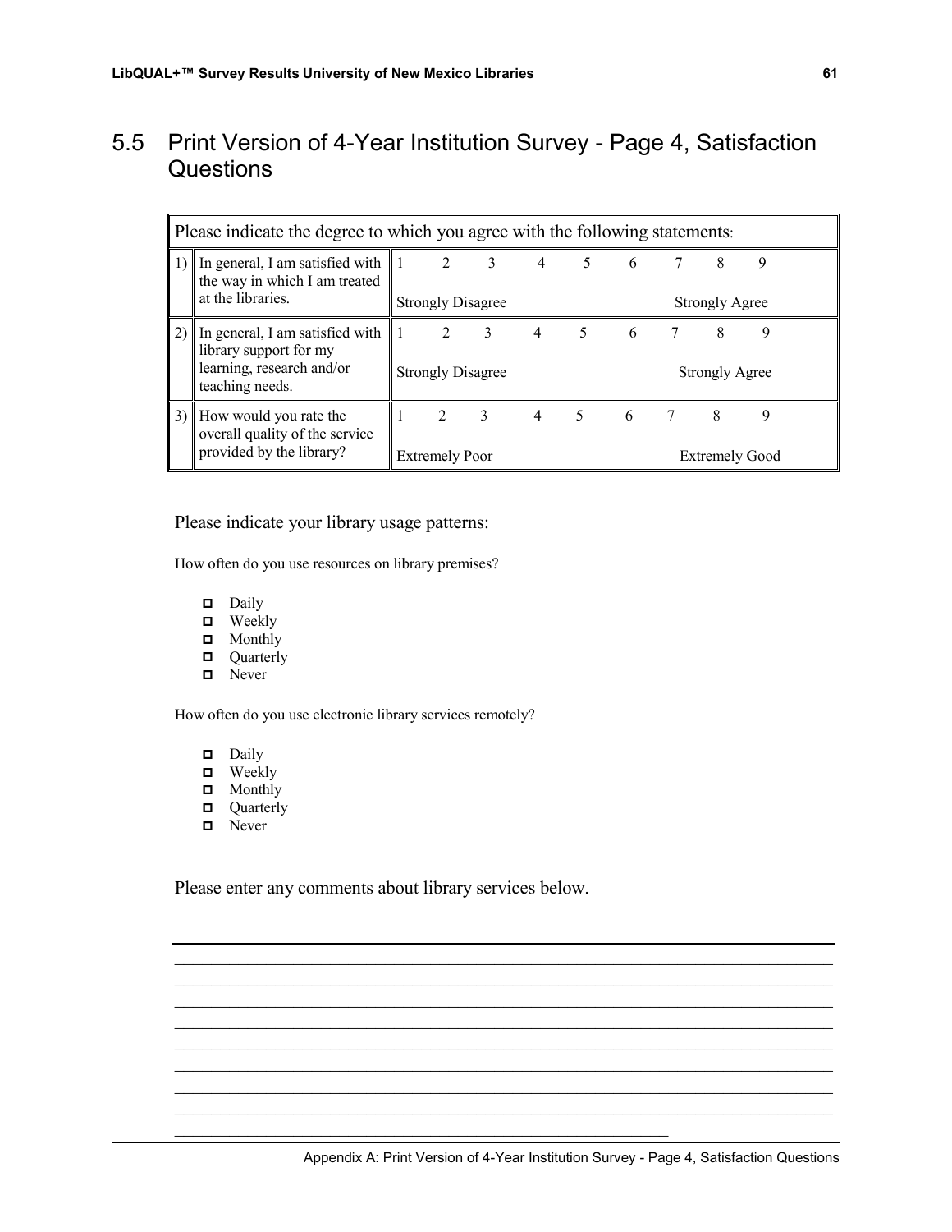## 5.5 Print Version of 4-Year Institution Survey - Page 4, Satisfaction Questions

| Please indicate the degree to which you agree with the following statements: | | |
|---|---|---|
| 1) | In general, I am satisfied with the way in which I am treated at the libraries. | 1 2 3 4 5 6 7 8 9<br>Strongly Disagree … Strongly Agree |
| 2) | In general, I am satisfied with library support for my learning, research and/or teaching needs. | 1 2 3 4 5 6 7 8 9<br>Strongly Disagree … Strongly Agree |
| 3) | How would you rate the overall quality of the service provided by the library? | 1 2 3 4 5 6 7 8 9<br>Extremely Poor … Extremely Good |

Please indicate your library usage patterns:

How often do you use resources on library premises?

- ☐ Daily
- ☐ Weekly
- ☐ Monthly
- ☐ Quarterly
- ☐ Never

How often do you use electronic library services remotely?

- ☐ Daily
- ☐ Weekly
- ☐ Monthly
- ☐ Quarterly
- ☐ Never

Please enter any comments about library services below.

\_\_\_\_\_\_\_\_\_\_\_\_\_\_\_\_\_\_\_\_\_\_\_\_\_\_\_\_\_\_\_\_\_\_\_\_\_\_\_\_\_\_\_\_\_\_\_\_\_\_\_\_\_\_\_\_\_\_\_\_\_\_\_\_\_\_\_\_\_\_\_\_

\_\_\_\_\_\_\_\_\_\_\_\_\_\_\_\_\_\_\_\_\_\_\_\_\_\_\_\_\_\_\_\_\_\_\_\_\_\_\_\_\_\_\_\_\_\_\_\_\_\_\_\_\_\_\_\_\_\_\_\_\_\_\_\_\_\_\_\_\_\_\_\_

\_\_\_\_\_\_\_\_\_\_\_\_\_\_\_\_\_\_\_\_\_\_\_\_\_\_\_\_\_\_\_\_\_\_\_\_\_\_\_\_\_\_\_\_\_\_\_\_\_\_\_\_\_\_\_\_\_\_\_\_\_\_\_\_\_\_\_\_\_\_\_\_

\_\_\_\_\_\_\_\_\_\_\_\_\_\_\_\_\_\_\_\_\_\_\_\_\_\_\_\_\_\_\_\_\_\_\_\_\_\_\_\_\_\_\_\_\_\_\_\_\_\_\_\_\_\_\_\_\_\_\_\_\_\_\_\_\_\_\_\_\_\_\_\_

\_\_\_\_\_\_\_\_\_\_\_\_\_\_\_\_\_\_\_\_\_\_\_\_\_\_\_\_\_\_\_\_\_\_\_\_\_\_\_\_\_\_\_\_\_\_\_\_\_\_\_\_\_\_\_\_\_\_\_\_\_\_\_\_\_\_\_\_\_\_\_\_

\_\_\_\_\_\_\_\_\_\_\_\_\_\_\_\_\_\_\_\_\_\_\_\_\_\_\_\_\_\_\_\_\_\_\_\_\_\_\_\_\_\_\_\_\_\_\_\_\_\_\_\_\_\_\_\_\_\_\_\_\_\_\_\_\_\_\_\_\_\_\_\_

\_\_\_\_\_\_\_\_\_\_\_\_\_\_\_\_\_\_\_\_\_\_\_\_\_\_\_\_\_\_\_\_\_\_\_\_\_\_\_\_\_\_\_\_\_\_\_\_\_\_\_\_\_\_\_\_\_\_\_\_\_\_\_\_\_\_\_\_\_\_\_\_

\_\_\_\_\_\_\_\_\_\_\_\_\_\_\_\_\_\_\_\_\_\_\_\_\_\_\_\_\_\_\_\_\_\_\_\_\_\_\_\_\_\_\_\_\_\_\_\_\_\_\_\_\_\_\_\_\_\_\_\_\_\_\_\_\_\_\_\_\_\_\_\_

\_\_\_\_\_\_\_\_\_\_\_\_\_\_\_\_\_\_\_\_\_\_\_\_\_\_\_\_\_\_\_\_\_\_\_\_\_\_\_\_\_\_\_\_\_\_\_\_\_\_\_\_\_\_\_\_\_\_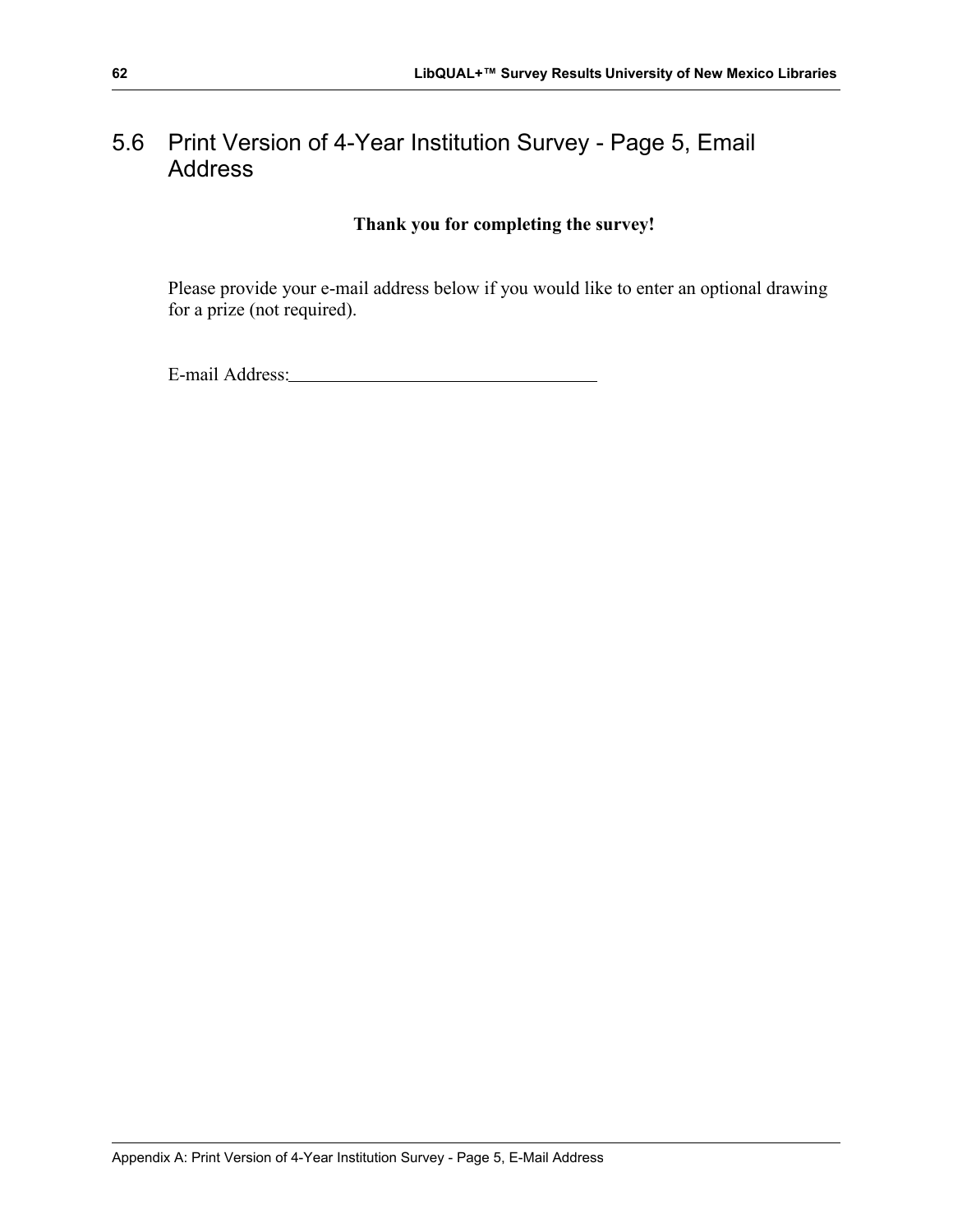## 5.6 Print Version of 4-Year Institution Survey - Page 5, Email Address

**Thank you for completing the survey!**

Please provide your e-mail address below if you would like to enter an optional drawing for a prize (not required).

E-mail Address:__________________________________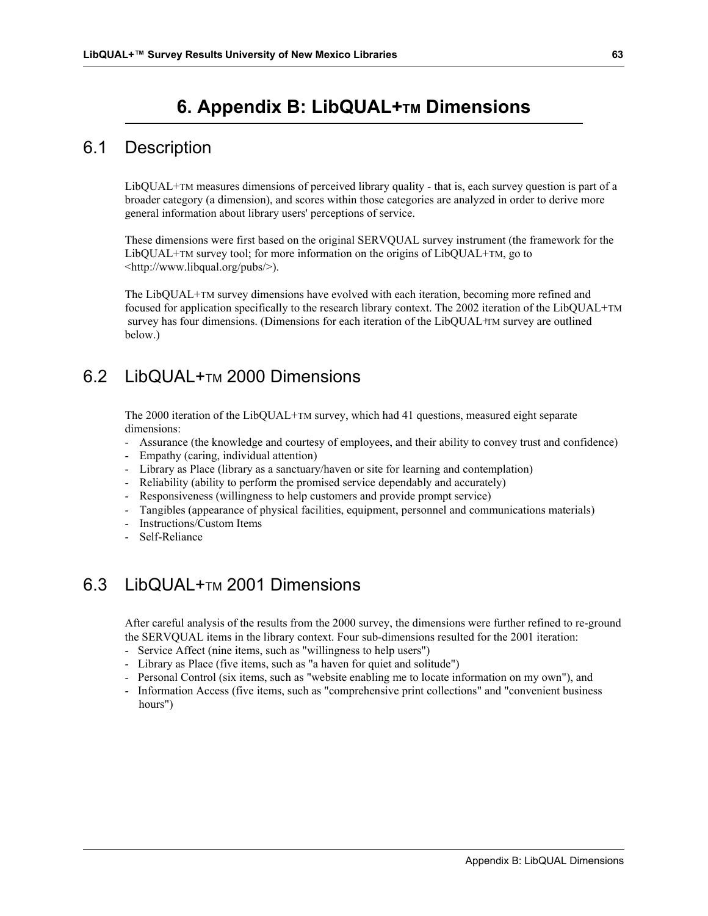# 6. Appendix B: LibQUAL+TM Dimensions

## 6.1 Description

LibQUAL+TM measures dimensions of perceived library quality - that is, each survey question is part of a broader category (a dimension), and scores within those categories are analyzed in order to derive more general information about library users' perceptions of service.

These dimensions were first based on the original SERVQUAL survey instrument (the framework for the LibQUAL+TM survey tool; for more information on the origins of LibQUAL+TM, go to <http://www.libqual.org/pubs/>).

The LibQUAL+TM survey dimensions have evolved with each iteration, becoming more refined and focused for application specifically to the research library context. The 2002 iteration of the LibQUAL+TM survey has four dimensions. (Dimensions for each iteration of the LibQUAL+TM survey are outlined below.)

## 6.2 LibQUAL+TM 2000 Dimensions

The 2000 iteration of the LibQUAL+TM survey, which had 41 questions, measured eight separate dimensions:

- Assurance (the knowledge and courtesy of employees, and their ability to convey trust and confidence)
- Empathy (caring, individual attention)
- Library as Place (library as a sanctuary/haven or site for learning and contemplation)
- Reliability (ability to perform the promised service dependably and accurately)
- Responsiveness (willingness to help customers and provide prompt service)
- Tangibles (appearance of physical facilities, equipment, personnel and communications materials)
- Instructions/Custom Items
- Self-Reliance

## 6.3 LibQUAL+TM 2001 Dimensions

After careful analysis of the results from the 2000 survey, the dimensions were further refined to re-ground the SERVQUAL items in the library context. Four sub-dimensions resulted for the 2001 iteration:

- Service Affect (nine items, such as "willingness to help users")
- Library as Place (five items, such as "a haven for quiet and solitude")
- Personal Control (six items, such as "website enabling me to locate information on my own"), and
- Information Access (five items, such as "comprehensive print collections" and "convenient business hours")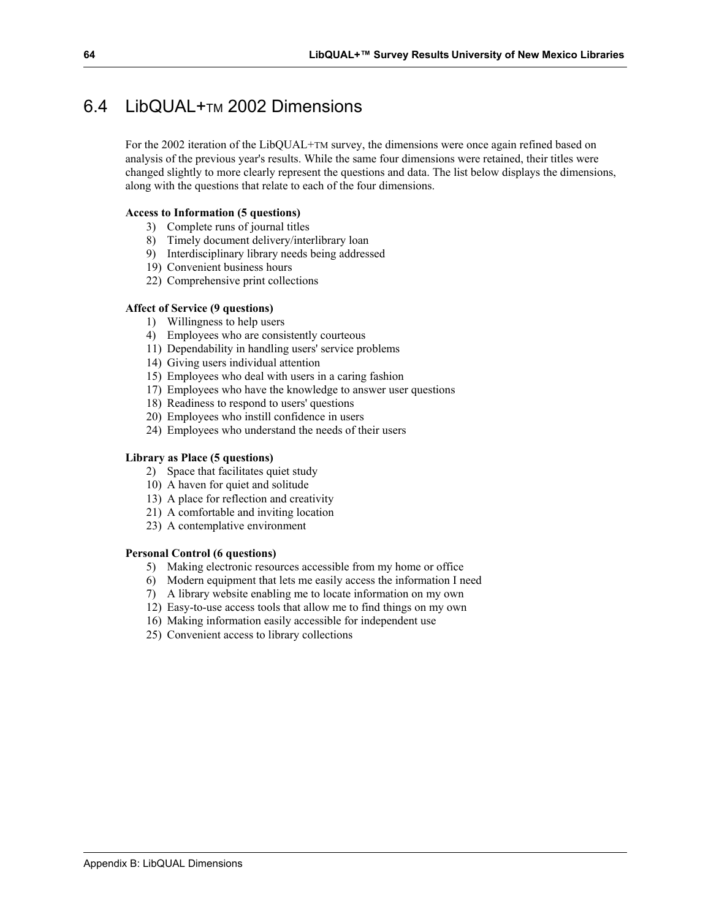## 6.4 LibQUAL+TM 2002 Dimensions

For the 2002 iteration of the LibQUAL+TM survey, the dimensions were once again refined based on analysis of the previous year's results. While the same four dimensions were retained, their titles were changed slightly to more clearly represent the questions and data. The list below displays the dimensions, along with the questions that relate to each of the four dimensions.

**Access to Information (5 questions)**

3) Complete runs of journal titles
8) Timely document delivery/interlibrary loan
9) Interdisciplinary library needs being addressed
19) Convenient business hours
22) Comprehensive print collections

**Affect of Service (9 questions)**

1) Willingness to help users
4) Employees who are consistently courteous
11) Dependability in handling users' service problems
14) Giving users individual attention
15) Employees who deal with users in a caring fashion
17) Employees who have the knowledge to answer user questions
18) Readiness to respond to users' questions
20) Employees who instill confidence in users
24) Employees who understand the needs of their users

**Library as Place (5 questions)**

2) Space that facilitates quiet study
10) A haven for quiet and solitude
13) A place for reflection and creativity
21) A comfortable and inviting location
23) A contemplative environment

**Personal Control (6 questions)**

5) Making electronic resources accessible from my home or office
6) Modern equipment that lets me easily access the information I need
7) A library website enabling me to locate information on my own
12) Easy-to-use access tools that allow me to find things on my own
16) Making information easily accessible for independent use
25) Convenient access to library collections